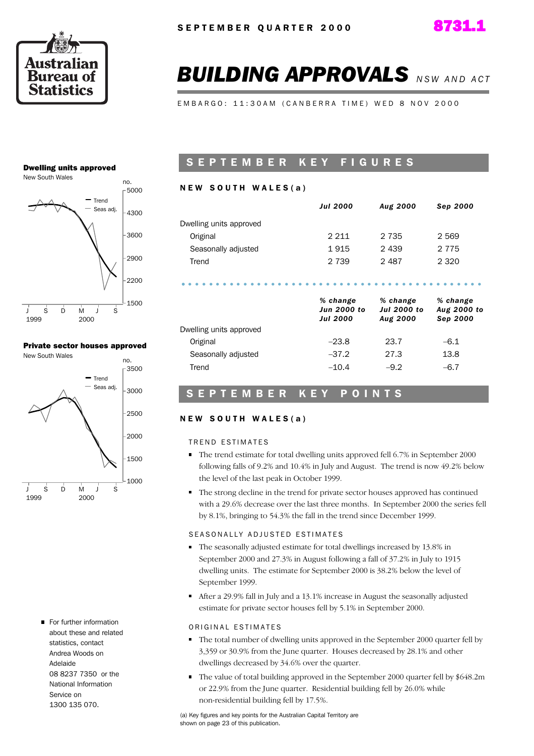SEPTEMBER QUARTER 2000

8731.1

# BUILDING APPROVALS NSW AND ACT

EMBARGO: 11:30AM (CANBERRA TIME) WED 8 NOV 2000

**Dwelling units approved**
New South Wales

**Private sector houses approved**
New South Wales

## SEPTEMBER KEY FIGURES

### NEW SOUTH WALES(a)

| | *Jul 2000* | *Aug 2000* | *Sep 2000* |
|---|---|---|---|
| Dwelling units approved | | | |
| Original | 2 211 | 2 735 | 2 569 |
| Seasonally adjusted | 1 915 | 2 439 | 2 775 |
| Trend | 2 739 | 2 487 | 2 320 |

| | *% change Jun 2000 to Jul 2000* | *% change Jul 2000 to Aug 2000* | *% change Aug 2000 to Sep 2000* |
|---|---|---|---|
| Dwelling units approved | | | |
| Original | –23.8 | 23.7 | –6.1 |
| Seasonally adjusted | –37.2 | 27.3 | 13.8 |
| Trend | –10.4 | –9.2 | –6.7 |

## SEPTEMBER KEY POINTS

### NEW SOUTH WALES(a)

TREND ESTIMATES

- The trend estimate for total dwelling units approved fell 6.7% in September 2000 following falls of 9.2% and 10.4% in July and August. The trend is now 49.2% below the level of the last peak in October 1999.
- The strong decline in the trend for private sector houses approved has continued with a 29.6% decrease over the last three months. In September 2000 the series fell by 8.1%, bringing to 54.3% the fall in the trend since December 1999.

SEASONALLY ADJUSTED ESTIMATES

- The seasonally adjusted estimate for total dwellings increased by 13.8% in September 2000 and 27.3% in August following a fall of 37.2% in July to 1915 dwelling units. The estimate for September 2000 is 38.2% below the level of September 1999.
- After a 29.9% fall in July and a 13.1% increase in August the seasonally adjusted estimate for private sector houses fell by 5.1% in September 2000.

ORIGINAL ESTIMATES

- The total number of dwelling units approved in the September 2000 quarter fell by 3,359 or 30.9% from the June quarter. Houses decreased by 28.1% and other dwellings decreased by 34.6% over the quarter.
- The value of total building approved in the September 2000 quarter fell by $648.2m or 22.9% from the June quarter. Residential building fell by 26.0% while non-residential building fell by 17.5%.

(a) Key figures and key points for the Australian Capital Territory are shown on page 23 of this publication.

- For further information about these and related statistics, contact Andrea Woods on Adelaide 08 8237 7350 or the National Information Service on 1300 135 070.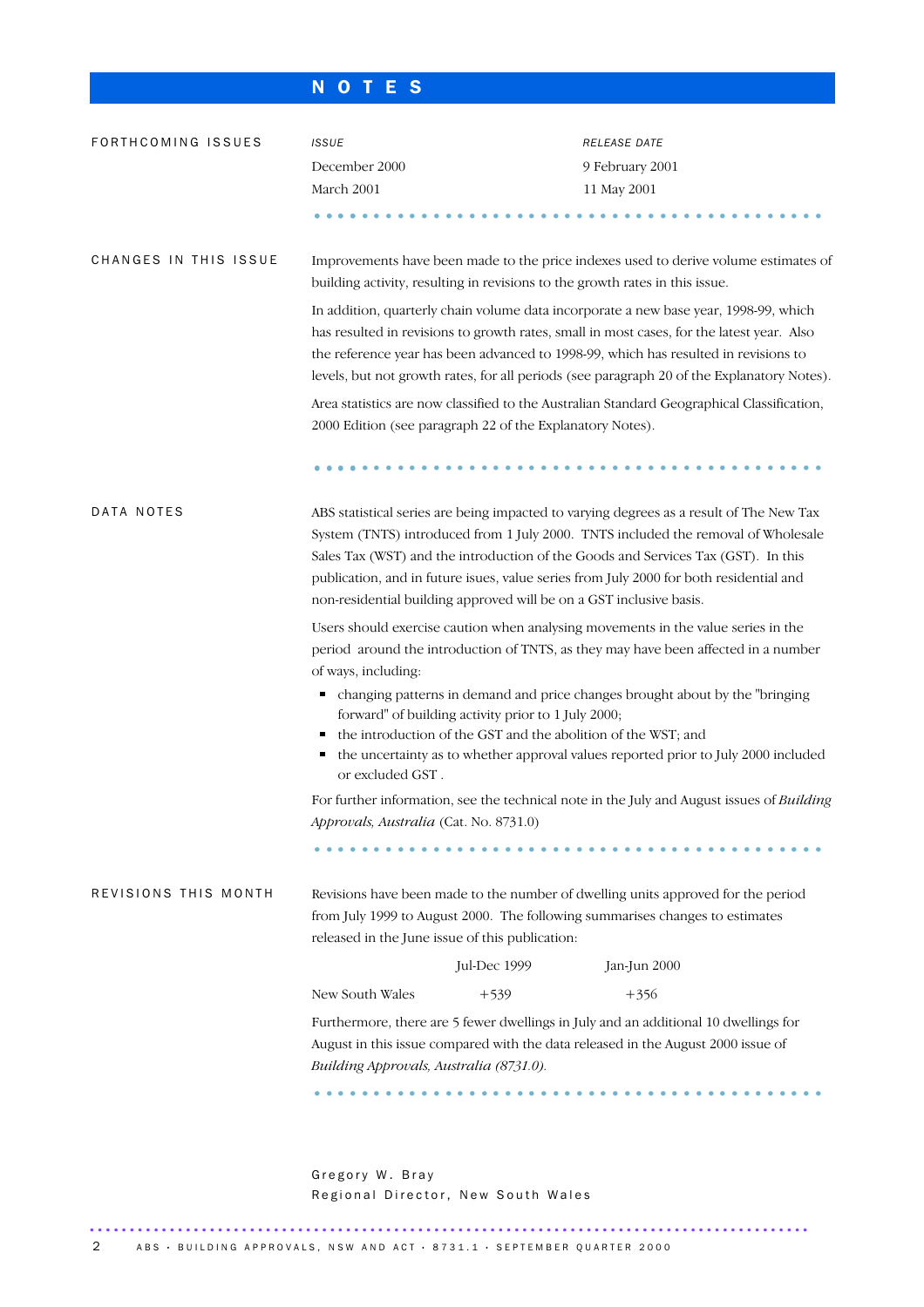# NOTES

## FORTHCOMING ISSUES

| *ISSUE* | *RELEASE DATE* |
|---|---|
| December 2000 | 9 February 2001 |
| March 2001 | 11 May 2001 |

## CHANGES IN THIS ISSUE

Improvements have been made to the price indexes used to derive volume estimates of building activity, resulting in revisions to the growth rates in this issue.

In addition, quarterly chain volume data incorporate a new base year, 1998-99, which has resulted in revisions to growth rates, small in most cases, for the latest year. Also the reference year has been advanced to 1998-99, which has resulted in revisions to levels, but not growth rates, for all periods (see paragraph 20 of the Explanatory Notes).

Area statistics are now classified to the Australian Standard Geographical Classification, 2000 Edition (see paragraph 22 of the Explanatory Notes).

## DATA NOTES

ABS statistical series are being impacted to varying degrees as a result of The New Tax System (TNTS) introduced from 1 July 2000. TNTS included the removal of Wholesale Sales Tax (WST) and the introduction of the Goods and Services Tax (GST). In this publication, and in future isues, value series from July 2000 for both residential and non-residential building approved will be on a GST inclusive basis.

Users should exercise caution when analysing movements in the value series in the period around the introduction of TNTS, as they may have been affected in a number of ways, including:

- changing patterns in demand and price changes brought about by the "bringing forward" of building activity prior to 1 July 2000;
- the introduction of the GST and the abolition of the WST; and
- the uncertainty as to whether approval values reported prior to July 2000 included or excluded GST .

For further information, see the technical note in the July and August issues of *Building Approvals, Australia* (Cat. No. 8731.0)

## REVISIONS THIS MONTH

Revisions have been made to the number of dwelling units approved for the period from July 1999 to August 2000. The following summarises changes to estimates released in the June issue of this publication:

| | Jul-Dec 1999 | Jan-Jun 2000 |
|---|---|---|
| New South Wales | +539 | +356 |

Furthermore, there are 5 fewer dwellings in July and an additional 10 dwellings for August in this issue compared with the data released in the August 2000 issue of *Building Approvals, Australia (8731.0).*

Gregory W. Bray
Regional Director, New South Wales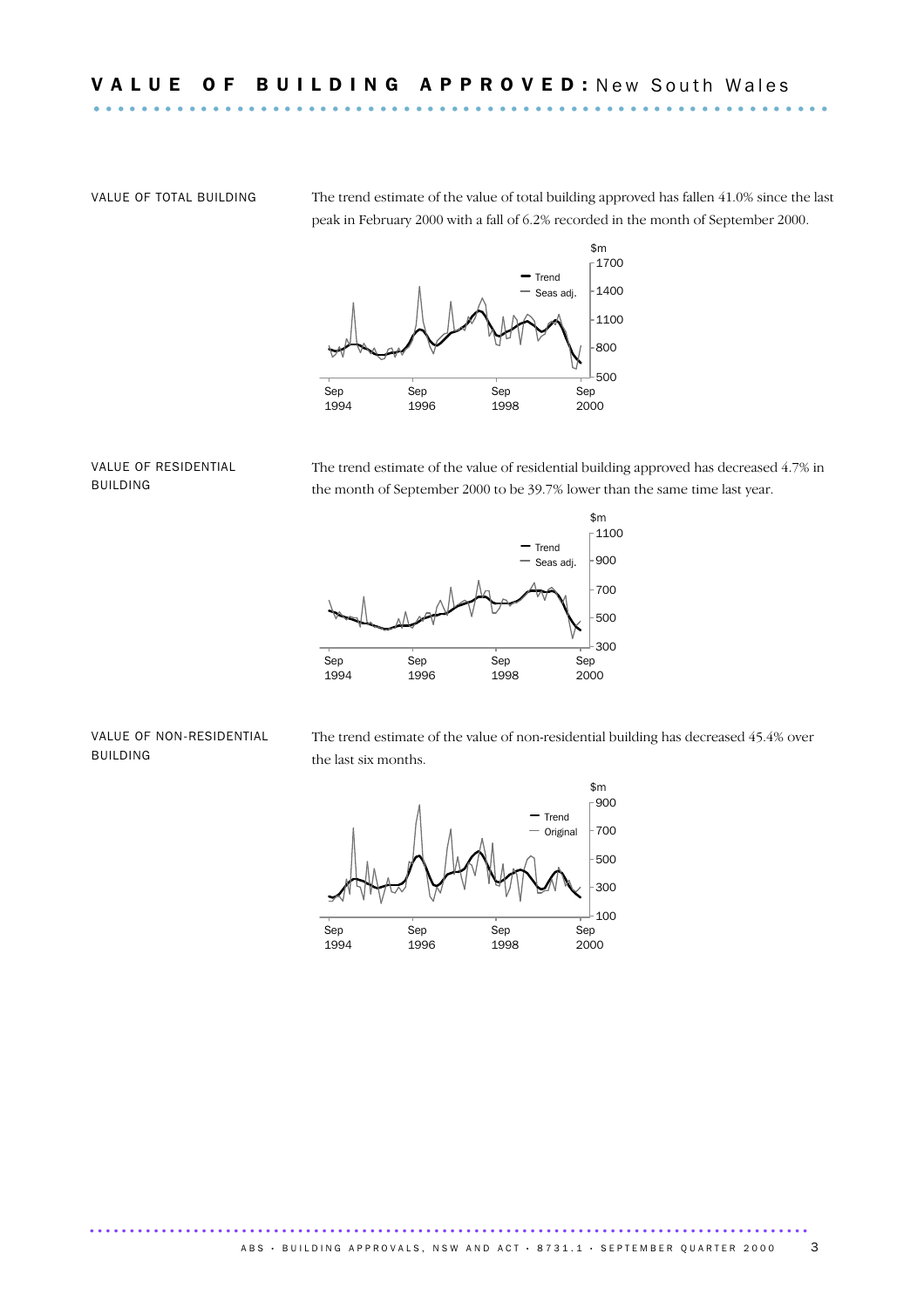# VALUE OF BUILDING APPROVED: New South Wales

## VALUE OF TOTAL BUILDING

The trend estimate of the value of total building approved has fallen 41.0% since the last peak in February 2000 with a fall of 6.2% recorded in the month of September 2000.

## VALUE OF RESIDENTIAL BUILDING

The trend estimate of the value of residential building approved has decreased 4.7% in the month of September 2000 to be 39.7% lower than the same time last year.

## VALUE OF NON-RESIDENTIAL BUILDING

The trend estimate of the value of non-residential building has decreased 45.4% over the last six months.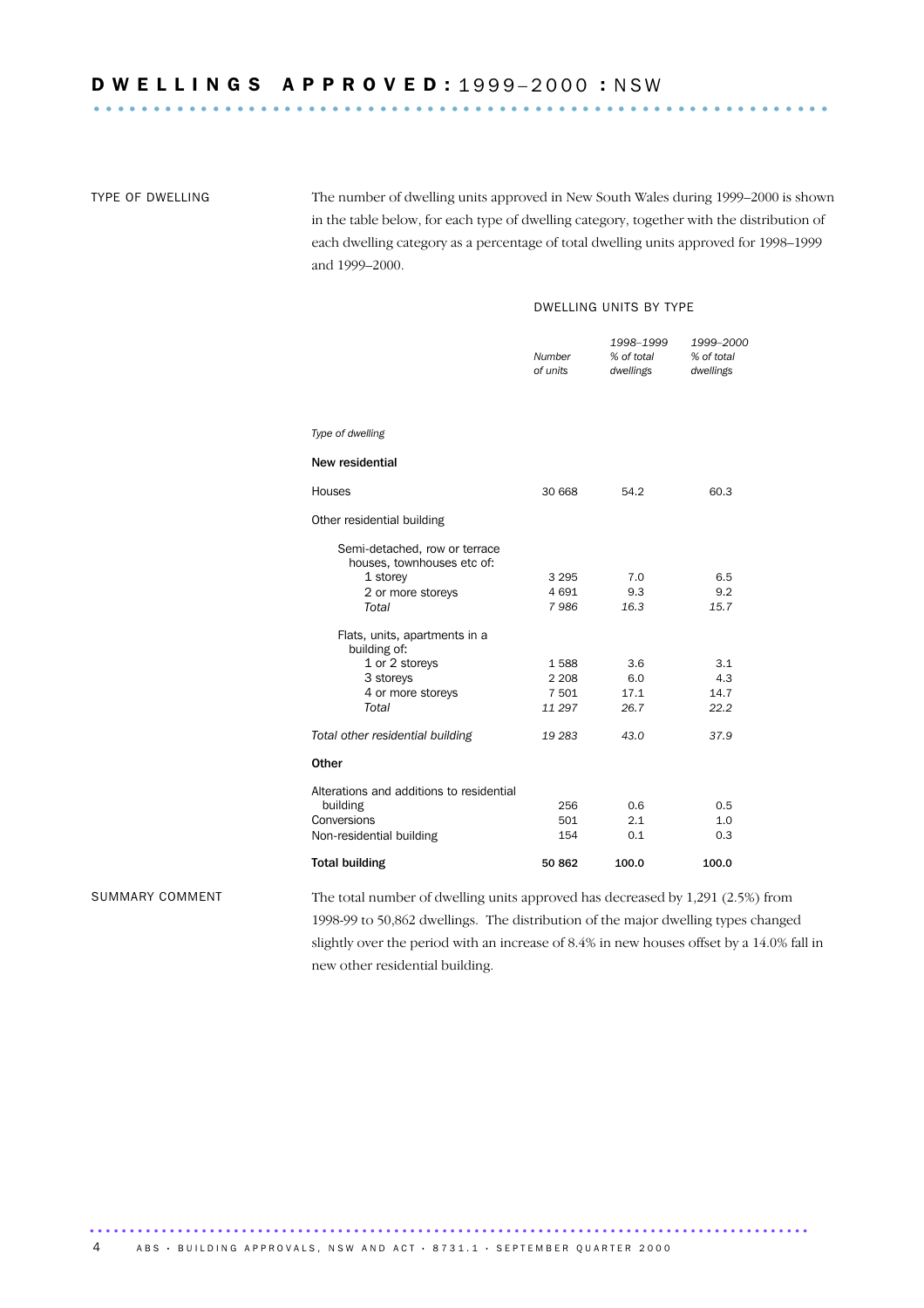# DWELLINGS APPROVED: 1999–2000 : NSW

TYPE OF DWELLING

The number of dwelling units approved in New South Wales during 1999–2000 is shown in the table below, for each type of dwelling category, together with the distribution of each dwelling category as a percentage of total dwelling units approved for 1998–1999 and 1999–2000.

DWELLING UNITS BY TYPE

| *Type of dwelling* | *Number of units* | *1998–1999 % of total dwellings* | *1999–2000 % of total dwellings* |
|---|---|---|---|
| **New residential** | | | |
| Houses | 30 668 | 54.2 | 60.3 |
| Other residential building | | | |
| Semi-detached, row or terrace houses, townhouses etc of: | | | |
| 1 storey | 3 295 | 7.0 | 6.5 |
| 2 or more storeys | 4 691 | 9.3 | 9.2 |
| *Total* | *7 986* | *16.3* | *15.7* |
| Flats, units, apartments in a building of: | | | |
| 1 or 2 storeys | 1 588 | 3.6 | 3.1 |
| 3 storeys | 2 208 | 6.0 | 4.3 |
| 4 or more storeys | 7 501 | 17.1 | 14.7 |
| *Total* | *11 297* | *26.7* | *22.2* |
| *Total other residential building* | *19 283* | *43.0* | *37.9* |
| **Other** | | | |
| Alterations and additions to residential building | 256 | 0.6 | 0.5 |
| Conversions | 501 | 2.1 | 1.0 |
| Non-residential building | 154 | 0.1 | 0.3 |
| **Total building** | **50 862** | **100.0** | **100.0** |

SUMMARY COMMENT

The total number of dwelling units approved has decreased by 1,291 (2.5%) from 1998-99 to 50,862 dwellings. The distribution of the major dwelling types changed slightly over the period with an increase of 8.4% in new houses offset by a 14.0% fall in new other residential building.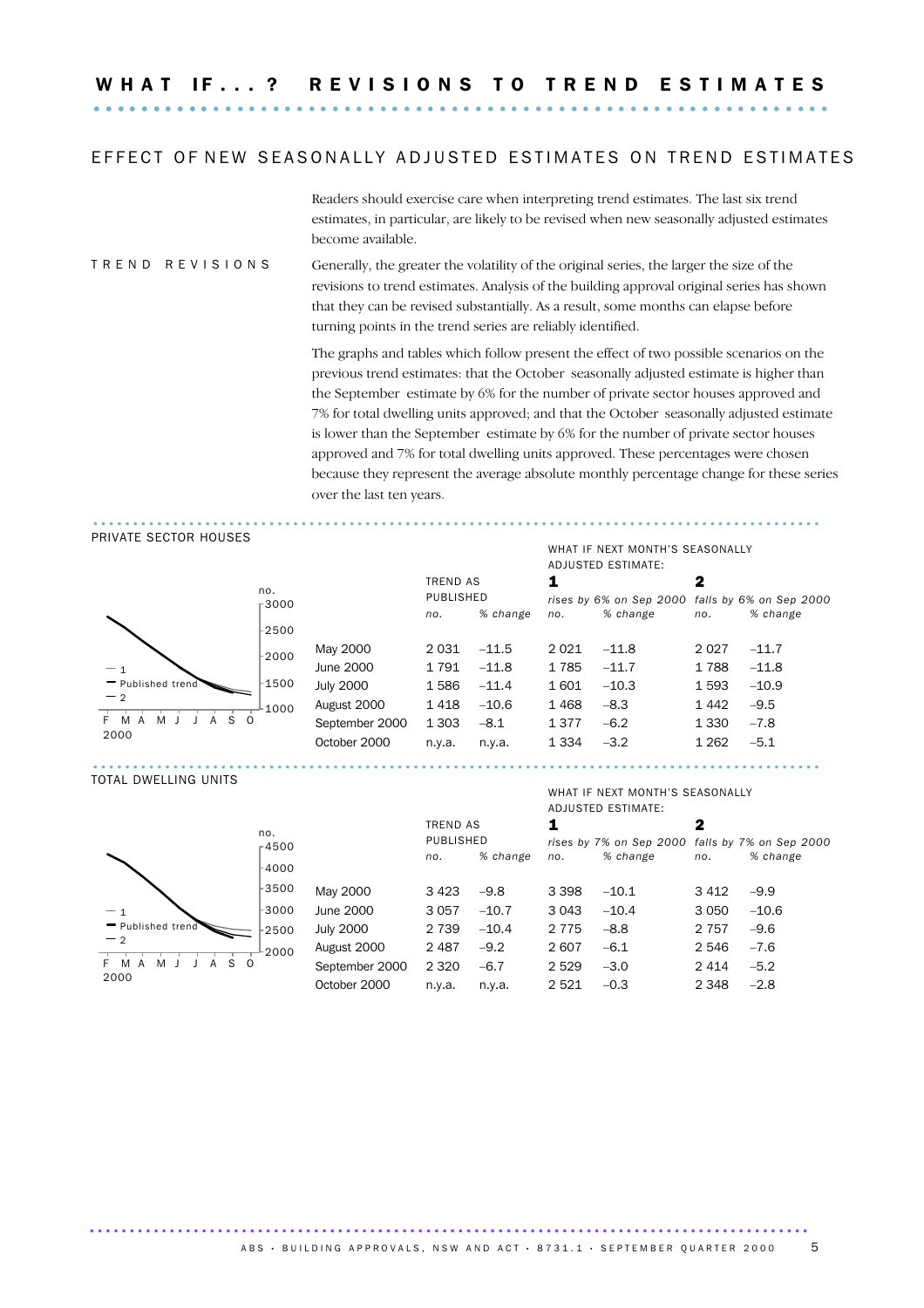# WHAT IF...? REVISIONS TO TREND ESTIMATES

## EFFECT OF NEW SEASONALLY ADJUSTED ESTIMATES ON TREND ESTIMATES

Readers should exercise care when interpreting trend estimates. The last six trend estimates, in particular, are likely to be revised when new seasonally adjusted estimates become available.

### TREND REVISIONS

Generally, the greater the volatility of the original series, the larger the size of the revisions to trend estimates. Analysis of the building approval original series has shown that they can be revised substantially. As a result, some months can elapse before turning points in the trend series are reliably identified.

The graphs and tables which follow present the effect of two possible scenarios on the previous trend estimates: that the October seasonally adjusted estimate is higher than the September estimate by 6% for the number of private sector houses approved and 7% for total dwelling units approved; and that the October seasonally adjusted estimate is lower than the September estimate by 6% for the number of private sector houses approved and 7% for total dwelling units approved. These percentages were chosen because they represent the average absolute monthly percentage change for these series over the last ten years.

### PRIVATE SECTOR HOUSES

| | TREND AS PUBLISHED | | WHAT IF NEXT MONTH'S SEASONALLY ADJUSTED ESTIMATE: **1** rises by 6% on Sep 2000 | | **2** falls by 6% on Sep 2000 | |
|---|---|---|---|---|---|---|
| | *no.* | *% change* | *no.* | *% change* | *no.* | *% change* |
| May 2000 | 2 031 | –11.5 | 2 021 | –11.8 | 2 027 | –11.7 |
| June 2000 | 1 791 | –11.8 | 1 785 | –11.7 | 1 788 | –11.8 |
| July 2000 | 1 586 | –11.4 | 1 601 | –10.3 | 1 593 | –10.9 |
| August 2000 | 1 418 | –10.6 | 1 468 | –8.3 | 1 442 | –9.5 |
| September 2000 | 1 303 | –8.1 | 1 377 | –6.2 | 1 330 | –7.8 |
| October 2000 | n.y.a. | n.y.a. | 1 334 | –3.2 | 1 262 | –5.1 |

### TOTAL DWELLING UNITS

| | TREND AS PUBLISHED | | WHAT IF NEXT MONTH'S SEASONALLY ADJUSTED ESTIMATE: **1** rises by 7% on Sep 2000 | | **2** falls by 7% on Sep 2000 | |
|---|---|---|---|---|---|---|
| | *no.* | *% change* | *no.* | *% change* | *no.* | *% change* |
| May 2000 | 3 423 | –9.8 | 3 398 | –10.1 | 3 412 | –9.9 |
| June 2000 | 3 057 | –10.7 | 3 043 | –10.4 | 3 050 | –10.6 |
| July 2000 | 2 739 | –10.4 | 2 775 | –8.8 | 2 757 | –9.6 |
| August 2000 | 2 487 | –9.2 | 2 607 | –6.1 | 2 546 | –7.6 |
| September 2000 | 2 320 | –6.7 | 2 529 | –3.0 | 2 414 | –5.2 |
| October 2000 | n.y.a. | n.y.a. | 2 521 | –0.3 | 2 348 | –2.8 |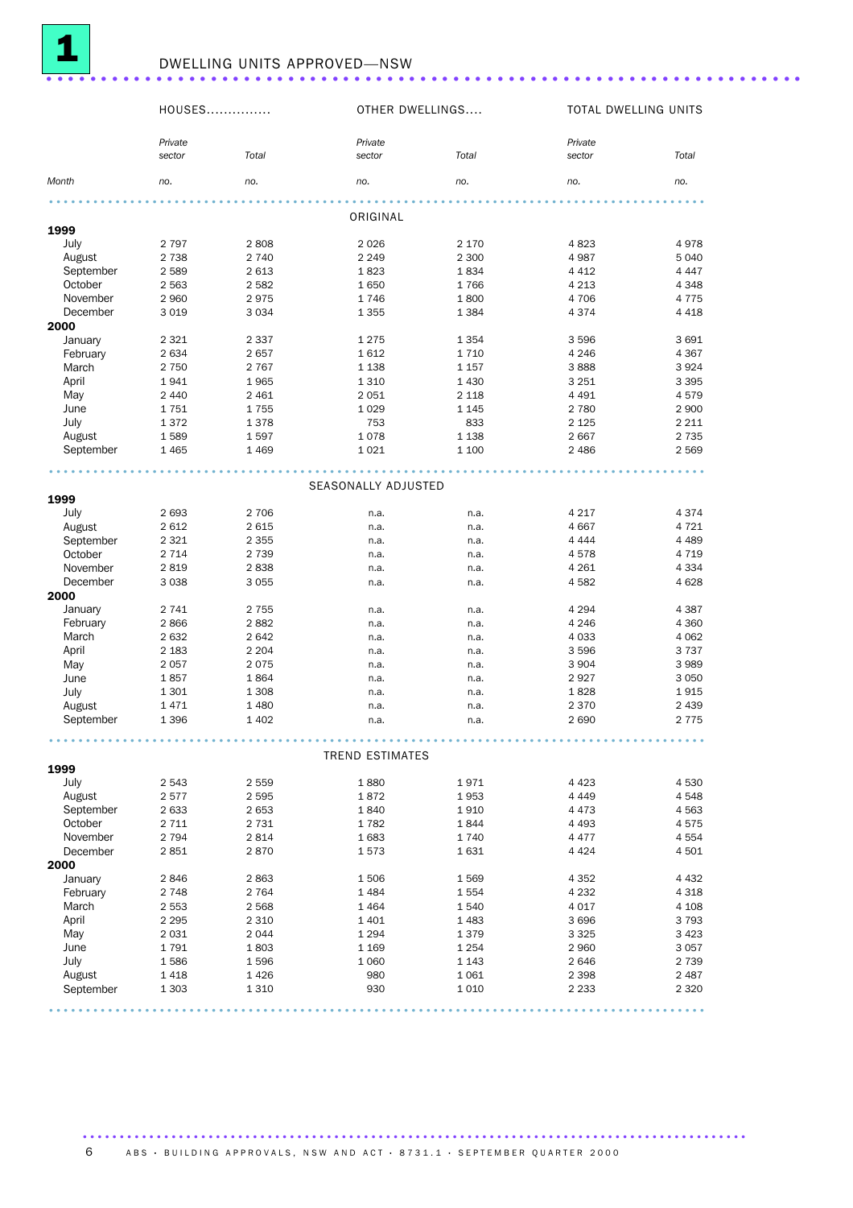## 1 DWELLING UNITS APPROVED—NSW

| Month | HOUSES Private sector | HOUSES Total | OTHER DWELLINGS Private sector | OTHER DWELLINGS Total | TOTAL DWELLING UNITS Private sector | TOTAL DWELLING UNITS Total |
|---|---|---|---|---|---|---|
| | no. | no. | no. | no. | no. | no. |
| **ORIGINAL** | | | | | | |
| **1999** | | | | | | |
| July | 2 797 | 2 808 | 2 026 | 2 170 | 4 823 | 4 978 |
| August | 2 738 | 2 740 | 2 249 | 2 300 | 4 987 | 5 040 |
| September | 2 589 | 2 613 | 1 823 | 1 834 | 4 412 | 4 447 |
| October | 2 563 | 2 582 | 1 650 | 1 766 | 4 213 | 4 348 |
| November | 2 960 | 2 975 | 1 746 | 1 800 | 4 706 | 4 775 |
| December | 3 019 | 3 034 | 1 355 | 1 384 | 4 374 | 4 418 |
| **2000** | | | | | | |
| January | 2 321 | 2 337 | 1 275 | 1 354 | 3 596 | 3 691 |
| February | 2 634 | 2 657 | 1 612 | 1 710 | 4 246 | 4 367 |
| March | 2 750 | 2 767 | 1 138 | 1 157 | 3 888 | 3 924 |
| April | 1 941 | 1 965 | 1 310 | 1 430 | 3 251 | 3 395 |
| May | 2 440 | 2 461 | 2 051 | 2 118 | 4 491 | 4 579 |
| June | 1 751 | 1 755 | 1 029 | 1 145 | 2 780 | 2 900 |
| July | 1 372 | 1 378 | 753 | 833 | 2 125 | 2 211 |
| August | 1 589 | 1 597 | 1 078 | 1 138 | 2 667 | 2 735 |
| September | 1 465 | 1 469 | 1 021 | 1 100 | 2 486 | 2 569 |
| **SEASONALLY ADJUSTED** | | | | | | |
| **1999** | | | | | | |
| July | 2 693 | 2 706 | n.a. | n.a. | 4 217 | 4 374 |
| August | 2 612 | 2 615 | n.a. | n.a. | 4 667 | 4 721 |
| September | 2 321 | 2 355 | n.a. | n.a. | 4 444 | 4 489 |
| October | 2 714 | 2 739 | n.a. | n.a. | 4 578 | 4 719 |
| November | 2 819 | 2 838 | n.a. | n.a. | 4 261 | 4 334 |
| December | 3 038 | 3 055 | n.a. | n.a. | 4 582 | 4 628 |
| **2000** | | | | | | |
| January | 2 741 | 2 755 | n.a. | n.a. | 4 294 | 4 387 |
| February | 2 866 | 2 882 | n.a. | n.a. | 4 246 | 4 360 |
| March | 2 632 | 2 642 | n.a. | n.a. | 4 033 | 4 062 |
| April | 2 183 | 2 204 | n.a. | n.a. | 3 596 | 3 737 |
| May | 2 057 | 2 075 | n.a. | n.a. | 3 904 | 3 989 |
| June | 1 857 | 1 864 | n.a. | n.a. | 2 927 | 3 050 |
| July | 1 301 | 1 308 | n.a. | n.a. | 1 828 | 1 915 |
| August | 1 471 | 1 480 | n.a. | n.a. | 2 370 | 2 439 |
| September | 1 396 | 1 402 | n.a. | n.a. | 2 690 | 2 775 |
| **TREND ESTIMATES** | | | | | | |
| **1999** | | | | | | |
| July | 2 543 | 2 559 | 1 880 | 1 971 | 4 423 | 4 530 |
| August | 2 577 | 2 595 | 1 872 | 1 953 | 4 449 | 4 548 |
| September | 2 633 | 2 653 | 1 840 | 1 910 | 4 473 | 4 563 |
| October | 2 711 | 2 731 | 1 782 | 1 844 | 4 493 | 4 575 |
| November | 2 794 | 2 814 | 1 683 | 1 740 | 4 477 | 4 554 |
| December | 2 851 | 2 870 | 1 573 | 1 631 | 4 424 | 4 501 |
| **2000** | | | | | | |
| January | 2 846 | 2 863 | 1 506 | 1 569 | 4 352 | 4 432 |
| February | 2 748 | 2 764 | 1 484 | 1 554 | 4 232 | 4 318 |
| March | 2 553 | 2 568 | 1 464 | 1 540 | 4 017 | 4 108 |
| April | 2 295 | 2 310 | 1 401 | 1 483 | 3 696 | 3 793 |
| May | 2 031 | 2 044 | 1 294 | 1 379 | 3 325 | 3 423 |
| June | 1 791 | 1 803 | 1 169 | 1 254 | 2 960 | 3 057 |
| July | 1 586 | 1 596 | 1 060 | 1 143 | 2 646 | 2 739 |
| August | 1 418 | 1 426 | 980 | 1 061 | 2 398 | 2 487 |
| September | 1 303 | 1 310 | 930 | 1 010 | 2 233 | 2 320 |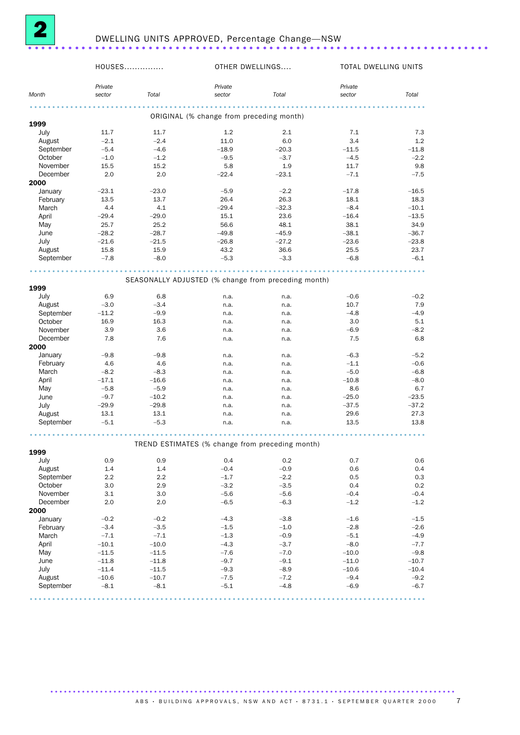## 2 DWELLING UNITS APPROVED, Percentage Change—NSW

| Month | HOUSES Private sector | HOUSES Total | OTHER DWELLINGS Private sector | OTHER DWELLINGS Total | TOTAL DWELLING UNITS Private sector | TOTAL DWELLING UNITS Total |
|---|---|---|---|---|---|---|
| **ORIGINAL (% change from preceding month)** | | | | | | |
| **1999** | | | | | | |
| July | 11.7 | 11.7 | 1.2 | 2.1 | 7.1 | 7.3 |
| August | –2.1 | –2.4 | 11.0 | 6.0 | 3.4 | 1.2 |
| September | –5.4 | –4.6 | –18.9 | –20.3 | –11.5 | –11.8 |
| October | –1.0 | –1.2 | –9.5 | –3.7 | –4.5 | –2.2 |
| November | 15.5 | 15.2 | 5.8 | 1.9 | 11.7 | 9.8 |
| December | 2.0 | 2.0 | –22.4 | –23.1 | –7.1 | –7.5 |
| **2000** | | | | | | |
| January | –23.1 | –23.0 | –5.9 | –2.2 | –17.8 | –16.5 |
| February | 13.5 | 13.7 | 26.4 | 26.3 | 18.1 | 18.3 |
| March | 4.4 | 4.1 | –29.4 | –32.3 | –8.4 | –10.1 |
| April | –29.4 | –29.0 | 15.1 | 23.6 | –16.4 | –13.5 |
| May | 25.7 | 25.2 | 56.6 | 48.1 | 38.1 | 34.9 |
| June | –28.2 | –28.7 | –49.8 | –45.9 | –38.1 | –36.7 |
| July | –21.6 | –21.5 | –26.8 | –27.2 | –23.6 | –23.8 |
| August | 15.8 | 15.9 | 43.2 | 36.6 | 25.5 | 23.7 |
| September | –7.8 | –8.0 | –5.3 | –3.3 | –6.8 | –6.1 |
| **SEASONALLY ADJUSTED (% change from preceding month)** | | | | | | |
| **1999** | | | | | | |
| July | 6.9 | 6.8 | n.a. | n.a. | –0.6 | –0.2 |
| August | –3.0 | –3.4 | n.a. | n.a. | 10.7 | 7.9 |
| September | –11.2 | –9.9 | n.a. | n.a. | –4.8 | –4.9 |
| October | 16.9 | 16.3 | n.a. | n.a. | 3.0 | 5.1 |
| November | 3.9 | 3.6 | n.a. | n.a. | –6.9 | –8.2 |
| December | 7.8 | 7.6 | n.a. | n.a. | 7.5 | 6.8 |
| **2000** | | | | | | |
| January | –9.8 | –9.8 | n.a. | n.a. | –6.3 | –5.2 |
| February | 4.6 | 4.6 | n.a. | n.a. | –1.1 | –0.6 |
| March | –8.2 | –8.3 | n.a. | n.a. | –5.0 | –6.8 |
| April | –17.1 | –16.6 | n.a. | n.a. | –10.8 | –8.0 |
| May | –5.8 | –5.9 | n.a. | n.a. | 8.6 | 6.7 |
| June | –9.7 | –10.2 | n.a. | n.a. | –25.0 | –23.5 |
| July | –29.9 | –29.8 | n.a. | n.a. | –37.5 | –37.2 |
| August | 13.1 | 13.1 | n.a. | n.a. | 29.6 | 27.3 |
| September | –5.1 | –5.3 | n.a. | n.a. | 13.5 | 13.8 |
| **TREND ESTIMATES (% change from preceding month)** | | | | | | |
| **1999** | | | | | | |
| July | 0.9 | 0.9 | 0.4 | 0.2 | 0.7 | 0.6 |
| August | 1.4 | 1.4 | –0.4 | –0.9 | 0.6 | 0.4 |
| September | 2.2 | 2.2 | –1.7 | –2.2 | 0.5 | 0.3 |
| October | 3.0 | 2.9 | –3.2 | –3.5 | 0.4 | 0.2 |
| November | 3.1 | 3.0 | –5.6 | –5.6 | –0.4 | –0.4 |
| December | 2.0 | 2.0 | –6.5 | –6.3 | –1.2 | –1.2 |
| **2000** | | | | | | |
| January | –0.2 | –0.2 | –4.3 | –3.8 | –1.6 | –1.5 |
| February | –3.4 | –3.5 | –1.5 | –1.0 | –2.8 | –2.6 |
| March | –7.1 | –7.1 | –1.3 | –0.9 | –5.1 | –4.9 |
| April | –10.1 | –10.0 | –4.3 | –3.7 | –8.0 | –7.7 |
| May | –11.5 | –11.5 | –7.6 | –7.0 | –10.0 | –9.8 |
| June | –11.8 | –11.8 | –9.7 | –9.1 | –11.0 | –10.7 |
| July | –11.4 | –11.5 | –9.3 | –8.9 | –10.6 | –10.4 |
| August | –10.6 | –10.7 | –7.5 | –7.2 | –9.4 | –9.2 |
| September | –8.1 | –8.1 | –5.1 | –4.8 | –6.9 | –6.7 |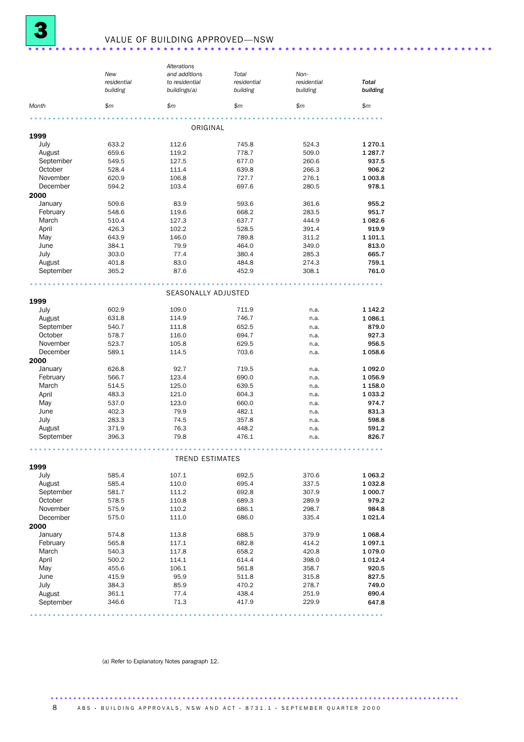# 3 VALUE OF BUILDING APPROVED—NSW

| Month | New residential building | Alterations and additions to residential buildings(a) | Total residential building | Non-residential building | **Total building** |
|---|---|---|---|---|---|
| | $m | $m | $m | $m | $m |
| | | | ORIGINAL | | |
| **1999** | | | | | |
| July | 633.2 | 112.6 | 745.8 | 524.3 | **1 270.1** |
| August | 659.6 | 119.2 | 778.7 | 509.0 | **1 287.7** |
| September | 549.5 | 127.5 | 677.0 | 260.6 | **937.5** |
| October | 528.4 | 111.4 | 639.8 | 266.3 | **906.2** |
| November | 620.9 | 106.8 | 727.7 | 276.1 | **1 003.8** |
| December | 594.2 | 103.4 | 697.6 | 280.5 | **978.1** |
| **2000** | | | | | |
| January | 509.6 | 83.9 | 593.6 | 361.6 | **955.2** |
| February | 548.6 | 119.6 | 668.2 | 283.5 | **951.7** |
| March | 510.4 | 127.3 | 637.7 | 444.9 | **1 082.6** |
| April | 426.3 | 102.2 | 528.5 | 391.4 | **919.9** |
| May | 643.9 | 146.0 | 789.8 | 311.2 | **1 101.1** |
| June | 384.1 | 79.9 | 464.0 | 349.0 | **813.0** |
| July | 303.0 | 77.4 | 380.4 | 285.3 | **665.7** |
| August | 401.8 | 83.0 | 484.8 | 274.3 | **759.1** |
| September | 365.2 | 87.6 | 452.9 | 308.1 | **761.0** |
| | | | SEASONALLY ADJUSTED | | |
| **1999** | | | | | |
| July | 602.9 | 109.0 | 711.9 | n.a. | **1 142.2** |
| August | 631.8 | 114.9 | 746.7 | n.a. | **1 086.1** |
| September | 540.7 | 111.8 | 652.5 | n.a. | **879.0** |
| October | 578.7 | 116.0 | 694.7 | n.a. | **927.3** |
| November | 523.7 | 105.8 | 629.5 | n.a. | **956.5** |
| December | 589.1 | 114.5 | 703.6 | n.a. | **1 058.6** |
| **2000** | | | | | |
| January | 626.8 | 92.7 | 719.5 | n.a. | **1 092.0** |
| February | 566.7 | 123.4 | 690.0 | n.a. | **1 056.9** |
| March | 514.5 | 125.0 | 639.5 | n.a. | **1 158.0** |
| April | 483.3 | 121.0 | 604.3 | n.a. | **1 033.2** |
| May | 537.0 | 123.0 | 660.0 | n.a. | **974.7** |
| June | 402.3 | 79.9 | 482.1 | n.a. | **831.3** |
| July | 283.3 | 74.5 | 357.8 | n.a. | **598.8** |
| August | 371.9 | 76.3 | 448.2 | n.a. | **591.2** |
| September | 396.3 | 79.8 | 476.1 | n.a. | **826.7** |
| | | | TREND ESTIMATES | | |
| **1999** | | | | | |
| July | 585.4 | 107.1 | 692.5 | 370.6 | **1 063.2** |
| August | 585.4 | 110.0 | 695.4 | 337.5 | **1 032.8** |
| September | 581.7 | 111.2 | 692.8 | 307.9 | **1 000.7** |
| October | 578.5 | 110.8 | 689.3 | 289.9 | **979.2** |
| November | 575.9 | 110.2 | 686.1 | 298.7 | **984.8** |
| December | 575.0 | 111.0 | 686.0 | 335.4 | **1 021.4** |
| **2000** | | | | | |
| January | 574.8 | 113.8 | 688.5 | 379.9 | **1 068.4** |
| February | 565.8 | 117.1 | 682.8 | 414.2 | **1 097.1** |
| March | 540.3 | 117.8 | 658.2 | 420.8 | **1 079.0** |
| April | 500.2 | 114.1 | 614.4 | 398.0 | **1 012.4** |
| May | 455.6 | 106.1 | 561.8 | 358.7 | **920.5** |
| June | 415.9 | 95.9 | 511.8 | 315.8 | **827.5** |
| July | 384.3 | 85.9 | 470.2 | 278.7 | **749.0** |
| August | 361.1 | 77.4 | 438.4 | 251.9 | **690.4** |
| September | 346.6 | 71.3 | 417.9 | 229.9 | **647.8** |

(a) Refer to Explanatory Notes paragraph 12.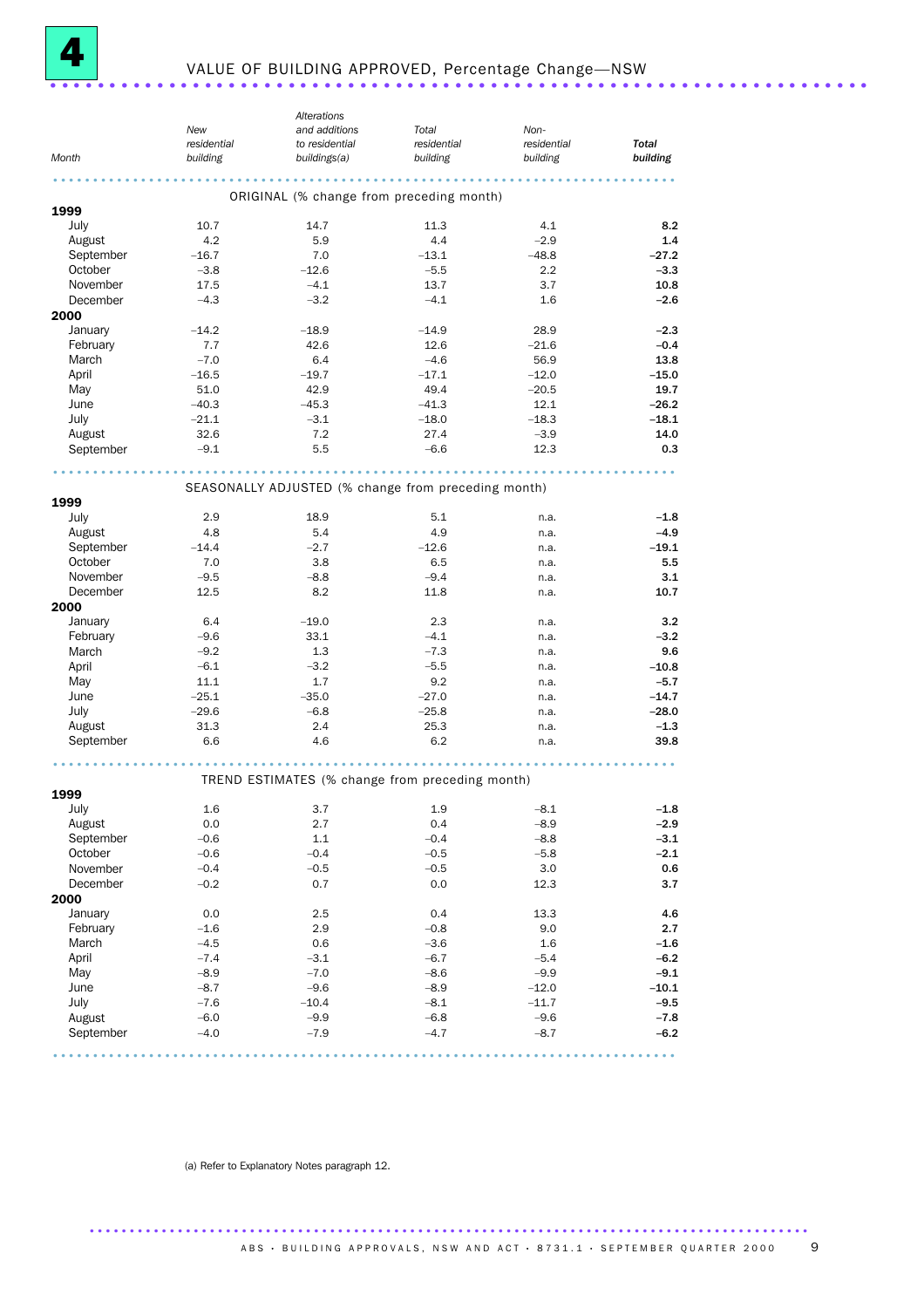# 4 VALUE OF BUILDING APPROVED, Percentage Change—NSW

| Month | New residential building | Alterations and additions to residential buildings(a) | Total residential building | Non-residential building | Total building |
|---|---|---|---|---|---|
| | | **ORIGINAL (% change from preceding month)** | | | |
| **1999** | | | | | |
| July | 10.7 | 14.7 | 11.3 | 4.1 | **8.2** |
| August | 4.2 | 5.9 | 4.4 | −2.9 | **1.4** |
| September | −16.7 | 7.0 | −13.1 | −48.8 | **−27.2** |
| October | −3.8 | −12.6 | −5.5 | 2.2 | **−3.3** |
| November | 17.5 | −4.1 | 13.7 | 3.7 | **10.8** |
| December | −4.3 | −3.2 | −4.1 | 1.6 | **−2.6** |
| **2000** | | | | | |
| January | −14.2 | −18.9 | −14.9 | 28.9 | **−2.3** |
| February | 7.7 | 42.6 | 12.6 | −21.6 | **−0.4** |
| March | −7.0 | 6.4 | −4.6 | 56.9 | **13.8** |
| April | −16.5 | −19.7 | −17.1 | −12.0 | **−15.0** |
| May | 51.0 | 42.9 | 49.4 | −20.5 | **19.7** |
| June | −40.3 | −45.3 | −41.3 | 12.1 | **−26.2** |
| July | −21.1 | −3.1 | −18.0 | −18.3 | **−18.1** |
| August | 32.6 | 7.2 | 27.4 | −3.9 | **14.0** |
| September | −9.1 | 5.5 | −6.6 | 12.3 | **0.3** |
| | | **SEASONALLY ADJUSTED (% change from preceding month)** | | | |
| **1999** | | | | | |
| July | 2.9 | 18.9 | 5.1 | n.a. | **−1.8** |
| August | 4.8 | 5.4 | 4.9 | n.a. | **−4.9** |
| September | −14.4 | −2.7 | −12.6 | n.a. | **−19.1** |
| October | 7.0 | 3.8 | 6.5 | n.a. | **5.5** |
| November | −9.5 | −8.8 | −9.4 | n.a. | **3.1** |
| December | 12.5 | 8.2 | 11.8 | n.a. | **10.7** |
| **2000** | | | | | |
| January | 6.4 | −19.0 | 2.3 | n.a. | **3.2** |
| February | −9.6 | 33.1 | −4.1 | n.a. | **−3.2** |
| March | −9.2 | 1.3 | −7.3 | n.a. | **9.6** |
| April | −6.1 | −3.2 | −5.5 | n.a. | **−10.8** |
| May | 11.1 | 1.7 | 9.2 | n.a. | **−5.7** |
| June | −25.1 | −35.0 | −27.0 | n.a. | **−14.7** |
| July | −29.6 | −6.8 | −25.8 | n.a. | **−28.0** |
| August | 31.3 | 2.4 | 25.3 | n.a. | **−1.3** |
| September | 6.6 | 4.6 | 6.2 | n.a. | **39.8** |
| | | **TREND ESTIMATES (% change from preceding month)** | | | |
| **1999** | | | | | |
| July | 1.6 | 3.7 | 1.9 | −8.1 | **−1.8** |
| August | 0.0 | 2.7 | 0.4 | −8.9 | **−2.9** |
| September | −0.6 | 1.1 | −0.4 | −8.8 | **−3.1** |
| October | −0.6 | −0.4 | −0.5 | −5.8 | **−2.1** |
| November | −0.4 | −0.5 | −0.5 | 3.0 | **0.6** |
| December | −0.2 | 0.7 | 0.0 | 12.3 | **3.7** |
| **2000** | | | | | |
| January | 0.0 | 2.5 | 0.4 | 13.3 | **4.6** |
| February | −1.6 | 2.9 | −0.8 | 9.0 | **2.7** |
| March | −4.5 | 0.6 | −3.6 | 1.6 | **−1.6** |
| April | −7.4 | −3.1 | −6.7 | −5.4 | **−6.2** |
| May | −8.9 | −7.0 | −8.6 | −9.9 | **−9.1** |
| June | −8.7 | −9.6 | −8.9 | −12.0 | **−10.1** |
| July | −7.6 | −10.4 | −8.1 | −11.7 | **−9.5** |
| August | −6.0 | −9.9 | −6.8 | −9.6 | **−7.8** |
| September | −4.0 | −7.9 | −4.7 | −8.7 | **−6.2** |

(a) Refer to Explanatory Notes paragraph 12.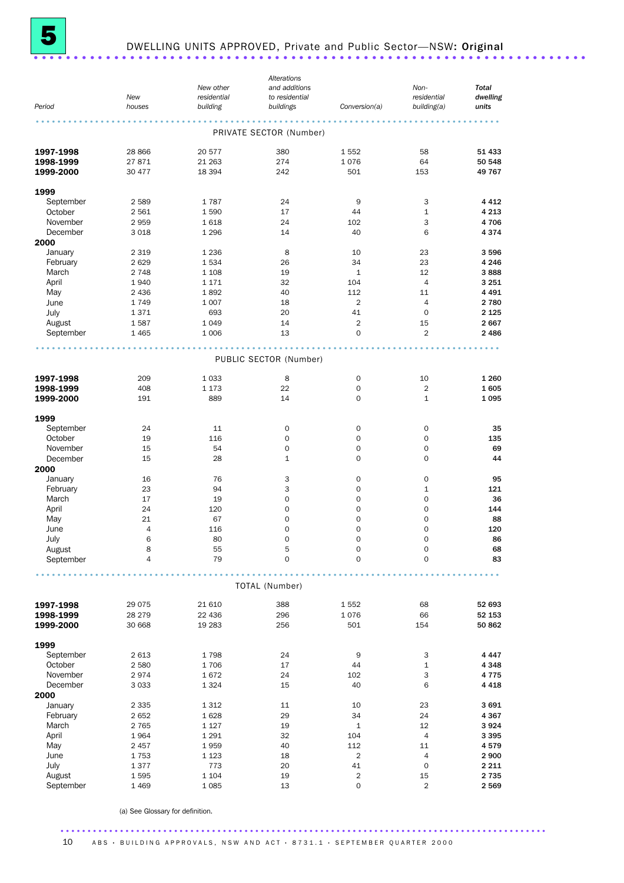# 5 DWELLING UNITS APPROVED, Private and Public Sector—NSW: **Original**

| Period | New houses | New other residential building | Alterations and additions to residential buildings | Conversion(a) | Non-residential building(a) | **Total dwelling units** |
|---|---|---|---|---|---|---|
| | | | PRIVATE SECTOR (Number) | | | |
| **1997-1998** | 28 866 | 20 577 | 380 | 1 552 | 58 | **51 433** |
| **1998-1999** | 27 871 | 21 263 | 274 | 1 076 | 64 | **50 548** |
| **1999-2000** | 30 477 | 18 394 | 242 | 501 | 153 | **49 767** |
| **1999** | | | | | | |
| September | 2 589 | 1 787 | 24 | 9 | 3 | **4 412** |
| October | 2 561 | 1 590 | 17 | 44 | 1 | **4 213** |
| November | 2 959 | 1 618 | 24 | 102 | 3 | **4 706** |
| December | 3 018 | 1 296 | 14 | 40 | 6 | **4 374** |
| **2000** | | | | | | |
| January | 2 319 | 1 236 | 8 | 10 | 23 | **3 596** |
| February | 2 629 | 1 534 | 26 | 34 | 23 | **4 246** |
| March | 2 748 | 1 108 | 19 | 1 | 12 | **3 888** |
| April | 1 940 | 1 171 | 32 | 104 | 4 | **3 251** |
| May | 2 436 | 1 892 | 40 | 112 | 11 | **4 491** |
| June | 1 749 | 1 007 | 18 | 2 | 4 | **2 780** |
| July | 1 371 | 693 | 20 | 41 | 0 | **2 125** |
| August | 1 587 | 1 049 | 14 | 2 | 15 | **2 667** |
| September | 1 465 | 1 006 | 13 | 0 | 2 | **2 486** |
| | | | PUBLIC SECTOR (Number) | | | |
| **1997-1998** | 209 | 1 033 | 8 | 0 | 10 | **1 260** |
| **1998-1999** | 408 | 1 173 | 22 | 0 | 2 | **1 605** |
| **1999-2000** | 191 | 889 | 14 | 0 | 1 | **1 095** |
| **1999** | | | | | | |
| September | 24 | 11 | 0 | 0 | 0 | **35** |
| October | 19 | 116 | 0 | 0 | 0 | **135** |
| November | 15 | 54 | 0 | 0 | 0 | **69** |
| December | 15 | 28 | 1 | 0 | 0 | **44** |
| **2000** | | | | | | |
| January | 16 | 76 | 3 | 0 | 0 | **95** |
| February | 23 | 94 | 3 | 0 | 1 | **121** |
| March | 17 | 19 | 0 | 0 | 0 | **36** |
| April | 24 | 120 | 0 | 0 | 0 | **144** |
| May | 21 | 67 | 0 | 0 | 0 | **88** |
| June | 4 | 116 | 0 | 0 | 0 | **120** |
| July | 6 | 80 | 0 | 0 | 0 | **86** |
| August | 8 | 55 | 5 | 0 | 0 | **68** |
| September | 4 | 79 | 0 | 0 | 0 | **83** |
| | | | TOTAL (Number) | | | |
| **1997-1998** | 29 075 | 21 610 | 388 | 1 552 | 68 | **52 693** |
| **1998-1999** | 28 279 | 22 436 | 296 | 1 076 | 66 | **52 153** |
| **1999-2000** | 30 668 | 19 283 | 256 | 501 | 154 | **50 862** |
| **1999** | | | | | | |
| September | 2 613 | 1 798 | 24 | 9 | 3 | **4 447** |
| October | 2 580 | 1 706 | 17 | 44 | 1 | **4 348** |
| November | 2 974 | 1 672 | 24 | 102 | 3 | **4 775** |
| December | 3 033 | 1 324 | 15 | 40 | 6 | **4 418** |
| **2000** | | | | | | |
| January | 2 335 | 1 312 | 11 | 10 | 23 | **3 691** |
| February | 2 652 | 1 628 | 29 | 34 | 24 | **4 367** |
| March | 2 765 | 1 127 | 19 | 1 | 12 | **3 924** |
| April | 1 964 | 1 291 | 32 | 104 | 4 | **3 395** |
| May | 2 457 | 1 959 | 40 | 112 | 11 | **4 579** |
| June | 1 753 | 1 123 | 18 | 2 | 4 | **2 900** |
| July | 1 377 | 773 | 20 | 41 | 0 | **2 211** |
| August | 1 595 | 1 104 | 19 | 2 | 15 | **2 735** |
| September | 1 469 | 1 085 | 13 | 0 | 2 | **2 569** |

(a) See Glossary for definition.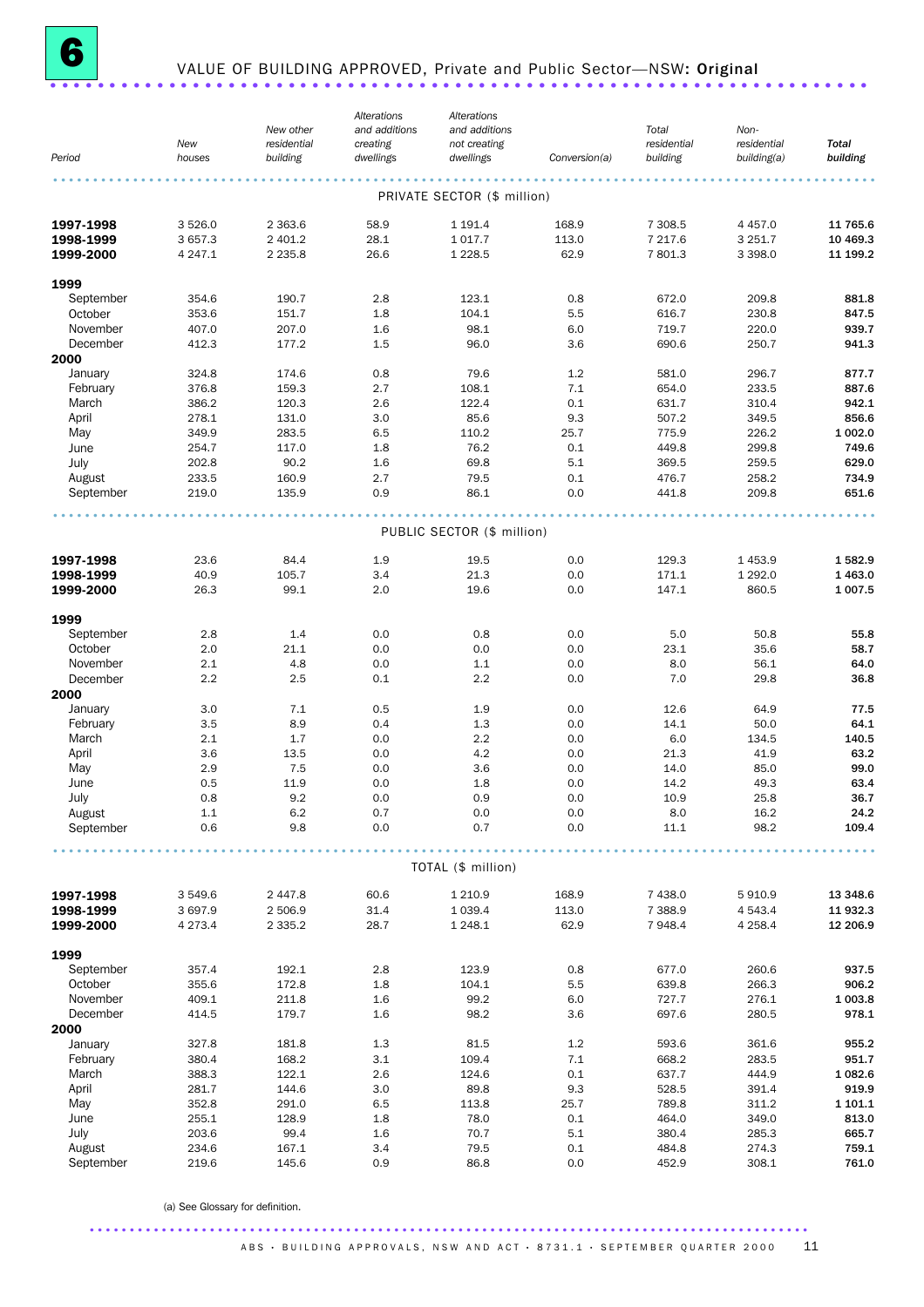# 6 VALUE OF BUILDING APPROVED, Private and Public Sector—NSW: **Original**

| Period | New houses | New other residential building | Alterations and additions creating dwellings | Alterations and additions not creating dwellings | Conversion(a) | Total residential building | Non-residential building(a) | Total building |
|---|---|---|---|---|---|---|---|---|
| **PRIVATE SECTOR ($ million)** | | | | | | | | |
| **1997-1998** | 3 526.0 | 2 363.6 | 58.9 | 1 191.4 | 168.9 | 7 308.5 | 4 457.0 | **11 765.6** |
| **1998-1999** | 3 657.3 | 2 401.2 | 28.1 | 1 017.7 | 113.0 | 7 217.6 | 3 251.7 | **10 469.3** |
| **1999-2000** | 4 247.1 | 2 235.8 | 26.6 | 1 228.5 | 62.9 | 7 801.3 | 3 398.0 | **11 199.2** |
| **1999** | | | | | | | | |
| September | 354.6 | 190.7 | 2.8 | 123.1 | 0.8 | 672.0 | 209.8 | **881.8** |
| October | 353.6 | 151.7 | 1.8 | 104.1 | 5.5 | 616.7 | 230.8 | **847.5** |
| November | 407.0 | 207.0 | 1.6 | 98.1 | 6.0 | 719.7 | 220.0 | **939.7** |
| December | 412.3 | 177.2 | 1.5 | 96.0 | 3.6 | 690.6 | 250.7 | **941.3** |
| **2000** | | | | | | | | |
| January | 324.8 | 174.6 | 0.8 | 79.6 | 1.2 | 581.0 | 296.7 | **877.7** |
| February | 376.8 | 159.3 | 2.7 | 108.1 | 7.1 | 654.0 | 233.5 | **887.6** |
| March | 386.2 | 120.3 | 2.6 | 122.4 | 0.1 | 631.7 | 310.4 | **942.1** |
| April | 278.1 | 131.0 | 3.0 | 85.6 | 9.3 | 507.2 | 349.5 | **856.6** |
| May | 349.9 | 283.5 | 6.5 | 110.2 | 25.7 | 775.9 | 226.2 | **1 002.0** |
| June | 254.7 | 117.0 | 1.8 | 76.2 | 0.1 | 449.8 | 299.8 | **749.6** |
| July | 202.8 | 90.2 | 1.6 | 69.8 | 5.1 | 369.5 | 259.5 | **629.0** |
| August | 233.5 | 160.9 | 2.7 | 79.5 | 0.1 | 476.7 | 258.2 | **734.9** |
| September | 219.0 | 135.9 | 0.9 | 86.1 | 0.0 | 441.8 | 209.8 | **651.6** |
| **PUBLIC SECTOR ($ million)** | | | | | | | | |
| **1997-1998** | 23.6 | 84.4 | 1.9 | 19.5 | 0.0 | 129.3 | 1 453.9 | **1 582.9** |
| **1998-1999** | 40.9 | 105.7 | 3.4 | 21.3 | 0.0 | 171.1 | 1 292.0 | **1 463.0** |
| **1999-2000** | 26.3 | 99.1 | 2.0 | 19.6 | 0.0 | 147.1 | 860.5 | **1 007.5** |
| **1999** | | | | | | | | |
| September | 2.8 | 1.4 | 0.0 | 0.8 | 0.0 | 5.0 | 50.8 | **55.8** |
| October | 2.0 | 21.1 | 0.0 | 0.0 | 0.0 | 23.1 | 35.6 | **58.7** |
| November | 2.1 | 4.8 | 0.0 | 1.1 | 0.0 | 8.0 | 56.1 | **64.0** |
| December | 2.2 | 2.5 | 0.1 | 2.2 | 0.0 | 7.0 | 29.8 | **36.8** |
| **2000** | | | | | | | | |
| January | 3.0 | 7.1 | 0.5 | 1.9 | 0.0 | 12.6 | 64.9 | **77.5** |
| February | 3.5 | 8.9 | 0.4 | 1.3 | 0.0 | 14.1 | 50.0 | **64.1** |
| March | 2.1 | 1.7 | 0.0 | 2.2 | 0.0 | 6.0 | 134.5 | **140.5** |
| April | 3.6 | 13.5 | 0.0 | 4.2 | 0.0 | 21.3 | 41.9 | **63.2** |
| May | 2.9 | 7.5 | 0.0 | 3.6 | 0.0 | 14.0 | 85.0 | **99.0** |
| June | 0.5 | 11.9 | 0.0 | 1.8 | 0.0 | 14.2 | 49.3 | **63.4** |
| July | 0.8 | 9.2 | 0.0 | 0.9 | 0.0 | 10.9 | 25.8 | **36.7** |
| August | 1.1 | 6.2 | 0.7 | 0.0 | 0.0 | 8.0 | 16.2 | **24.2** |
| September | 0.6 | 9.8 | 0.0 | 0.7 | 0.0 | 11.1 | 98.2 | **109.4** |
| **TOTAL ($ million)** | | | | | | | | |
| **1997-1998** | 3 549.6 | 2 447.8 | 60.6 | 1 210.9 | 168.9 | 7 438.0 | 5 910.9 | **13 348.6** |
| **1998-1999** | 3 697.9 | 2 506.9 | 31.4 | 1 039.4 | 113.0 | 7 388.9 | 4 543.4 | **11 932.3** |
| **1999-2000** | 4 273.4 | 2 335.2 | 28.7 | 1 248.1 | 62.9 | 7 948.4 | 4 258.4 | **12 206.9** |
| **1999** | | | | | | | | |
| September | 357.4 | 192.1 | 2.8 | 123.9 | 0.8 | 677.0 | 260.6 | **937.5** |
| October | 355.6 | 172.8 | 1.8 | 104.1 | 5.5 | 639.8 | 266.3 | **906.2** |
| November | 409.1 | 211.8 | 1.6 | 99.2 | 6.0 | 727.7 | 276.1 | **1 003.8** |
| December | 414.5 | 179.7 | 1.6 | 98.2 | 3.6 | 697.6 | 280.5 | **978.1** |
| **2000** | | | | | | | | |
| January | 327.8 | 181.8 | 1.3 | 81.5 | 1.2 | 593.6 | 361.6 | **955.2** |
| February | 380.4 | 168.2 | 3.1 | 109.4 | 7.1 | 668.2 | 283.5 | **951.7** |
| March | 388.3 | 122.1 | 2.6 | 124.6 | 0.1 | 637.7 | 444.9 | **1 082.6** |
| April | 281.7 | 144.6 | 3.0 | 89.8 | 9.3 | 528.5 | 391.4 | **919.9** |
| May | 352.8 | 291.0 | 6.5 | 113.8 | 25.7 | 789.8 | 311.2 | **1 101.1** |
| June | 255.1 | 128.9 | 1.8 | 78.0 | 0.1 | 464.0 | 349.0 | **813.0** |
| July | 203.6 | 99.4 | 1.6 | 70.7 | 5.1 | 380.4 | 285.3 | **665.7** |
| August | 234.6 | 167.1 | 3.4 | 79.5 | 0.1 | 484.8 | 274.3 | **759.1** |
| September | 219.6 | 145.6 | 0.9 | 86.8 | 0.0 | 452.9 | 308.1 | **761.0** |

(a) See Glossary for definition.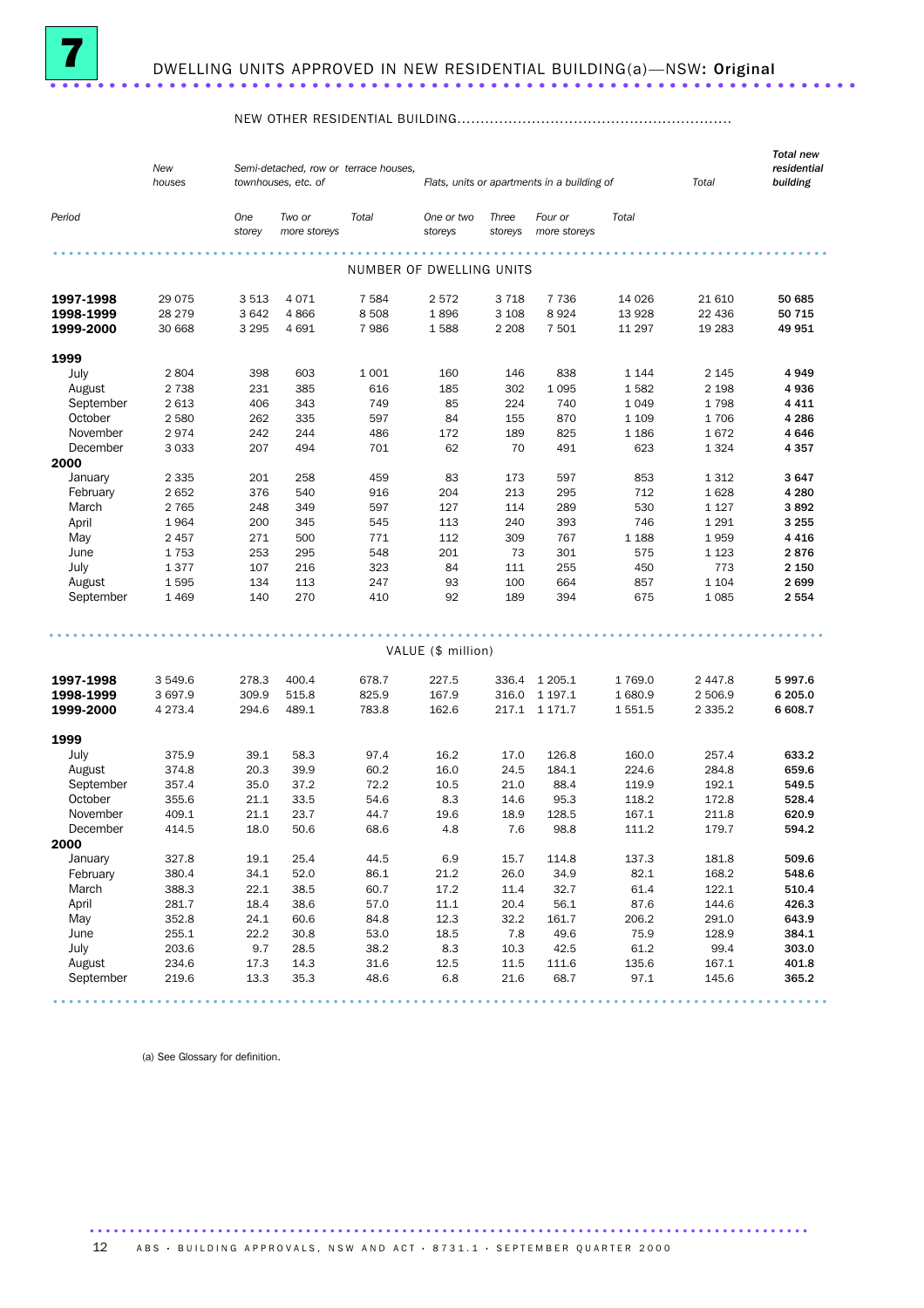# 7 DWELLING UNITS APPROVED IN NEW RESIDENTIAL BUILDING(a)—NSW: Original

| Period | New houses | NEW OTHER RESIDENTIAL BUILDING: Semi-detached, row or terrace houses, townhouses, etc. of One storey | Two or more storeys | Total | Flats, units or apartments in a building of One or two storeys | Three storeys | Four or more storeys | Total | Total | Total new residential building |
|---|---|---|---|---|---|---|---|---|---|---|
| **NUMBER OF DWELLING UNITS** | | | | | | | | | | |
| **1997-1998** | 29 075 | 3 513 | 4 071 | 7 584 | 2 572 | 3 718 | 7 736 | 14 026 | 21 610 | **50 685** |
| **1998-1999** | 28 279 | 3 642 | 4 866 | 8 508 | 1 896 | 3 108 | 8 924 | 13 928 | 22 436 | **50 715** |
| **1999-2000** | 30 668 | 3 295 | 4 691 | 7 986 | 1 588 | 2 208 | 7 501 | 11 297 | 19 283 | **49 951** |
| **1999** | | | | | | | | | | |
| July | 2 804 | 398 | 603 | 1 001 | 160 | 146 | 838 | 1 144 | 2 145 | **4 949** |
| August | 2 738 | 231 | 385 | 616 | 185 | 302 | 1 095 | 1 582 | 2 198 | **4 936** |
| September | 2 613 | 406 | 343 | 749 | 85 | 224 | 740 | 1 049 | 1 798 | **4 411** |
| October | 2 580 | 262 | 335 | 597 | 84 | 155 | 870 | 1 109 | 1 706 | **4 286** |
| November | 2 974 | 242 | 244 | 486 | 172 | 189 | 825 | 1 186 | 1 672 | **4 646** |
| December | 3 033 | 207 | 494 | 701 | 62 | 70 | 491 | 623 | 1 324 | **4 357** |
| **2000** | | | | | | | | | | |
| January | 2 335 | 201 | 258 | 459 | 83 | 173 | 597 | 853 | 1 312 | **3 647** |
| February | 2 652 | 376 | 540 | 916 | 204 | 213 | 295 | 712 | 1 628 | **4 280** |
| March | 2 765 | 248 | 349 | 597 | 127 | 114 | 289 | 530 | 1 127 | **3 892** |
| April | 1 964 | 200 | 345 | 545 | 113 | 240 | 393 | 746 | 1 291 | **3 255** |
| May | 2 457 | 271 | 500 | 771 | 112 | 309 | 767 | 1 188 | 1 959 | **4 416** |
| June | 1 753 | 253 | 295 | 548 | 201 | 73 | 301 | 575 | 1 123 | **2 876** |
| July | 1 377 | 107 | 216 | 323 | 84 | 111 | 255 | 450 | 773 | **2 150** |
| August | 1 595 | 134 | 113 | 247 | 93 | 100 | 664 | 857 | 1 104 | **2 699** |
| September | 1 469 | 140 | 270 | 410 | 92 | 189 | 394 | 675 | 1 085 | **2 554** |
| **VALUE ($ million)** | | | | | | | | | | |
| **1997-1998** | 3 549.6 | 278.3 | 400.4 | 678.7 | 227.5 | 336.4 | 1 205.1 | 1 769.0 | 2 447.8 | **5 997.6** |
| **1998-1999** | 3 697.9 | 309.9 | 515.8 | 825.9 | 167.9 | 316.0 | 1 197.1 | 1 680.9 | 2 506.9 | **6 205.0** |
| **1999-2000** | 4 273.4 | 294.6 | 489.1 | 783.8 | 162.6 | 217.1 | 1 171.7 | 1 551.5 | 2 335.2 | **6 608.7** |
| **1999** | | | | | | | | | | |
| July | 375.9 | 39.1 | 58.3 | 97.4 | 16.2 | 17.0 | 126.8 | 160.0 | 257.4 | **633.2** |
| August | 374.8 | 20.3 | 39.9 | 60.2 | 16.0 | 24.5 | 184.1 | 224.6 | 284.8 | **659.6** |
| September | 357.4 | 35.0 | 37.2 | 72.2 | 10.5 | 21.0 | 88.4 | 119.9 | 192.1 | **549.5** |
| October | 355.6 | 21.1 | 33.5 | 54.6 | 8.3 | 14.6 | 95.3 | 118.2 | 172.8 | **528.4** |
| November | 409.1 | 21.1 | 23.7 | 44.7 | 19.6 | 18.9 | 128.5 | 167.1 | 211.8 | **620.9** |
| December | 414.5 | 18.0 | 50.6 | 68.6 | 4.8 | 7.6 | 98.8 | 111.2 | 179.7 | **594.2** |
| **2000** | | | | | | | | | | |
| January | 327.8 | 19.1 | 25.4 | 44.5 | 6.9 | 15.7 | 114.8 | 137.3 | 181.8 | **509.6** |
| February | 380.4 | 34.1 | 52.0 | 86.1 | 21.2 | 26.0 | 34.9 | 82.1 | 168.2 | **548.6** |
| March | 388.3 | 22.1 | 38.5 | 60.7 | 17.2 | 11.4 | 32.7 | 61.4 | 122.1 | **510.4** |
| April | 281.7 | 18.4 | 38.6 | 57.0 | 11.1 | 20.4 | 56.1 | 87.6 | 144.6 | **426.3** |
| May | 352.8 | 24.1 | 60.6 | 84.8 | 12.3 | 32.2 | 161.7 | 206.2 | 291.0 | **643.9** |
| June | 255.1 | 22.2 | 30.8 | 53.0 | 18.5 | 7.8 | 49.6 | 75.9 | 128.9 | **384.1** |
| July | 203.6 | 9.7 | 28.5 | 38.2 | 8.3 | 10.3 | 42.5 | 61.2 | 99.4 | **303.0** |
| August | 234.6 | 17.3 | 14.3 | 31.6 | 12.5 | 11.5 | 111.6 | 135.6 | 167.1 | **401.8** |
| September | 219.6 | 13.3 | 35.3 | 48.6 | 6.8 | 21.6 | 68.7 | 97.1 | 145.6 | **365.2** |

(a) See Glossary for definition.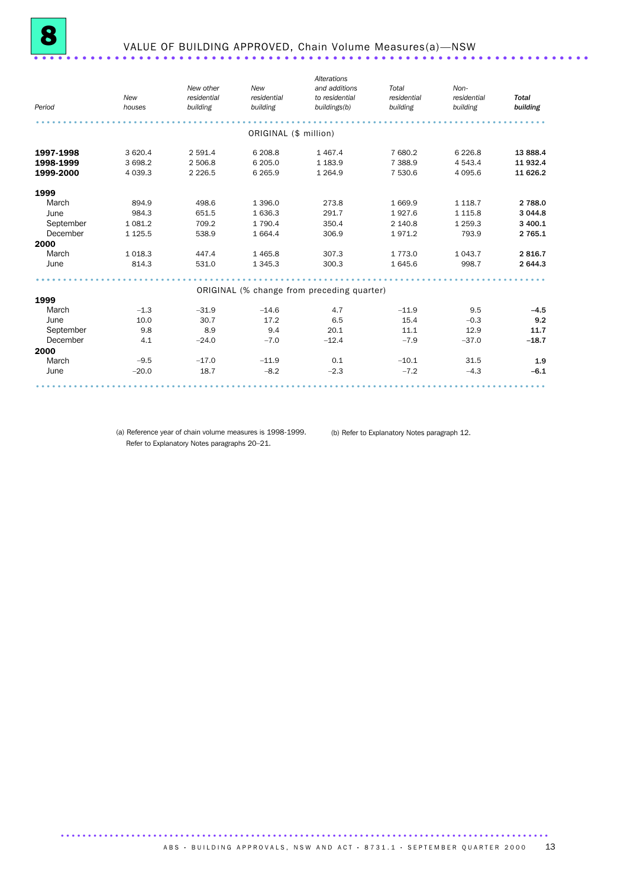# 8 VALUE OF BUILDING APPROVED, Chain Volume Measures(a)—NSW

| Period | New houses | New other residential building | New residential building | Alterations and additions to residential buildings(b) | Total residential building | Non-residential building | Total building |
|---|---|---|---|---|---|---|---|
| | | | ORIGINAL ($ million) | | | | |
| **1997-1998** | 3 620.4 | 2 591.4 | 6 208.8 | 1 467.4 | 7 680.2 | 6 226.8 | **13 888.4** |
| **1998-1999** | 3 698.2 | 2 506.8 | 6 205.0 | 1 183.9 | 7 388.9 | 4 543.4 | **11 932.4** |
| **1999-2000** | 4 039.3 | 2 226.5 | 6 265.9 | 1 264.9 | 7 530.6 | 4 095.6 | **11 626.2** |
| **1999** | | | | | | | |
| March | 894.9 | 498.6 | 1 396.0 | 273.8 | 1 669.9 | 1 118.7 | **2 788.0** |
| June | 984.3 | 651.5 | 1 636.3 | 291.7 | 1 927.6 | 1 115.8 | **3 044.8** |
| September | 1 081.2 | 709.2 | 1 790.4 | 350.4 | 2 140.8 | 1 259.3 | **3 400.1** |
| December | 1 125.5 | 538.9 | 1 664.4 | 306.9 | 1 971.2 | 793.9 | **2 765.1** |
| **2000** | | | | | | | |
| March | 1 018.3 | 447.4 | 1 465.8 | 307.3 | 1 773.0 | 1 043.7 | **2 816.7** |
| June | 814.3 | 531.0 | 1 345.3 | 300.3 | 1 645.6 | 998.7 | **2 644.3** |
| | | | ORIGINAL (% change from preceding quarter) | | | | |
| **1999** | | | | | | | |
| March | –1.3 | –31.9 | –14.6 | 4.7 | –11.9 | 9.5 | **–4.5** |
| June | 10.0 | 30.7 | 17.2 | 6.5 | 15.4 | –0.3 | **9.2** |
| September | 9.8 | 8.9 | 9.4 | 20.1 | 11.1 | 12.9 | **11.7** |
| December | 4.1 | –24.0 | –7.0 | –12.4 | –7.9 | –37.0 | **–18.7** |
| **2000** | | | | | | | |
| March | –9.5 | –17.0 | –11.9 | 0.1 | –10.1 | 31.5 | **1.9** |
| June | –20.0 | 18.7 | –8.2 | –2.3 | –7.2 | –4.3 | **–6.1** |

(a) Reference year of chain volume measures is 1998-1999. Refer to Explanatory Notes paragraphs 20–21.

(b) Refer to Explanatory Notes paragraph 12.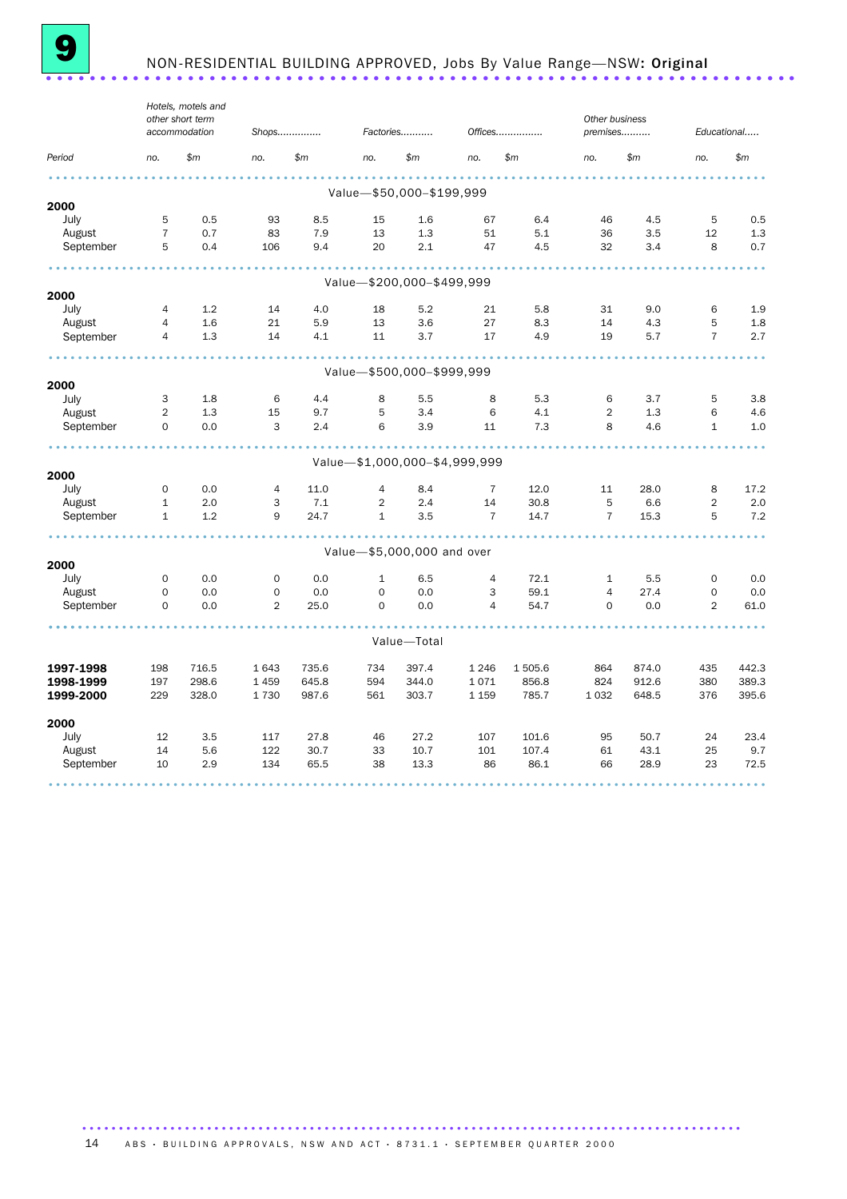# 9 NON-RESIDENTIAL BUILDING APPROVED, Jobs By Value Range—NSW: **Original**

| | Hotels, motels and other short term accommodation | | Shops.............. | | Factories.......... | | Offices............... | | Other business premises......... | | Educational..... | |
|---|---|---|---|---|---|---|---|---|---|---|---|---|
| Period | no. | $m | no. | $m | no. | $m | no. | $m | no. | $m | no. | $m |
| | | | | | | Value—$50,000–$199,999 | | | | | | |
| **2000** | | | | | | | | | | | | |
| July | 5 | 0.5 | 93 | 8.5 | 15 | 1.6 | 67 | 6.4 | 46 | 4.5 | 5 | 0.5 |
| August | 7 | 0.7 | 83 | 7.9 | 13 | 1.3 | 51 | 5.1 | 36 | 3.5 | 12 | 1.3 |
| September | 5 | 0.4 | 106 | 9.4 | 20 | 2.1 | 47 | 4.5 | 32 | 3.4 | 8 | 0.7 |
| | | | | | | Value—$200,000–$499,999 | | | | | | |
| **2000** | | | | | | | | | | | | |
| July | 4 | 1.2 | 14 | 4.0 | 18 | 5.2 | 21 | 5.8 | 31 | 9.0 | 6 | 1.9 |
| August | 4 | 1.6 | 21 | 5.9 | 13 | 3.6 | 27 | 8.3 | 14 | 4.3 | 5 | 1.8 |
| September | 4 | 1.3 | 14 | 4.1 | 11 | 3.7 | 17 | 4.9 | 19 | 5.7 | 7 | 2.7 |
| | | | | | | Value—$500,000–$999,999 | | | | | | |
| **2000** | | | | | | | | | | | | |
| July | 3 | 1.8 | 6 | 4.4 | 8 | 5.5 | 8 | 5.3 | 6 | 3.7 | 5 | 3.8 |
| August | 2 | 1.3 | 15 | 9.7 | 5 | 3.4 | 6 | 4.1 | 2 | 1.3 | 6 | 4.6 |
| September | 0 | 0.0 | 3 | 2.4 | 6 | 3.9 | 11 | 7.3 | 8 | 4.6 | 1 | 1.0 |
| | | | | | | Value—$1,000,000–$4,999,999 | | | | | | |
| **2000** | | | | | | | | | | | | |
| July | 0 | 0.0 | 4 | 11.0 | 4 | 8.4 | 7 | 12.0 | 11 | 28.0 | 8 | 17.2 |
| August | 1 | 2.0 | 3 | 7.1 | 2 | 2.4 | 14 | 30.8 | 5 | 6.6 | 2 | 2.0 |
| September | 1 | 1.2 | 9 | 24.7 | 1 | 3.5 | 7 | 14.7 | 7 | 15.3 | 5 | 7.2 |
| | | | | | | Value—$5,000,000 and over | | | | | | |
| **2000** | | | | | | | | | | | | |
| July | 0 | 0.0 | 0 | 0.0 | 1 | 6.5 | 4 | 72.1 | 1 | 5.5 | 0 | 0.0 |
| August | 0 | 0.0 | 0 | 0.0 | 0 | 0.0 | 3 | 59.1 | 4 | 27.4 | 0 | 0.0 |
| September | 0 | 0.0 | 2 | 25.0 | 0 | 0.0 | 4 | 54.7 | 0 | 0.0 | 2 | 61.0 |
| | | | | | | Value—Total | | | | | | |
| **1997-1998** | 198 | 716.5 | 1 643 | 735.6 | 734 | 397.4 | 1 246 | 1 505.6 | 864 | 874.0 | 435 | 442.3 |
| **1998-1999** | 197 | 298.6 | 1 459 | 645.8 | 594 | 344.0 | 1 071 | 856.8 | 824 | 912.6 | 380 | 389.3 |
| **1999-2000** | 229 | 328.0 | 1 730 | 987.6 | 561 | 303.7 | 1 159 | 785.7 | 1 032 | 648.5 | 376 | 395.6 |
| **2000** | | | | | | | | | | | | |
| July | 12 | 3.5 | 117 | 27.8 | 46 | 27.2 | 107 | 101.6 | 95 | 50.7 | 24 | 23.4 |
| August | 14 | 5.6 | 122 | 30.7 | 33 | 10.7 | 101 | 107.4 | 61 | 43.1 | 25 | 9.7 |
| September | 10 | 2.9 | 134 | 65.5 | 38 | 13.3 | 86 | 86.1 | 66 | 28.9 | 23 | 72.5 |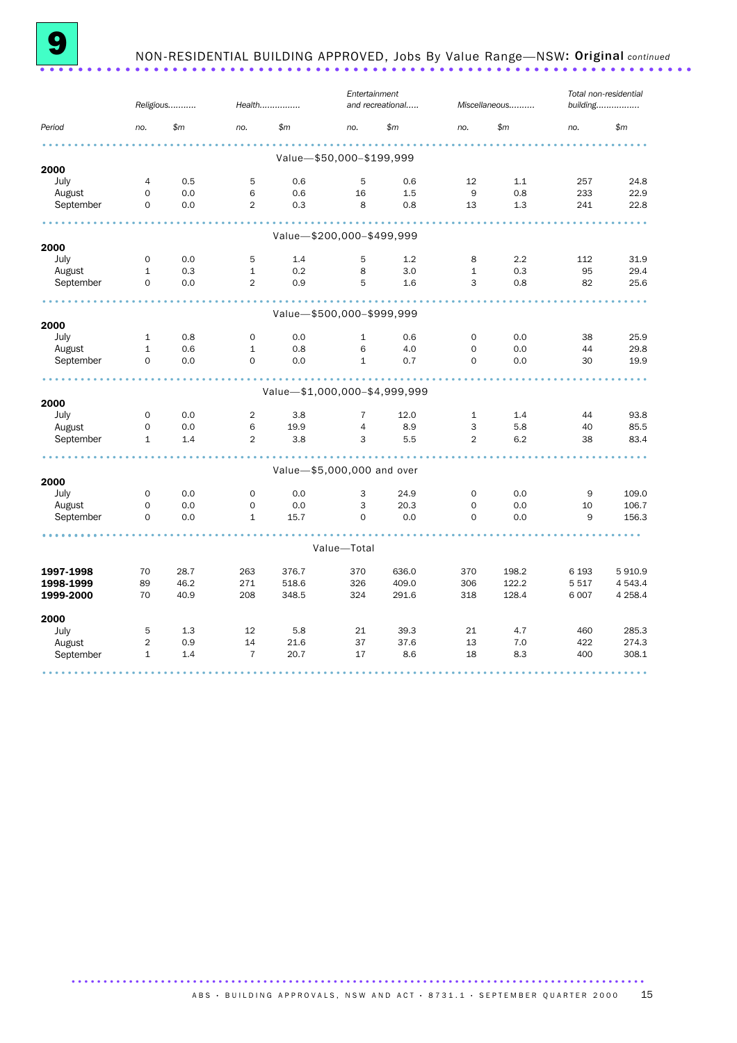# 9 NON-RESIDENTIAL BUILDING APPROVED, Jobs By Value Range—NSW: **Original** *continued*

| Period | Religious.......... | | Health............... | | Entertainment and recreational..... | | Miscellaneous.......... | | Total non-residential building................. | |
|---|---|---|---|---|---|---|---|---|---|---|
| | no. | $m | no. | $m | no. | $m | no. | $m | no. | $m |
| | | | | | **Value—$50,000–$199,999** | | | | | |
| **2000** | | | | | | | | | | |
| July | 4 | 0.5 | 5 | 0.6 | 5 | 0.6 | 12 | 1.1 | 257 | 24.8 |
| August | 0 | 0.0 | 6 | 0.6 | 16 | 1.5 | 9 | 0.8 | 233 | 22.9 |
| September | 0 | 0.0 | 2 | 0.3 | 8 | 0.8 | 13 | 1.3 | 241 | 22.8 |
| | | | | | **Value—$200,000–$499,999** | | | | | |
| **2000** | | | | | | | | | | |
| July | 0 | 0.0 | 5 | 1.4 | 5 | 1.2 | 8 | 2.2 | 112 | 31.9 |
| August | 1 | 0.3 | 1 | 0.2 | 8 | 3.0 | 1 | 0.3 | 95 | 29.4 |
| September | 0 | 0.0 | 2 | 0.9 | 5 | 1.6 | 3 | 0.8 | 82 | 25.6 |
| | | | | | **Value—$500,000–$999,999** | | | | | |
| **2000** | | | | | | | | | | |
| July | 1 | 0.8 | 0 | 0.0 | 1 | 0.6 | 0 | 0.0 | 38 | 25.9 |
| August | 1 | 0.6 | 1 | 0.8 | 6 | 4.0 | 0 | 0.0 | 44 | 29.8 |
| September | 0 | 0.0 | 0 | 0.0 | 1 | 0.7 | 0 | 0.0 | 30 | 19.9 |
| | | | | | **Value—$1,000,000–$4,999,999** | | | | | |
| **2000** | | | | | | | | | | |
| July | 0 | 0.0 | 2 | 3.8 | 7 | 12.0 | 1 | 1.4 | 44 | 93.8 |
| August | 0 | 0.0 | 6 | 19.9 | 4 | 8.9 | 3 | 5.8 | 40 | 85.5 |
| September | 1 | 1.4 | 2 | 3.8 | 3 | 5.5 | 2 | 6.2 | 38 | 83.4 |
| | | | | | **Value—$5,000,000 and over** | | | | | |
| **2000** | | | | | | | | | | |
| July | 0 | 0.0 | 0 | 0.0 | 3 | 24.9 | 0 | 0.0 | 9 | 109.0 |
| August | 0 | 0.0 | 0 | 0.0 | 3 | 20.3 | 0 | 0.0 | 10 | 106.7 |
| September | 0 | 0.0 | 1 | 15.7 | 0 | 0.0 | 0 | 0.0 | 9 | 156.3 |
| | | | | | **Value—Total** | | | | | |
| **1997-1998** | 70 | 28.7 | 263 | 376.7 | 370 | 636.0 | 370 | 198.2 | 6 193 | 5 910.9 |
| **1998-1999** | 89 | 46.2 | 271 | 518.6 | 326 | 409.0 | 306 | 122.2 | 5 517 | 4 543.4 |
| **1999-2000** | 70 | 40.9 | 208 | 348.5 | 324 | 291.6 | 318 | 128.4 | 6 007 | 4 258.4 |
| **2000** | | | | | | | | | | |
| July | 5 | 1.3 | 12 | 5.8 | 21 | 39.3 | 21 | 4.7 | 460 | 285.3 |
| August | 2 | 0.9 | 14 | 21.6 | 37 | 37.6 | 13 | 7.0 | 422 | 274.3 |
| September | 1 | 1.4 | 7 | 20.7 | 17 | 8.6 | 18 | 8.3 | 400 | 308.1 |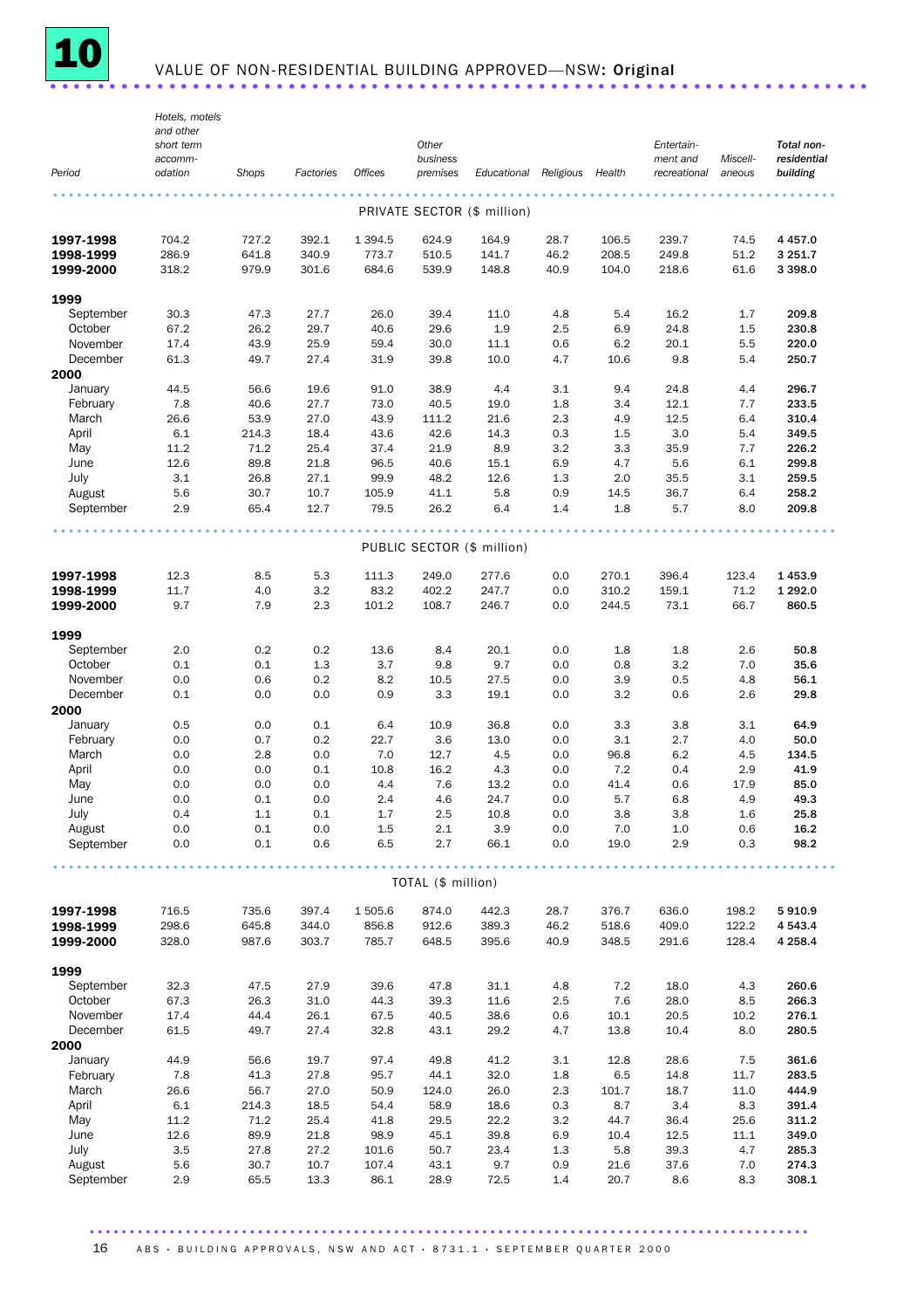# 10 VALUE OF NON-RESIDENTIAL BUILDING APPROVED—NSW: Original

| Period | Hotels, motels and other short term accommodation | Shops | Factories | Offices | Other business premises | Educational | Religious | Health | Entertainment and recreational | Miscellaneous | Total non-residential building |
|---|---|---|---|---|---|---|---|---|---|---|---|
| PRIVATE SECTOR ($ million) | | | | | | | | | | | |
| **1997-1998** | 704.2 | 727.2 | 392.1 | 1 394.5 | 624.9 | 164.9 | 28.7 | 106.5 | 239.7 | 74.5 | **4 457.0** |
| **1998-1999** | 286.9 | 641.8 | 340.9 | 773.7 | 510.5 | 141.7 | 46.2 | 208.5 | 249.8 | 51.2 | **3 251.7** |
| **1999-2000** | 318.2 | 979.9 | 301.6 | 684.6 | 539.9 | 148.8 | 40.9 | 104.0 | 218.6 | 61.6 | **3 398.0** |
| **1999** | | | | | | | | | | | |
| September | 30.3 | 47.3 | 27.7 | 26.0 | 39.4 | 11.0 | 4.8 | 5.4 | 16.2 | 1.7 | **209.8** |
| October | 67.2 | 26.2 | 29.7 | 40.6 | 29.6 | 1.9 | 2.5 | 6.9 | 24.8 | 1.5 | **230.8** |
| November | 17.4 | 43.9 | 25.9 | 59.4 | 30.0 | 11.1 | 0.6 | 6.2 | 20.1 | 5.5 | **220.0** |
| December | 61.3 | 49.7 | 27.4 | 31.9 | 39.8 | 10.0 | 4.7 | 10.6 | 9.8 | 5.4 | **250.7** |
| **2000** | | | | | | | | | | | |
| January | 44.5 | 56.6 | 19.6 | 91.0 | 38.9 | 4.4 | 3.1 | 9.4 | 24.8 | 4.4 | **296.7** |
| February | 7.8 | 40.6 | 27.7 | 73.0 | 40.5 | 19.0 | 1.8 | 3.4 | 12.1 | 7.7 | **233.5** |
| March | 26.6 | 53.9 | 27.0 | 43.9 | 111.2 | 21.6 | 2.3 | 4.9 | 12.5 | 6.4 | **310.4** |
| April | 6.1 | 214.3 | 18.4 | 43.6 | 42.6 | 14.3 | 0.3 | 1.5 | 3.0 | 5.4 | **349.5** |
| May | 11.2 | 71.2 | 25.4 | 37.4 | 21.9 | 8.9 | 3.2 | 3.3 | 35.9 | 7.7 | **226.2** |
| June | 12.6 | 89.8 | 21.8 | 96.5 | 40.6 | 15.1 | 6.9 | 4.7 | 5.6 | 6.1 | **299.8** |
| July | 3.1 | 26.8 | 27.1 | 99.9 | 48.2 | 12.6 | 1.3 | 2.0 | 35.5 | 3.1 | **259.5** |
| August | 5.6 | 30.7 | 10.7 | 105.9 | 41.1 | 5.8 | 0.9 | 14.5 | 36.7 | 6.4 | **258.2** |
| September | 2.9 | 65.4 | 12.7 | 79.5 | 26.2 | 6.4 | 1.4 | 1.8 | 5.7 | 8.0 | **209.8** |
| PUBLIC SECTOR ($ million) | | | | | | | | | | | |
| **1997-1998** | 12.3 | 8.5 | 5.3 | 111.3 | 249.0 | 277.6 | 0.0 | 270.1 | 396.4 | 123.4 | **1 453.9** |
| **1998-1999** | 11.7 | 4.0 | 3.2 | 83.2 | 402.2 | 247.7 | 0.0 | 310.2 | 159.1 | 71.2 | **1 292.0** |
| **1999-2000** | 9.7 | 7.9 | 2.3 | 101.2 | 108.7 | 246.7 | 0.0 | 244.5 | 73.1 | 66.7 | **860.5** |
| **1999** | | | | | | | | | | | |
| September | 2.0 | 0.2 | 0.2 | 13.6 | 8.4 | 20.1 | 0.0 | 1.8 | 1.8 | 2.6 | **50.8** |
| October | 0.1 | 0.1 | 1.3 | 3.7 | 9.8 | 9.7 | 0.0 | 0.8 | 3.2 | 7.0 | **35.6** |
| November | 0.0 | 0.6 | 0.2 | 8.2 | 10.5 | 27.5 | 0.0 | 3.9 | 0.5 | 4.8 | **56.1** |
| December | 0.1 | 0.0 | 0.0 | 0.9 | 3.3 | 19.1 | 0.0 | 3.2 | 0.6 | 2.6 | **29.8** |
| **2000** | | | | | | | | | | | |
| January | 0.5 | 0.0 | 0.1 | 6.4 | 10.9 | 36.8 | 0.0 | 3.3 | 3.8 | 3.1 | **64.9** |
| February | 0.0 | 0.7 | 0.2 | 22.7 | 3.6 | 13.0 | 0.0 | 3.1 | 2.7 | 4.0 | **50.0** |
| March | 0.0 | 2.8 | 0.0 | 7.0 | 12.7 | 4.5 | 0.0 | 96.8 | 6.2 | 4.5 | **134.5** |
| April | 0.0 | 0.0 | 0.1 | 10.8 | 16.2 | 4.3 | 0.0 | 7.2 | 0.4 | 2.9 | **41.9** |
| May | 0.0 | 0.0 | 0.0 | 4.4 | 7.6 | 13.2 | 0.0 | 41.4 | 0.6 | 17.9 | **85.0** |
| June | 0.0 | 0.1 | 0.0 | 2.4 | 4.6 | 24.7 | 0.0 | 5.7 | 6.8 | 4.9 | **49.3** |
| July | 0.4 | 1.1 | 0.1 | 1.7 | 2.5 | 10.8 | 0.0 | 3.8 | 3.8 | 1.6 | **25.8** |
| August | 0.0 | 0.1 | 0.0 | 1.5 | 2.1 | 3.9 | 0.0 | 7.0 | 1.0 | 0.6 | **16.2** |
| September | 0.0 | 0.1 | 0.6 | 6.5 | 2.7 | 66.1 | 0.0 | 19.0 | 2.9 | 0.3 | **98.2** |
| TOTAL ($ million) | | | | | | | | | | | |
| **1997-1998** | 716.5 | 735.6 | 397.4 | 1 505.6 | 874.0 | 442.3 | 28.7 | 376.7 | 636.0 | 198.2 | **5 910.9** |
| **1998-1999** | 298.6 | 645.8 | 344.0 | 856.8 | 912.6 | 389.3 | 46.2 | 518.6 | 409.0 | 122.2 | **4 543.4** |
| **1999-2000** | 328.0 | 987.6 | 303.7 | 785.7 | 648.5 | 395.6 | 40.9 | 348.5 | 291.6 | 128.4 | **4 258.4** |
| **1999** | | | | | | | | | | | |
| September | 32.3 | 47.5 | 27.9 | 39.6 | 47.8 | 31.1 | 4.8 | 7.2 | 18.0 | 4.3 | **260.6** |
| October | 67.3 | 26.3 | 31.0 | 44.3 | 39.3 | 11.6 | 2.5 | 7.6 | 28.0 | 8.5 | **266.3** |
| November | 17.4 | 44.4 | 26.1 | 67.5 | 40.5 | 38.6 | 0.6 | 10.1 | 20.5 | 10.2 | **276.1** |
| December | 61.5 | 49.7 | 27.4 | 32.8 | 43.1 | 29.2 | 4.7 | 13.8 | 10.4 | 8.0 | **280.5** |
| **2000** | | | | | | | | | | | |
| January | 44.9 | 56.6 | 19.7 | 97.4 | 49.8 | 41.2 | 3.1 | 12.8 | 28.6 | 7.5 | **361.6** |
| February | 7.8 | 41.3 | 27.8 | 95.7 | 44.1 | 32.0 | 1.8 | 6.5 | 14.8 | 11.7 | **283.5** |
| March | 26.6 | 56.7 | 27.0 | 50.9 | 124.0 | 26.0 | 2.3 | 101.7 | 18.7 | 11.0 | **444.9** |
| April | 6.1 | 214.3 | 18.5 | 54.4 | 58.9 | 18.6 | 0.3 | 8.7 | 3.4 | 8.3 | **391.4** |
| May | 11.2 | 71.2 | 25.4 | 41.8 | 29.5 | 22.2 | 3.2 | 44.7 | 36.4 | 25.6 | **311.2** |
| June | 12.6 | 89.9 | 21.8 | 98.9 | 45.1 | 39.8 | 6.9 | 10.4 | 12.5 | 11.1 | **349.0** |
| July | 3.5 | 27.8 | 27.2 | 101.6 | 50.7 | 23.4 | 1.3 | 5.8 | 39.3 | 4.7 | **285.3** |
| August | 5.6 | 30.7 | 10.7 | 107.4 | 43.1 | 9.7 | 0.9 | 21.6 | 37.6 | 7.0 | **274.3** |
| September | 2.9 | 65.5 | 13.3 | 86.1 | 28.9 | 72.5 | 1.4 | 20.7 | 8.6 | 8.3 | **308.1** |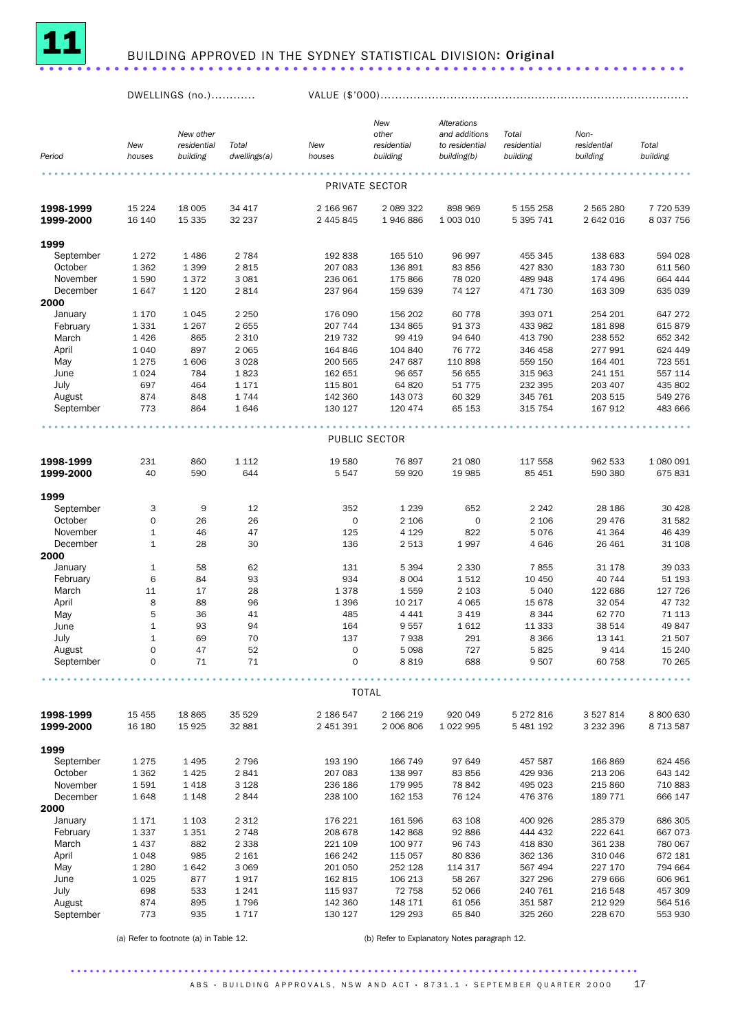# 11 BUILDING APPROVED IN THE SYDNEY STATISTICAL DIVISION: Original

| Period | DWELLINGS (no.) New houses | New other residential building | Total dwellings(a) | VALUE ($'000) New houses | New other residential building | Alterations and additions to residential building(b) | Total residential building | Non-residential building | Total building |
|---|---|---|---|---|---|---|---|---|---|
| **PRIVATE SECTOR** | | | | | | | | | |
| **1998-1999** | 15 224 | 18 005 | 34 417 | 2 166 967 | 2 089 322 | 898 969 | 5 155 258 | 2 565 280 | 7 720 539 |
| **1999-2000** | 16 140 | 15 335 | 32 237 | 2 445 845 | 1 946 886 | 1 003 010 | 5 395 741 | 2 642 016 | 8 037 756 |
| **1999** | | | | | | | | | |
| September | 1 272 | 1 486 | 2 784 | 192 838 | 165 510 | 96 997 | 455 345 | 138 683 | 594 028 |
| October | 1 362 | 1 399 | 2 815 | 207 083 | 136 891 | 83 856 | 427 830 | 183 730 | 611 560 |
| November | 1 590 | 1 372 | 3 081 | 236 061 | 175 866 | 78 020 | 489 948 | 174 496 | 664 444 |
| December | 1 647 | 1 120 | 2 814 | 237 964 | 159 639 | 74 127 | 471 730 | 163 309 | 635 039 |
| **2000** | | | | | | | | | |
| January | 1 170 | 1 045 | 2 250 | 176 090 | 156 202 | 60 778 | 393 071 | 254 201 | 647 272 |
| February | 1 331 | 1 267 | 2 655 | 207 744 | 134 865 | 91 373 | 433 982 | 181 898 | 615 879 |
| March | 1 426 | 865 | 2 310 | 219 732 | 99 419 | 94 640 | 413 790 | 238 552 | 652 342 |
| April | 1 040 | 897 | 2 065 | 164 846 | 104 840 | 76 772 | 346 458 | 277 991 | 624 449 |
| May | 1 275 | 1 606 | 3 028 | 200 565 | 247 687 | 110 898 | 559 150 | 164 401 | 723 551 |
| June | 1 024 | 784 | 1 823 | 162 651 | 96 657 | 56 655 | 315 963 | 241 151 | 557 114 |
| July | 697 | 464 | 1 171 | 115 801 | 64 820 | 51 775 | 232 395 | 203 407 | 435 802 |
| August | 874 | 848 | 1 744 | 142 360 | 143 073 | 60 329 | 345 761 | 203 515 | 549 276 |
| September | 773 | 864 | 1 646 | 130 127 | 120 474 | 65 153 | 315 754 | 167 912 | 483 666 |
| **PUBLIC SECTOR** | | | | | | | | | |
| **1998-1999** | 231 | 860 | 1 112 | 19 580 | 76 897 | 21 080 | 117 558 | 962 533 | 1 080 091 |
| **1999-2000** | 40 | 590 | 644 | 5 547 | 59 920 | 19 985 | 85 451 | 590 380 | 675 831 |
| **1999** | | | | | | | | | |
| September | 3 | 9 | 12 | 352 | 1 239 | 652 | 2 242 | 28 186 | 30 428 |
| October | 0 | 26 | 26 | 0 | 2 106 | 0 | 2 106 | 29 476 | 31 582 |
| November | 1 | 46 | 47 | 125 | 4 129 | 822 | 5 076 | 41 364 | 46 439 |
| December | 1 | 28 | 30 | 136 | 2 513 | 1 997 | 4 646 | 26 461 | 31 108 |
| **2000** | | | | | | | | | |
| January | 1 | 58 | 62 | 131 | 5 394 | 2 330 | 7 855 | 31 178 | 39 033 |
| February | 6 | 84 | 93 | 934 | 8 004 | 1 512 | 10 450 | 40 744 | 51 193 |
| March | 11 | 17 | 28 | 1 378 | 1 559 | 2 103 | 5 040 | 122 686 | 127 726 |
| April | 8 | 88 | 96 | 1 396 | 10 217 | 4 065 | 15 678 | 32 054 | 47 732 |
| May | 5 | 36 | 41 | 485 | 4 441 | 3 419 | 8 344 | 62 770 | 71 113 |
| June | 1 | 93 | 94 | 164 | 9 557 | 1 612 | 11 333 | 38 514 | 49 847 |
| July | 1 | 69 | 70 | 137 | 7 938 | 291 | 8 366 | 13 141 | 21 507 |
| August | 0 | 47 | 52 | 0 | 5 098 | 727 | 5 825 | 9 414 | 15 240 |
| September | 0 | 71 | 71 | 0 | 8 819 | 688 | 9 507 | 60 758 | 70 265 |
| **TOTAL** | | | | | | | | | |
| **1998-1999** | 15 455 | 18 865 | 35 529 | 2 186 547 | 2 166 219 | 920 049 | 5 272 816 | 3 527 814 | 8 800 630 |
| **1999-2000** | 16 180 | 15 925 | 32 881 | 2 451 391 | 2 006 806 | 1 022 995 | 5 481 192 | 3 232 396 | 8 713 587 |
| **1999** | | | | | | | | | |
| September | 1 275 | 1 495 | 2 796 | 193 190 | 166 749 | 97 649 | 457 587 | 166 869 | 624 456 |
| October | 1 362 | 1 425 | 2 841 | 207 083 | 138 997 | 83 856 | 429 936 | 213 206 | 643 142 |
| November | 1 591 | 1 418 | 3 128 | 236 186 | 179 995 | 78 842 | 495 023 | 215 860 | 710 883 |
| December | 1 648 | 1 148 | 2 844 | 238 100 | 162 153 | 76 124 | 476 376 | 189 771 | 666 147 |
| **2000** | | | | | | | | | |
| January | 1 171 | 1 103 | 2 312 | 176 221 | 161 596 | 63 108 | 400 926 | 285 379 | 686 305 |
| February | 1 337 | 1 351 | 2 748 | 208 678 | 142 868 | 92 886 | 444 432 | 222 641 | 667 073 |
| March | 1 437 | 882 | 2 338 | 221 109 | 100 977 | 96 743 | 418 830 | 361 238 | 780 067 |
| April | 1 048 | 985 | 2 161 | 166 242 | 115 057 | 80 836 | 362 136 | 310 046 | 672 181 |
| May | 1 280 | 1 642 | 3 069 | 201 050 | 252 128 | 114 317 | 567 494 | 227 170 | 794 664 |
| June | 1 025 | 877 | 1 917 | 162 815 | 106 213 | 58 267 | 327 296 | 279 666 | 606 961 |
| July | 698 | 533 | 1 241 | 115 937 | 72 758 | 52 066 | 240 761 | 216 548 | 457 309 |
| August | 874 | 895 | 1 796 | 142 360 | 148 171 | 61 056 | 351 587 | 212 929 | 564 516 |
| September | 773 | 935 | 1 717 | 130 127 | 129 293 | 65 840 | 325 260 | 228 670 | 553 930 |

(a) Refer to footnote (a) in Table 12.

(b) Refer to Explanatory Notes paragraph 12.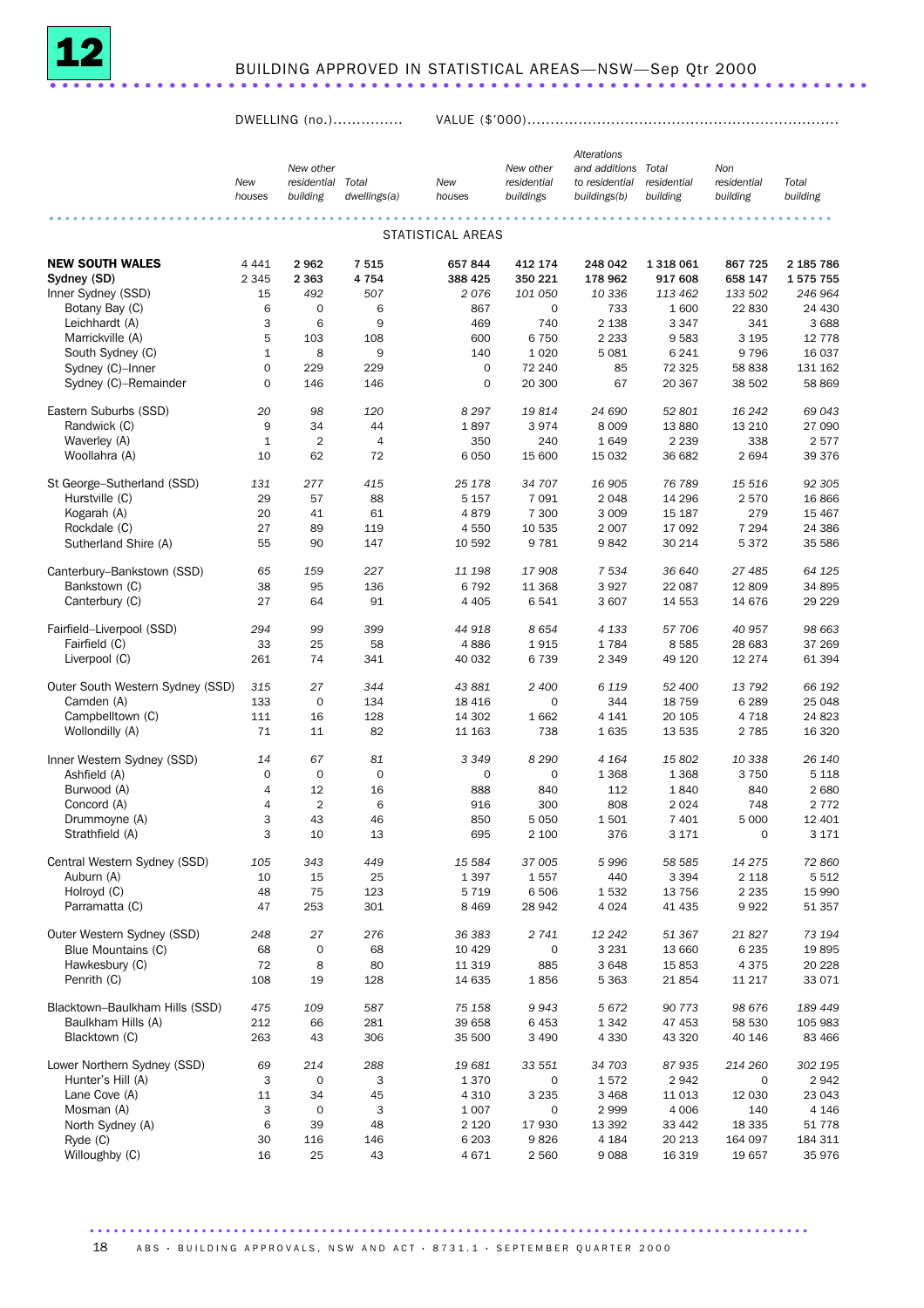## 12 BUILDING APPROVED IN STATISTICAL AREAS—NSW—Sep Qtr 2000

| | DWELLING (no.) | | | VALUE ($'000) | | | | | |
|---|---|---|---|---|---|---|---|---|---|
| | *New houses* | *New other residential building* | *Total dwellings(a)* | *New houses* | *New other residential buildings* | *Alterations and additions to residential buildings(b)* | *Total residential building* | *Non residential building* | *Total building* |
| **STATISTICAL AREAS** | | | | | | | | | |
| **NEW SOUTH WALES** | **4 441** | **2 962** | **7 515** | **657 844** | **412 174** | **248 042** | **1 318 061** | **867 725** | **2 185 786** |
| **Sydney (SD)** | **2 345** | **2 363** | **4 754** | **388 425** | **350 221** | **178 962** | **917 608** | **658 147** | **1 575 755** |
| Inner Sydney (SSD) | *15* | *492* | *507* | *2 076* | *101 050* | *10 336* | *113 462* | *133 502* | *246 964* |
| Botany Bay (C) | 6 | 0 | 6 | 867 | 0 | 733 | 1 600 | 22 830 | 24 430 |
| Leichhardt (A) | 3 | 6 | 9 | 469 | 740 | 2 138 | 3 347 | 341 | 3 688 |
| Marrickville (A) | 5 | 103 | 108 | 600 | 6 750 | 2 233 | 9 583 | 3 195 | 12 778 |
| South Sydney (C) | 1 | 8 | 9 | 140 | 1 020 | 5 081 | 6 241 | 9 796 | 16 037 |
| Sydney (C)–Inner | 0 | 229 | 229 | 0 | 72 240 | 85 | 72 325 | 58 838 | 131 162 |
| Sydney (C)–Remainder | 0 | 146 | 146 | 0 | 20 300 | 67 | 20 367 | 38 502 | 58 869 |
| Eastern Suburbs (SSD) | *20* | *98* | *120* | *8 297* | *19 814* | *24 690* | *52 801* | *16 242* | *69 043* |
| Randwick (C) | 9 | 34 | 44 | 1 897 | 3 974 | 8 009 | 13 880 | 13 210 | 27 090 |
| Waverley (A) | 1 | 2 | 4 | 350 | 240 | 1 649 | 2 239 | 338 | 2 577 |
| Woollahra (A) | 10 | 62 | 72 | 6 050 | 15 600 | 15 032 | 36 682 | 2 694 | 39 376 |
| St George–Sutherland (SSD) | *131* | *277* | *415* | *25 178* | *34 707* | *16 905* | *76 789* | *15 516* | *92 305* |
| Hurstville (C) | 29 | 57 | 88 | 5 157 | 7 091 | 2 048 | 14 296 | 2 570 | 16 866 |
| Kogarah (A) | 20 | 41 | 61 | 4 879 | 7 300 | 3 009 | 15 187 | 279 | 15 467 |
| Rockdale (C) | 27 | 89 | 119 | 4 550 | 10 535 | 2 007 | 17 092 | 7 294 | 24 386 |
| Sutherland Shire (A) | 55 | 90 | 147 | 10 592 | 9 781 | 9 842 | 30 214 | 5 372 | 35 586 |
| Canterbury–Bankstown (SSD) | *65* | *159* | *227* | *11 198* | *17 908* | *7 534* | *36 640* | *27 485* | *64 125* |
| Bankstown (C) | 38 | 95 | 136 | 6 792 | 11 368 | 3 927 | 22 087 | 12 809 | 34 895 |
| Canterbury (C) | 27 | 64 | 91 | 4 405 | 6 541 | 3 607 | 14 553 | 14 676 | 29 229 |
| Fairfield–Liverpool (SSD) | *294* | *99* | *399* | *44 918* | *8 654* | *4 133* | *57 706* | *40 957* | *98 663* |
| Fairfield (C) | 33 | 25 | 58 | 4 886 | 1 915 | 1 784 | 8 585 | 28 683 | 37 269 |
| Liverpool (C) | 261 | 74 | 341 | 40 032 | 6 739 | 2 349 | 49 120 | 12 274 | 61 394 |
| Outer South Western Sydney (SSD) | *315* | *27* | *344* | *43 881* | *2 400* | *6 119* | *52 400* | *13 792* | *66 192* |
| Camden (A) | 133 | 0 | 134 | 18 416 | 0 | 344 | 18 759 | 6 289 | 25 048 |
| Campbelltown (C) | 111 | 16 | 128 | 14 302 | 1 662 | 4 141 | 20 105 | 4 718 | 24 823 |
| Wollondilly (A) | 71 | 11 | 82 | 11 163 | 738 | 1 635 | 13 535 | 2 785 | 16 320 |
| Inner Western Sydney (SSD) | *14* | *67* | *81* | *3 349* | *8 290* | *4 164* | *15 802* | *10 338* | *26 140* |
| Ashfield (A) | 0 | 0 | 0 | 0 | 0 | 1 368 | 1 368 | 3 750 | 5 118 |
| Burwood (A) | 4 | 12 | 16 | 888 | 840 | 112 | 1 840 | 840 | 2 680 |
| Concord (A) | 4 | 2 | 6 | 916 | 300 | 808 | 2 024 | 748 | 2 772 |
| Drummoyne (A) | 3 | 43 | 46 | 850 | 5 050 | 1 501 | 7 401 | 5 000 | 12 401 |
| Strathfield (A) | 3 | 10 | 13 | 695 | 2 100 | 376 | 3 171 | 0 | 3 171 |
| Central Western Sydney (SSD) | *105* | *343* | *449* | *15 584* | *37 005* | *5 996* | *58 585* | *14 275* | *72 860* |
| Auburn (A) | 10 | 15 | 25 | 1 397 | 1 557 | 440 | 3 394 | 2 118 | 5 512 |
| Holroyd (C) | 48 | 75 | 123 | 5 719 | 6 506 | 1 532 | 13 756 | 2 235 | 15 990 |
| Parramatta (C) | 47 | 253 | 301 | 8 469 | 28 942 | 4 024 | 41 435 | 9 922 | 51 357 |
| Outer Western Sydney (SSD) | *248* | *27* | *276* | *36 383* | *2 741* | *12 242* | *51 367* | *21 827* | *73 194* |
| Blue Mountains (C) | 68 | 0 | 68 | 10 429 | 0 | 3 231 | 13 660 | 6 235 | 19 895 |
| Hawkesbury (C) | 72 | 8 | 80 | 11 319 | 885 | 3 648 | 15 853 | 4 375 | 20 228 |
| Penrith (C) | 108 | 19 | 128 | 14 635 | 1 856 | 5 363 | 21 854 | 11 217 | 33 071 |
| Blacktown–Baulkham Hills (SSD) | *475* | *109* | *587* | *75 158* | *9 943* | *5 672* | *90 773* | *98 676* | *189 449* |
| Baulkham Hills (A) | 212 | 66 | 281 | 39 658 | 6 453 | 1 342 | 47 453 | 58 530 | 105 983 |
| Blacktown (C) | 263 | 43 | 306 | 35 500 | 3 490 | 4 330 | 43 320 | 40 146 | 83 466 |
| Lower Northern Sydney (SSD) | *69* | *214* | *288* | *19 681* | *33 551* | *34 703* | *87 935* | *214 260* | *302 195* |
| Hunter's Hill (A) | 3 | 0 | 3 | 1 370 | 0 | 1 572 | 2 942 | 0 | 2 942 |
| Lane Cove (A) | 11 | 34 | 45 | 4 310 | 3 235 | 3 468 | 11 013 | 12 030 | 23 043 |
| Mosman (A) | 3 | 0 | 3 | 1 007 | 0 | 2 999 | 4 006 | 140 | 4 146 |
| North Sydney (A) | 6 | 39 | 48 | 2 120 | 17 930 | 13 392 | 33 442 | 18 335 | 51 778 |
| Ryde (C) | 30 | 116 | 146 | 6 203 | 9 826 | 4 184 | 20 213 | 164 097 | 184 311 |
| Willoughby (C) | 16 | 25 | 43 | 4 671 | 2 560 | 9 088 | 16 319 | 19 657 | 35 976 |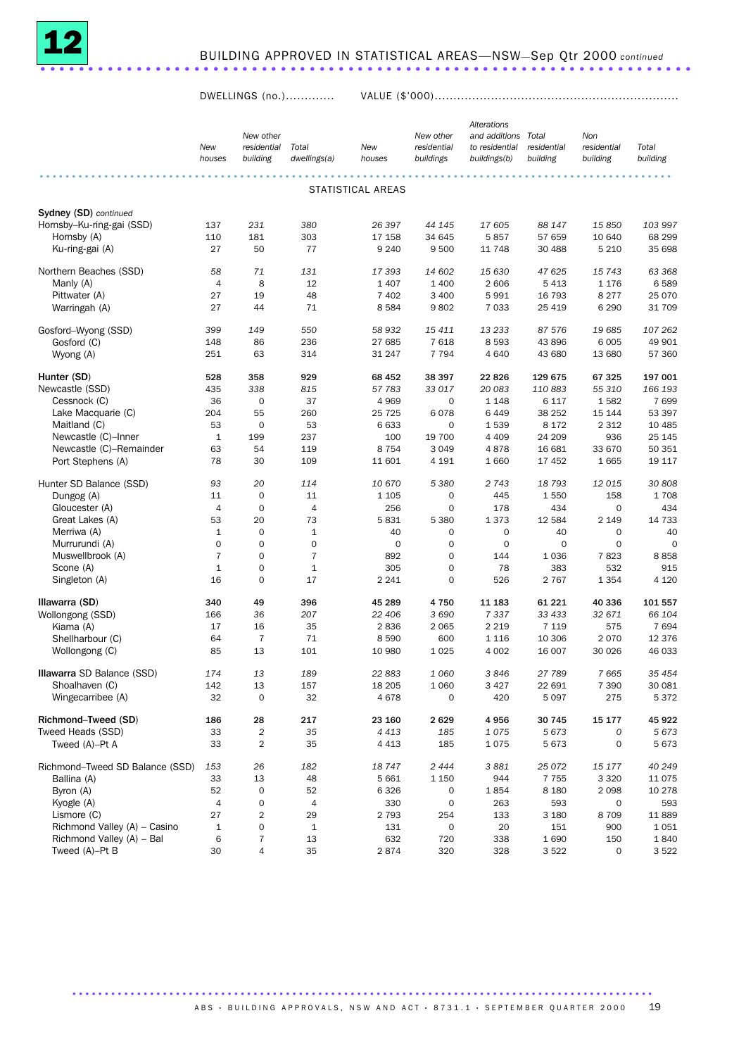# 12 BUILDING APPROVED IN STATISTICAL AREAS—NSW—Sep Qtr 2000 *continued*

| | DWELLINGS (no.) | | | VALUE ($'000) | | | | | |
|---|---|---|---|---|---|---|---|---|---|
| | New houses | New other residential building | Total dwellings(a) | New houses | New other residential buildings | Alterations and additions to residential buildings(b) | Total residential building | Non residential building | Total building |
| **STATISTICAL AREAS** | | | | | | | | | |
| **Sydney (SD)** *continued* | | | | | | | | | |
| Hornsby–Ku-ring-gai (SSD) | 137 | *231* | *380* | *26 397* | *44 145* | *17 605* | *88 147* | *15 850* | *103 997* |
| Hornsby (A) | 110 | 181 | 303 | 17 158 | 34 645 | 5 857 | 57 659 | 10 640 | 68 299 |
| Ku-ring-gai (A) | 27 | 50 | 77 | 9 240 | 9 500 | 11 748 | 30 488 | 5 210 | 35 698 |
| Northern Beaches (SSD) | *58* | *71* | *131* | *17 393* | *14 602* | *15 630* | *47 625* | *15 743* | *63 368* |
| Manly (A) | 4 | 8 | 12 | 1 407 | 1 400 | 2 606 | 5 413 | 1 176 | 6 589 |
| Pittwater (A) | 27 | 19 | 48 | 7 402 | 3 400 | 5 991 | 16 793 | 8 277 | 25 070 |
| Warringah (A) | 27 | 44 | 71 | 8 584 | 9 802 | 7 033 | 25 419 | 6 290 | 31 709 |
| Gosford–Wyong (SSD) | *399* | *149* | *550* | *58 932* | *15 411* | *13 233* | *87 576* | *19 685* | *107 262* |
| Gosford (C) | 148 | 86 | 236 | 27 685 | 7 618 | 8 593 | 43 896 | 6 005 | 49 901 |
| Wyong (A) | 251 | 63 | 314 | 31 247 | 7 794 | 4 640 | 43 680 | 13 680 | 57 360 |
| **Hunter (SD)** | **528** | **358** | **929** | **68 452** | **38 397** | **22 826** | **129 675** | **67 325** | **197 001** |
| Newcastle (SSD) | 435 | *338* | *815* | *57 783* | *33 017* | *20 083* | *110 883* | *55 310* | *166 193* |
| Cessnock (C) | 36 | 0 | 37 | 4 969 | 0 | 1 148 | 6 117 | 1 582 | 7 699 |
| Lake Macquarie (C) | 204 | 55 | 260 | 25 725 | 6 078 | 6 449 | 38 252 | 15 144 | 53 397 |
| Maitland (C) | 53 | 0 | 53 | 6 633 | 0 | 1 539 | 8 172 | 2 312 | 10 485 |
| Newcastle (C)–Inner | 1 | 199 | 237 | 100 | 19 700 | 4 409 | 24 209 | 936 | 25 145 |
| Newcastle (C)–Remainder | 63 | 54 | 119 | 8 754 | 3 049 | 4 878 | 16 681 | 33 670 | 50 351 |
| Port Stephens (A) | 78 | 30 | 109 | 11 601 | 4 191 | 1 660 | 17 452 | 1 665 | 19 117 |
| Hunter SD Balance (SSD) | *93* | *20* | *114* | *10 670* | *5 380* | *2 743* | *18 793* | *12 015* | *30 808* |
| Dungog (A) | 11 | 0 | 11 | 1 105 | 0 | 445 | 1 550 | 158 | 1 708 |
| Gloucester (A) | 4 | 0 | 4 | 256 | 0 | 178 | 434 | 0 | 434 |
| Great Lakes (A) | 53 | 20 | 73 | 5 831 | 5 380 | 1 373 | 12 584 | 2 149 | 14 733 |
| Merriwa (A) | 1 | 0 | 1 | 40 | 0 | 0 | 40 | 0 | 40 |
| Murrurundi (A) | 0 | 0 | 0 | 0 | 0 | 0 | 0 | 0 | 0 |
| Muswellbrook (A) | 7 | 0 | 7 | 892 | 0 | 144 | 1 036 | 7 823 | 8 858 |
| Scone (A) | 1 | 0 | 1 | 305 | 0 | 78 | 383 | 532 | 915 |
| Singleton (A) | 16 | 0 | 17 | 2 241 | 0 | 526 | 2 767 | 1 354 | 4 120 |
| **Illawarra (SD)** | **340** | **49** | **396** | **45 289** | **4 750** | **11 183** | **61 221** | **40 336** | **101 557** |
| Wollongong (SSD) | 166 | *36* | *207* | *22 406* | *3 690* | *7 337* | *33 433* | *32 671* | *66 104* |
| Kiama (A) | 17 | 16 | 35 | 2 836 | 2 065 | 2 219 | 7 119 | 575 | 7 694 |
| Shellharbour (C) | 64 | 7 | 71 | 8 590 | 600 | 1 116 | 10 306 | 2 070 | 12 376 |
| Wollongong (C) | 85 | 13 | 101 | 10 980 | 1 025 | 4 002 | 16 007 | 30 026 | 46 033 |
| **Illawarra** SD Balance (SSD) | *174* | *13* | *189* | *22 883* | *1 060* | *3 846* | *27 789* | *7 665* | *35 454* |
| Shoalhaven (C) | 142 | 13 | 157 | 18 205 | 1 060 | 3 427 | 22 691 | 7 390 | 30 081 |
| Wingecarribee (A) | 32 | 0 | 32 | 4 678 | 0 | 420 | 5 097 | 275 | 5 372 |
| **Richmond–Tweed (SD)** | **186** | **28** | **217** | **23 160** | **2 629** | **4 956** | **30 745** | **15 177** | **45 922** |
| Tweed Heads (SSD) | 33 | *2* | *35* | *4 413* | *185* | *1 075* | *5 673* | *0* | *5 673* |
| Tweed (A)–Pt A | 33 | 2 | 35 | 4 413 | 185 | 1 075 | 5 673 | 0 | 5 673 |
| Richmond–Tweed SD Balance (SSD) | *153* | *26* | *182* | *18 747* | *2 444* | *3 881* | *25 072* | *15 177* | *40 249* |
| Ballina (A) | 33 | 13 | 48 | 5 661 | 1 150 | 944 | 7 755 | 3 320 | 11 075 |
| Byron (A) | 52 | 0 | 52 | 6 326 | 0 | 1 854 | 8 180 | 2 098 | 10 278 |
| Kyogle (A) | 4 | 0 | 4 | 330 | 0 | 263 | 593 | 0 | 593 |
| Lismore (C) | 27 | 2 | 29 | 2 793 | 254 | 133 | 3 180 | 8 709 | 11 889 |
| Richmond Valley (A) – Casino | 1 | 0 | 1 | 131 | 0 | 20 | 151 | 900 | 1 051 |
| Richmond Valley (A) – Bal | 6 | 7 | 13 | 632 | 720 | 338 | 1 690 | 150 | 1 840 |
| Tweed (A)–Pt B | 30 | 4 | 35 | 2 874 | 320 | 328 | 3 522 | 0 | 3 522 |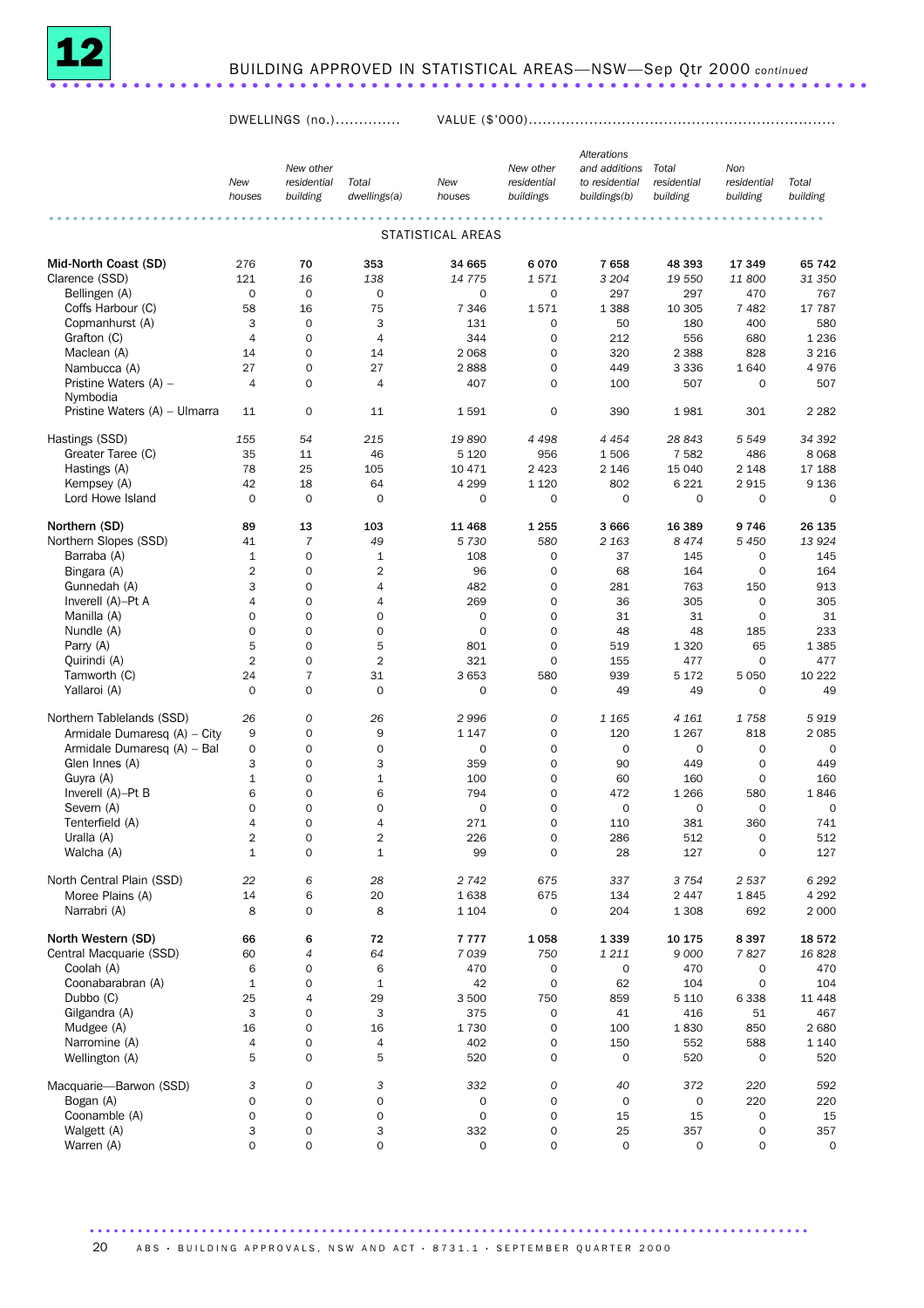## 12 BUILDING APPROVED IN STATISTICAL AREAS—NSW—Sep Qtr 2000 *continued*

| | DWELLINGS (no.) | | | VALUE ($'000) | | | | | |
|---|---|---|---|---|---|---|---|---|---|
| | New houses | New other residential building | Total dwellings(a) | New houses | New other residential buildings | Alterations and additions to residential buildings(b) | Total residential building | Non residential building | Total building |
| **STATISTICAL AREAS** | | | | | | | | | |
| **Mid-North Coast (SD)** | 276 | 70 | 353 | 34 665 | 6 070 | 7 658 | 48 393 | 17 349 | 65 742 |
| Clarence (SSD) | *121* | *16* | *138* | *14 775* | *1 571* | *3 204* | *19 550* | *11 800* | *31 350* |
| Bellingen (A) | 0 | 0 | 0 | 0 | 0 | 297 | 297 | 470 | 767 |
| Coffs Harbour (C) | 58 | 16 | 75 | 7 346 | 1 571 | 1 388 | 10 305 | 7 482 | 17 787 |
| Copmanhurst (A) | 3 | 0 | 3 | 131 | 0 | 50 | 180 | 400 | 580 |
| Grafton (C) | 4 | 0 | 4 | 344 | 0 | 212 | 556 | 680 | 1 236 |
| Maclean (A) | 14 | 0 | 14 | 2 068 | 0 | 320 | 2 388 | 828 | 3 216 |
| Nambucca (A) | 27 | 0 | 27 | 2 888 | 0 | 449 | 3 336 | 1 640 | 4 976 |
| Pristine Waters (A) – Nymbodia | 4 | 0 | 4 | 407 | 0 | 100 | 507 | 0 | 507 |
| Pristine Waters (A) – Ulmarra | 11 | 0 | 11 | 1 591 | 0 | 390 | 1 981 | 301 | 2 282 |
| Hastings (SSD) | *155* | *54* | *215* | *19 890* | *4 498* | *4 454* | *28 843* | *5 549* | *34 392* |
| Greater Taree (C) | 35 | 11 | 46 | 5 120 | 956 | 1 506 | 7 582 | 486 | 8 068 |
| Hastings (A) | 78 | 25 | 105 | 10 471 | 2 423 | 2 146 | 15 040 | 2 148 | 17 188 |
| Kempsey (A) | 42 | 18 | 64 | 4 299 | 1 120 | 802 | 6 221 | 2 915 | 9 136 |
| Lord Howe Island | 0 | 0 | 0 | 0 | 0 | 0 | 0 | 0 | 0 |
| **Northern (SD)** | 89 | 13 | 103 | 11 468 | 1 255 | 3 666 | 16 389 | 9 746 | 26 135 |
| Northern Slopes (SSD) | *41* | *7* | *49* | *5 730* | *580* | *2 163* | *8 474* | *5 450* | *13 924* |
| Barraba (A) | 1 | 0 | 1 | 108 | 0 | 37 | 145 | 0 | 145 |
| Bingara (A) | 2 | 0 | 2 | 96 | 0 | 68 | 164 | 0 | 164 |
| Gunnedah (A) | 3 | 0 | 4 | 482 | 0 | 281 | 763 | 150 | 913 |
| Inverell (A)–Pt A | 4 | 0 | 4 | 269 | 0 | 36 | 305 | 0 | 305 |
| Manilla (A) | 0 | 0 | 0 | 0 | 0 | 31 | 31 | 0 | 31 |
| Nundle (A) | 0 | 0 | 0 | 0 | 0 | 48 | 48 | 185 | 233 |
| Parry (A) | 5 | 0 | 5 | 801 | 0 | 519 | 1 320 | 65 | 1 385 |
| Quirindi (A) | 2 | 0 | 2 | 321 | 0 | 155 | 477 | 0 | 477 |
| Tamworth (C) | 24 | 7 | 31 | 3 653 | 580 | 939 | 5 172 | 5 050 | 10 222 |
| Yallaroi (A) | 0 | 0 | 0 | 0 | 0 | 49 | 49 | 0 | 49 |
| Northern Tablelands (SSD) | *26* | *0* | *26* | *2 996* | *0* | *1 165* | *4 161* | *1 758* | *5 919* |
| Armidale Dumaresq (A) – City | 9 | 0 | 9 | 1 147 | 0 | 120 | 1 267 | 818 | 2 085 |
| Armidale Dumaresq (A) – Bal | 0 | 0 | 0 | 0 | 0 | 0 | 0 | 0 | 0 |
| Glen Innes (A) | 3 | 0 | 3 | 359 | 0 | 90 | 449 | 0 | 449 |
| Guyra (A) | 1 | 0 | 1 | 100 | 0 | 60 | 160 | 0 | 160 |
| Inverell (A)–Pt B | 6 | 0 | 6 | 794 | 0 | 472 | 1 266 | 580 | 1 846 |
| Severn (A) | 0 | 0 | 0 | 0 | 0 | 0 | 0 | 0 | 0 |
| Tenterfield (A) | 4 | 0 | 4 | 271 | 0 | 110 | 381 | 360 | 741 |
| Uralla (A) | 2 | 0 | 2 | 226 | 0 | 286 | 512 | 0 | 512 |
| Walcha (A) | 1 | 0 | 1 | 99 | 0 | 28 | 127 | 0 | 127 |
| North Central Plain (SSD) | *22* | *6* | *28* | *2 742* | *675* | *337* | *3 754* | *2 537* | *6 292* |
| Moree Plains (A) | 14 | 6 | 20 | 1 638 | 675 | 134 | 2 447 | 1 845 | 4 292 |
| Narrabri (A) | 8 | 0 | 8 | 1 104 | 0 | 204 | 1 308 | 692 | 2 000 |
| **North Western (SD)** | 66 | 6 | 72 | 7 777 | 1 058 | 1 339 | 10 175 | 8 397 | 18 572 |
| Central Macquarie (SSD) | *60* | *4* | *64* | *7 039* | *750* | *1 211* | *9 000* | *7 827* | *16 828* |
| Coolah (A) | 6 | 0 | 6 | 470 | 0 | 0 | 470 | 0 | 470 |
| Coonabarabran (A) | 1 | 0 | 1 | 42 | 0 | 62 | 104 | 0 | 104 |
| Dubbo (C) | 25 | 4 | 29 | 3 500 | 750 | 859 | 5 110 | 6 338 | 11 448 |
| Gilgandra (A) | 3 | 0 | 3 | 375 | 0 | 41 | 416 | 51 | 467 |
| Mudgee (A) | 16 | 0 | 16 | 1 730 | 0 | 100 | 1 830 | 850 | 2 680 |
| Narromine (A) | 4 | 0 | 4 | 402 | 0 | 150 | 552 | 588 | 1 140 |
| Wellington (A) | 5 | 0 | 5 | 520 | 0 | 0 | 520 | 0 | 520 |
| Macquarie—Barwon (SSD) | *3* | *0* | *3* | *332* | *0* | *40* | *372* | *220* | *592* |
| Bogan (A) | 0 | 0 | 0 | 0 | 0 | 0 | 0 | 220 | 220 |
| Coonamble (A) | 0 | 0 | 0 | 0 | 0 | 15 | 15 | 0 | 15 |
| Walgett (A) | 3 | 0 | 3 | 332 | 0 | 25 | 357 | 0 | 357 |
| Warren (A) | 0 | 0 | 0 | 0 | 0 | 0 | 0 | 0 | 0 |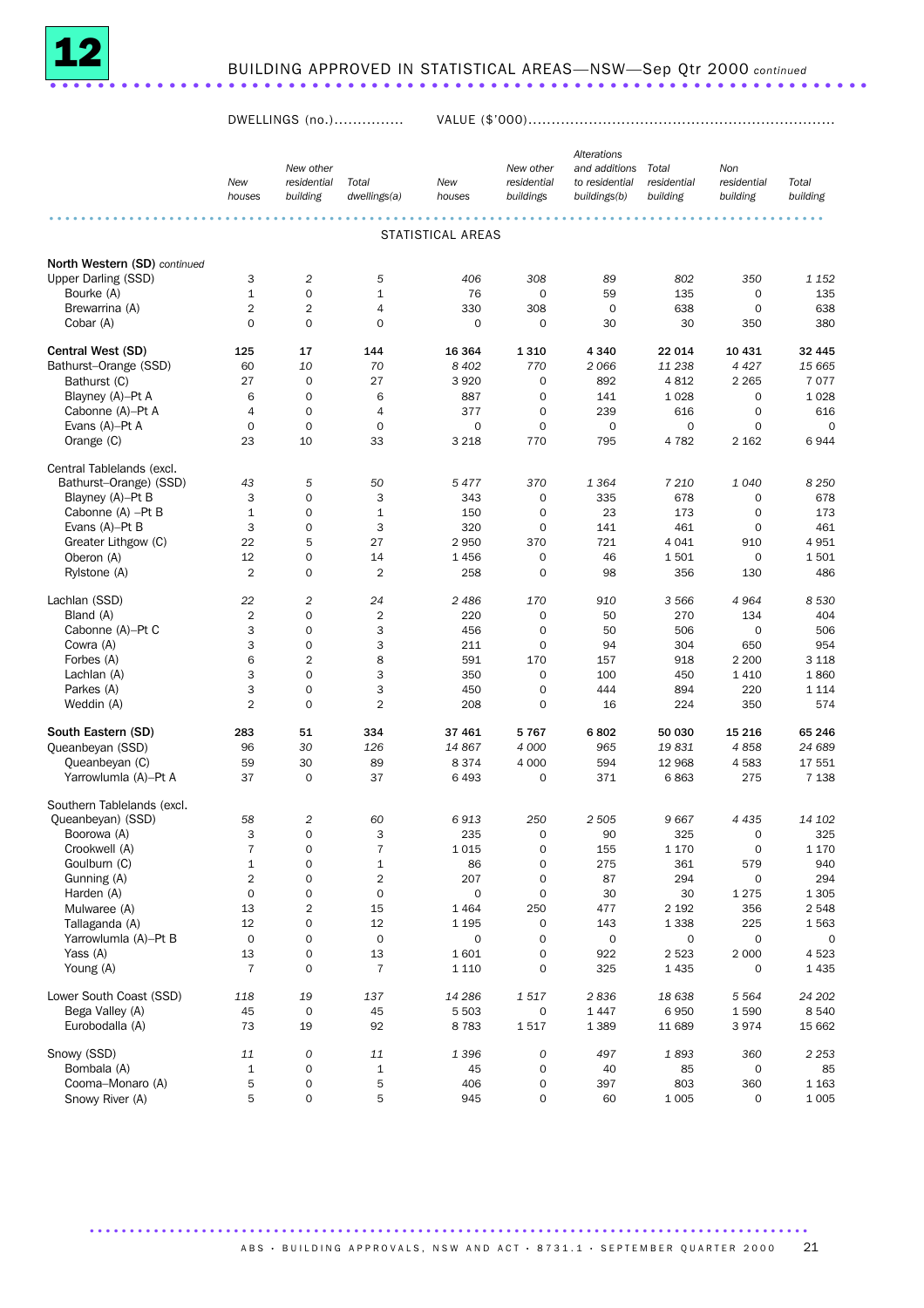# 12 BUILDING APPROVED IN STATISTICAL AREAS—NSW—Sep Qtr 2000 *continued*

| | DWELLINGS (no.) | | | VALUE ($'000) | | | | | |
|---|---|---|---|---|---|---|---|---|---|
| | *New houses* | *New other residential building* | *Total dwellings(a)* | *New houses* | *New other residential buildings* | *Alterations and additions to residential buildings(b)* | *Total residential building* | *Non residential building* | *Total building* |
| | | | | STATISTICAL AREAS | | | | | |
| **North Western (SD)** *continued* | | | | | | | | | |
| Upper Darling (SSD) | 3 | *2* | *5* | *406* | *308* | *89* | *802* | *350* | *1 152* |
| Bourke (A) | 1 | 0 | 1 | 76 | 0 | 59 | 135 | 0 | 135 |
| Brewarrina (A) | 2 | 2 | 4 | 330 | 308 | 0 | 638 | 0 | 638 |
| Cobar (A) | 0 | 0 | 0 | 0 | 0 | 30 | 30 | 350 | 380 |
| **Central West (SD)** | **125** | **17** | **144** | **16 364** | **1 310** | **4 340** | **22 014** | **10 431** | **32 445** |
| Bathurst–Orange (SSD) | 60 | *10* | *70* | *8 402* | *770* | *2 066* | *11 238* | *4 427* | *15 665* |
| Bathurst (C) | 27 | 0 | 27 | 3 920 | 0 | 892 | 4 812 | 2 265 | 7 077 |
| Blayney (A)–Pt A | 6 | 0 | 6 | 887 | 0 | 141 | 1 028 | 0 | 1 028 |
| Cabonne (A)–Pt A | 4 | 0 | 4 | 377 | 0 | 239 | 616 | 0 | 616 |
| Evans (A)–Pt A | 0 | 0 | 0 | 0 | 0 | 0 | 0 | 0 | 0 |
| Orange (C) | 23 | 10 | 33 | 3 218 | 770 | 795 | 4 782 | 2 162 | 6 944 |
| Central Tablelands (excl. Bathurst–Orange) (SSD) | *43* | *5* | *50* | *5 477* | *370* | *1 364* | *7 210* | *1 040* | *8 250* |
| Blayney (A)–Pt B | 3 | 0 | 3 | 343 | 0 | 335 | 678 | 0 | 678 |
| Cabonne (A) –Pt B | 1 | 0 | 1 | 150 | 0 | 23 | 173 | 0 | 173 |
| Evans (A)–Pt B | 3 | 0 | 3 | 320 | 0 | 141 | 461 | 0 | 461 |
| Greater Lithgow (C) | 22 | 5 | 27 | 2 950 | 370 | 721 | 4 041 | 910 | 4 951 |
| Oberon (A) | 12 | 0 | 14 | 1 456 | 0 | 46 | 1 501 | 0 | 1 501 |
| Rylstone (A) | 2 | 0 | 2 | 258 | 0 | 98 | 356 | 130 | 486 |
| Lachlan (SSD) | *22* | *2* | *24* | *2 486* | *170* | *910* | *3 566* | *4 964* | *8 530* |
| Bland (A) | 2 | 0 | 2 | 220 | 0 | 50 | 270 | 134 | 404 |
| Cabonne (A)–Pt C | 3 | 0 | 3 | 456 | 0 | 50 | 506 | 0 | 506 |
| Cowra (A) | 3 | 0 | 3 | 211 | 0 | 94 | 304 | 650 | 954 |
| Forbes (A) | 6 | 2 | 8 | 591 | 170 | 157 | 918 | 2 200 | 3 118 |
| Lachlan (A) | 3 | 0 | 3 | 350 | 0 | 100 | 450 | 1 410 | 1 860 |
| Parkes (A) | 3 | 0 | 3 | 450 | 0 | 444 | 894 | 220 | 1 114 |
| Weddin (A) | 2 | 0 | 2 | 208 | 0 | 16 | 224 | 350 | 574 |
| **South Eastern (SD)** | **283** | **51** | **334** | **37 461** | **5 767** | **6 802** | **50 030** | **15 216** | **65 246** |
| Queanbeyan (SSD) | 96 | *30* | *126* | *14 867* | *4 000* | *965* | *19 831* | *4 858* | *24 689* |
| Queanbeyan (C) | 59 | 30 | 89 | 8 374 | 4 000 | 594 | 12 968 | 4 583 | 17 551 |
| Yarrowlumla (A)–Pt A | 37 | 0 | 37 | 6 493 | 0 | 371 | 6 863 | 275 | 7 138 |
| Southern Tablelands (excl. Queanbeyan) (SSD) | *58* | *2* | *60* | *6 913* | *250* | *2 505* | *9 667* | *4 435* | *14 102* |
| Boorowa (A) | 3 | 0 | 3 | 235 | 0 | 90 | 325 | 0 | 325 |
| Crookwell (A) | 7 | 0 | 7 | 1 015 | 0 | 155 | 1 170 | 0 | 1 170 |
| Goulburn (C) | 1 | 0 | 1 | 86 | 0 | 275 | 361 | 579 | 940 |
| Gunning (A) | 2 | 0 | 2 | 207 | 0 | 87 | 294 | 0 | 294 |
| Harden (A) | 0 | 0 | 0 | 0 | 0 | 30 | 30 | 1 275 | 1 305 |
| Mulwaree (A) | 13 | 2 | 15 | 1 464 | 250 | 477 | 2 192 | 356 | 2 548 |
| Tallaganda (A) | 12 | 0 | 12 | 1 195 | 0 | 143 | 1 338 | 225 | 1 563 |
| Yarrowlumla (A)–Pt B | 0 | 0 | 0 | 0 | 0 | 0 | 0 | 0 | 0 |
| Yass (A) | 13 | 0 | 13 | 1 601 | 0 | 922 | 2 523 | 2 000 | 4 523 |
| Young (A) | 7 | 0 | 7 | 1 110 | 0 | 325 | 1 435 | 0 | 1 435 |
| Lower South Coast (SSD) | *118* | *19* | *137* | *14 286* | *1 517* | *2 836* | *18 638* | *5 564* | *24 202* |
| Bega Valley (A) | 45 | 0 | 45 | 5 503 | 0 | 1 447 | 6 950 | 1 590 | 8 540 |
| Eurobodalla (A) | 73 | 19 | 92 | 8 783 | 1 517 | 1 389 | 11 689 | 3 974 | 15 662 |
| Snowy (SSD) | *11* | *0* | *11* | *1 396* | *0* | *497* | *1 893* | *360* | *2 253* |
| Bombala (A) | 1 | 0 | 1 | 45 | 0 | 40 | 85 | 0 | 85 |
| Cooma–Monaro (A) | 5 | 0 | 5 | 406 | 0 | 397 | 803 | 360 | 1 163 |
| Snowy River (A) | 5 | 0 | 5 | 945 | 0 | 60 | 1 005 | 0 | 1 005 |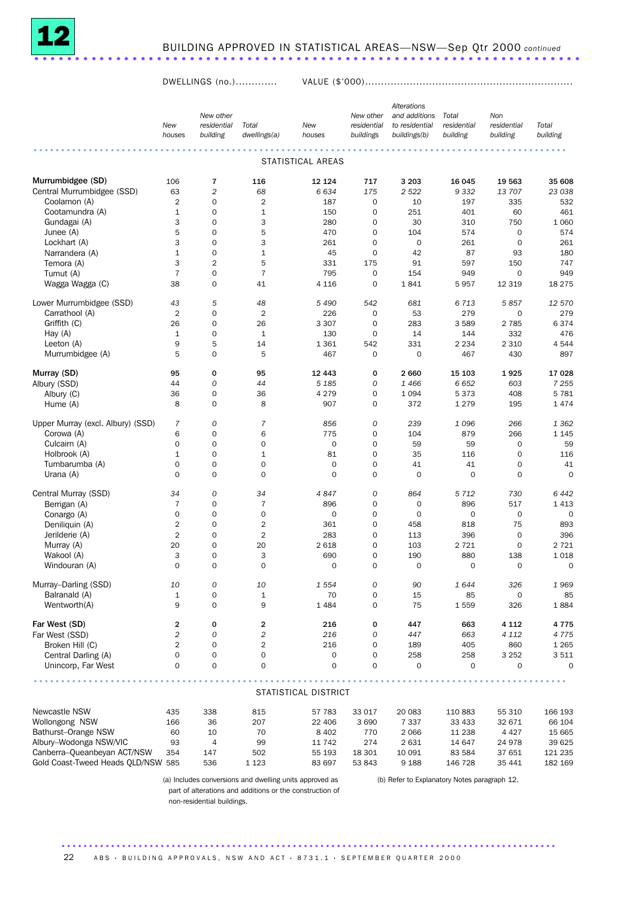## 12 BUILDING APPROVED IN STATISTICAL AREAS—NSW—Sep Qtr 2000 *continued*

| | DWELLINGS (no.) | | | VALUE ($'000) | | | | | |
|---|---|---|---|---|---|---|---|---|---|
| | *New houses* | *New other residential building* | *Total dwellings(a)* | *New houses* | *New other residential buildings* | *Alterations and additions to residential buildings(b)* | *Total residential building* | *Non residential building* | *Total building* |
| **STATISTICAL AREAS** | | | | | | | | | |
| **Murrumbidgee (SD)** | **106** | **7** | **116** | **12 124** | **717** | **3 203** | **16 045** | **19 563** | **35 608** |
| Central Murrumbidgee (SSD) | *63* | *2* | *68* | *6 634* | *175* | *2 522* | *9 332* | *13 707* | *23 038* |
| Coolamon (A) | 2 | 0 | 2 | 187 | 0 | 10 | 197 | 335 | 532 |
| Cootamundra (A) | 1 | 0 | 1 | 150 | 0 | 251 | 401 | 60 | 461 |
| Gundagai (A) | 3 | 0 | 3 | 280 | 0 | 30 | 310 | 750 | 1 060 |
| Junee (A) | 5 | 0 | 5 | 470 | 0 | 104 | 574 | 0 | 574 |
| Lockhart (A) | 3 | 0 | 3 | 261 | 0 | 0 | 261 | 0 | 261 |
| Narrandera (A) | 1 | 0 | 1 | 45 | 0 | 42 | 87 | 93 | 180 |
| Temora (A) | 3 | 2 | 5 | 331 | 175 | 91 | 597 | 150 | 747 |
| Tumut (A) | 7 | 0 | 7 | 795 | 0 | 154 | 949 | 0 | 949 |
| Wagga Wagga (C) | 38 | 0 | 41 | 4 116 | 0 | 1 841 | 5 957 | 12 319 | 18 275 |
| Lower Murrumbidgee (SSD) | *43* | *5* | *48* | *5 490* | *542* | *681* | *6 713* | *5 857* | *12 570* |
| Carrathool (A) | 2 | 0 | 2 | 226 | 0 | 53 | 279 | 0 | 279 |
| Griffith (C) | 26 | 0 | 26 | 3 307 | 0 | 283 | 3 589 | 2 785 | 6 374 |
| Hay (A) | 1 | 0 | 1 | 130 | 0 | 14 | 144 | 332 | 476 |
| Leeton (A) | 9 | 5 | 14 | 1 361 | 542 | 331 | 2 234 | 2 310 | 4 544 |
| Murrumbidgee (A) | 5 | 0 | 5 | 467 | 0 | 0 | 467 | 430 | 897 |
| **Murray (SD)** | **95** | **0** | **95** | **12 443** | **0** | **2 660** | **15 103** | **1 925** | **17 028** |
| Albury (SSD) | *44* | *0* | *44* | *5 185* | *0* | *1 466* | *6 652* | *603* | *7 255* |
| Albury (C) | 36 | 0 | 36 | 4 279 | 0 | 1 094 | 5 373 | 408 | 5 781 |
| Hume (A) | 8 | 0 | 8 | 907 | 0 | 372 | 1 279 | 195 | 1 474 |
| Upper Murray (excl. Albury) (SSD) | *7* | *0* | *7* | *856* | *0* | *239* | *1 096* | *266* | *1 362* |
| Corowa (A) | 6 | 0 | 6 | 775 | 0 | 104 | 879 | 266 | 1 145 |
| Culcairn (A) | 0 | 0 | 0 | 0 | 0 | 59 | 59 | 0 | 59 |
| Holbrook (A) | 1 | 0 | 1 | 81 | 0 | 35 | 116 | 0 | 116 |
| Tumbarumba (A) | 0 | 0 | 0 | 0 | 0 | 41 | 41 | 0 | 41 |
| Urana (A) | 0 | 0 | 0 | 0 | 0 | 0 | 0 | 0 | 0 |
| Central Murray (SSD) | *34* | *0* | *34* | *4 847* | *0* | *864* | *5 712* | *730* | *6 442* |
| Berrigan (A) | 7 | 0 | 7 | 896 | 0 | 0 | 896 | 517 | 1 413 |
| Conargo (A) | 0 | 0 | 0 | 0 | 0 | 0 | 0 | 0 | 0 |
| Deniliquin (A) | 2 | 0 | 2 | 361 | 0 | 458 | 818 | 75 | 893 |
| Jerilderie (A) | 2 | 0 | 2 | 283 | 0 | 113 | 396 | 0 | 396 |
| Murray (A) | 20 | 0 | 20 | 2 618 | 0 | 103 | 2 721 | 0 | 2 721 |
| Wakool (A) | 3 | 0 | 3 | 690 | 0 | 190 | 880 | 138 | 1 018 |
| Windouran (A) | 0 | 0 | 0 | 0 | 0 | 0 | 0 | 0 | 0 |
| Murray–Darling (SSD) | *10* | *0* | *10* | *1 554* | *0* | *90* | *1 644* | *326* | *1 969* |
| Balranald (A) | 1 | 0 | 1 | 70 | 0 | 15 | 85 | 0 | 85 |
| Wentworth(A) | 9 | 0 | 9 | 1 484 | 0 | 75 | 1 559 | 326 | 1 884 |
| **Far West (SD)** | **2** | **0** | **2** | **216** | **0** | **447** | **663** | **4 112** | **4 775** |
| Far West (SSD) | *2* | *0* | *2* | *216* | *0* | *447* | *663* | *4 112* | *4 775* |
| Broken Hill (C) | 2 | 0 | 2 | 216 | 0 | 189 | 405 | 860 | 1 265 |
| Central Darling (A) | 0 | 0 | 0 | 0 | 0 | 258 | 258 | 3 252 | 3 511 |
| Unincorp, Far West | 0 | 0 | 0 | 0 | 0 | 0 | 0 | 0 | 0 |
| **STATISTICAL DISTRICT** | | | | | | | | | |
| Newcastle NSW | 435 | 338 | 815 | 57 783 | 33 017 | 20 083 | 110 883 | 55 310 | 166 193 |
| Wollongong NSW | 166 | 36 | 207 | 22 406 | 3 690 | 7 337 | 33 433 | 32 671 | 66 104 |
| Bathurst–Orange NSW | 60 | 10 | 70 | 8 402 | 770 | 2 066 | 11 238 | 4 427 | 15 665 |
| Albury–Wodonga NSW/VIC | 93 | 4 | 99 | 11 742 | 274 | 2 631 | 14 647 | 24 978 | 39 625 |
| Canberra–Queanbeyan ACT/NSW | 354 | 147 | 502 | 55 193 | 18 301 | 10 091 | 83 584 | 37 651 | 121 235 |
| Gold Coast-Tweed Heads QLD/NSW | 585 | 536 | 1 123 | 83 697 | 53 843 | 9 188 | 146 728 | 35 441 | 182 169 |

(a) Includes conversions and dwelling units approved as part of alterations and additions or the construction of non-residential buildings.

(b) Refer to Explanatory Notes paragraph 12.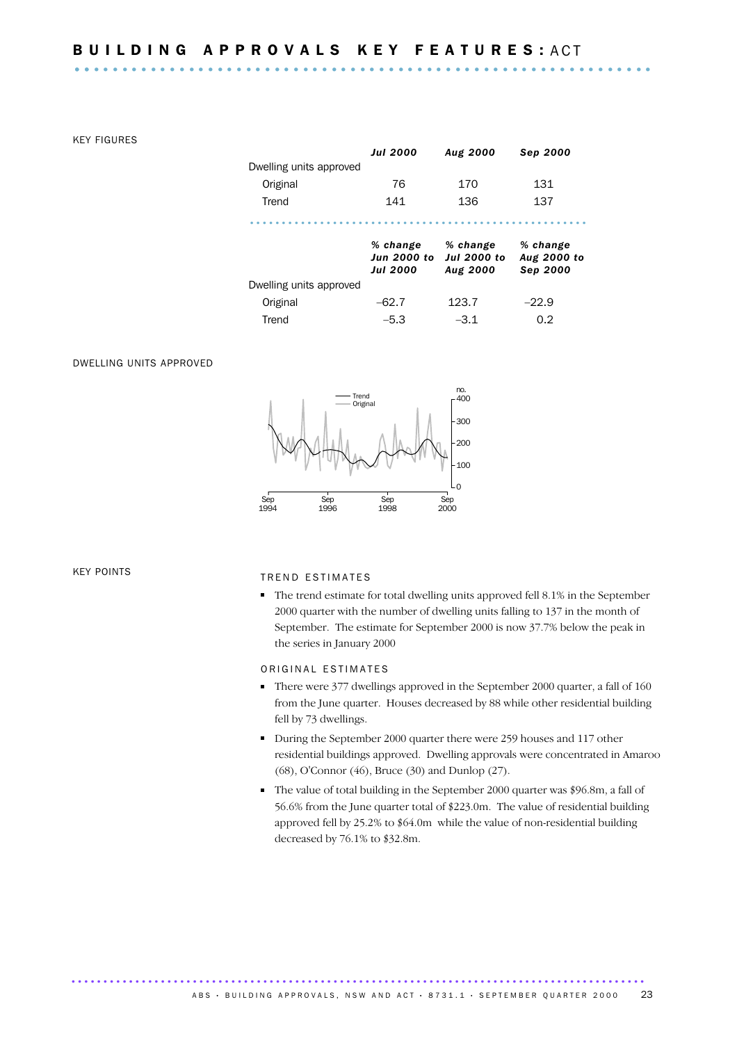# BUILDING APPROVALS KEY FEATURES: ACT

## KEY FIGURES

| | Jul 2000 | Aug 2000 | Sep 2000 |
|---|---|---|---|
| Dwelling units approved | | | |
| Original | 76 | 170 | 131 |
| Trend | 141 | 136 | 137 |

| | % change Jun 2000 to Jul 2000 | % change Jul 2000 to Aug 2000 | % change Aug 2000 to Sep 2000 |
|---|---|---|---|
| Dwelling units approved | | | |
| Original | –62.7 | 123.7 | –22.9 |
| Trend | –5.3 | –3.1 | 0.2 |

## DWELLING UNITS APPROVED

## KEY POINTS

### TREND ESTIMATES

- The trend estimate for total dwelling units approved fell 8.1% in the September 2000 quarter with the number of dwelling units falling to 137 in the month of September. The estimate for September 2000 is now 37.7% below the peak in the series in January 2000

### ORIGINAL ESTIMATES

- There were 377 dwellings approved in the September 2000 quarter, a fall of 160 from the June quarter. Houses decreased by 88 while other residential building fell by 73 dwellings.
- During the September 2000 quarter there were 259 houses and 117 other residential buildings approved. Dwelling approvals were concentrated in Amaroo (68), O'Connor (46), Bruce (30) and Dunlop (27).
- The value of total building in the September 2000 quarter was $96.8m, a fall of 56.6% from the June quarter total of $223.0m. The value of residential building approved fell by 25.2% to $64.0m while the value of non-residential building decreased by 76.1% to $32.8m.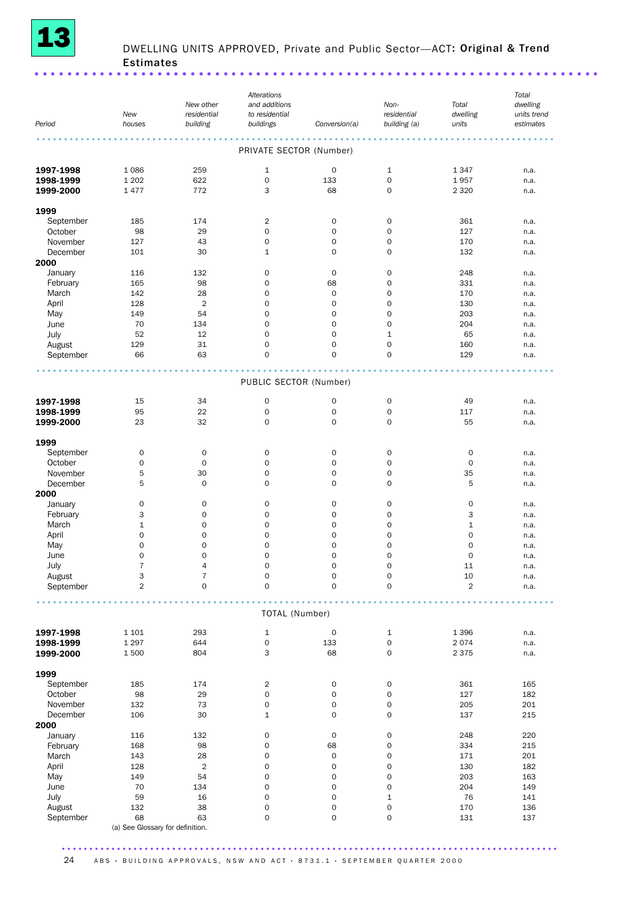# 13 DWELLING UNITS APPROVED, Private and Public Sector—ACT: Original & Trend Estimates

| Period | New houses | New other residential building | Alterations and additions to residential buildings | Conversion(a) | Non-residential building (a) | Total dwelling units | Total dwelling units trend estimates |
|---|---|---|---|---|---|---|---|
| | | | PRIVATE SECTOR (Number) | | | | |
| **1997-1998** | 1 086 | 259 | 1 | 0 | 1 | 1 347 | n.a. |
| **1998-1999** | 1 202 | 622 | 0 | 133 | 0 | 1 957 | n.a. |
| **1999-2000** | 1 477 | 772 | 3 | 68 | 0 | 2 320 | n.a. |
| **1999** | | | | | | | |
| September | 185 | 174 | 2 | 0 | 0 | 361 | n.a. |
| October | 98 | 29 | 0 | 0 | 0 | 127 | n.a. |
| November | 127 | 43 | 0 | 0 | 0 | 170 | n.a. |
| December | 101 | 30 | 1 | 0 | 0 | 132 | n.a. |
| **2000** | | | | | | | |
| January | 116 | 132 | 0 | 0 | 0 | 248 | n.a. |
| February | 165 | 98 | 0 | 68 | 0 | 331 | n.a. |
| March | 142 | 28 | 0 | 0 | 0 | 170 | n.a. |
| April | 128 | 2 | 0 | 0 | 0 | 130 | n.a. |
| May | 149 | 54 | 0 | 0 | 0 | 203 | n.a. |
| June | 70 | 134 | 0 | 0 | 0 | 204 | n.a. |
| July | 52 | 12 | 0 | 0 | 1 | 65 | n.a. |
| August | 129 | 31 | 0 | 0 | 0 | 160 | n.a. |
| September | 66 | 63 | 0 | 0 | 0 | 129 | n.a. |
| | | | PUBLIC SECTOR (Number) | | | | |
| **1997-1998** | 15 | 34 | 0 | 0 | 0 | 49 | n.a. |
| **1998-1999** | 95 | 22 | 0 | 0 | 0 | 117 | n.a. |
| **1999-2000** | 23 | 32 | 0 | 0 | 0 | 55 | n.a. |
| **1999** | | | | | | | |
| September | 0 | 0 | 0 | 0 | 0 | 0 | n.a. |
| October | 0 | 0 | 0 | 0 | 0 | 0 | n.a. |
| November | 5 | 30 | 0 | 0 | 0 | 35 | n.a. |
| December | 5 | 0 | 0 | 0 | 0 | 5 | n.a. |
| **2000** | | | | | | | |
| January | 0 | 0 | 0 | 0 | 0 | 0 | n.a. |
| February | 3 | 0 | 0 | 0 | 0 | 3 | n.a. |
| March | 1 | 0 | 0 | 0 | 0 | 1 | n.a. |
| April | 0 | 0 | 0 | 0 | 0 | 0 | n.a. |
| May | 0 | 0 | 0 | 0 | 0 | 0 | n.a. |
| June | 0 | 0 | 0 | 0 | 0 | 0 | n.a. |
| July | 7 | 4 | 0 | 0 | 0 | 11 | n.a. |
| August | 3 | 7 | 0 | 0 | 0 | 10 | n.a. |
| September | 2 | 0 | 0 | 0 | 0 | 2 | n.a. |
| | | | TOTAL (Number) | | | | |
| **1997-1998** | 1 101 | 293 | 1 | 0 | 1 | 1 396 | n.a. |
| **1998-1999** | 1 297 | 644 | 0 | 133 | 0 | 2 074 | n.a. |
| **1999-2000** | 1 500 | 804 | 3 | 68 | 0 | 2 375 | n.a. |
| **1999** | | | | | | | |
| September | 185 | 174 | 2 | 0 | 0 | 361 | 165 |
| October | 98 | 29 | 0 | 0 | 0 | 127 | 182 |
| November | 132 | 73 | 0 | 0 | 0 | 205 | 201 |
| December | 106 | 30 | 1 | 0 | 0 | 137 | 215 |
| **2000** | | | | | | | |
| January | 116 | 132 | 0 | 0 | 0 | 248 | 220 |
| February | 168 | 98 | 0 | 68 | 0 | 334 | 215 |
| March | 143 | 28 | 0 | 0 | 0 | 171 | 201 |
| April | 128 | 2 | 0 | 0 | 0 | 130 | 182 |
| May | 149 | 54 | 0 | 0 | 0 | 203 | 163 |
| June | 70 | 134 | 0 | 0 | 0 | 204 | 149 |
| July | 59 | 16 | 0 | 0 | 1 | 76 | 141 |
| August | 132 | 38 | 0 | 0 | 0 | 170 | 136 |
| September | 68 | 63 | 0 | 0 | 0 | 131 | 137 |

(a) See Glossary for definition.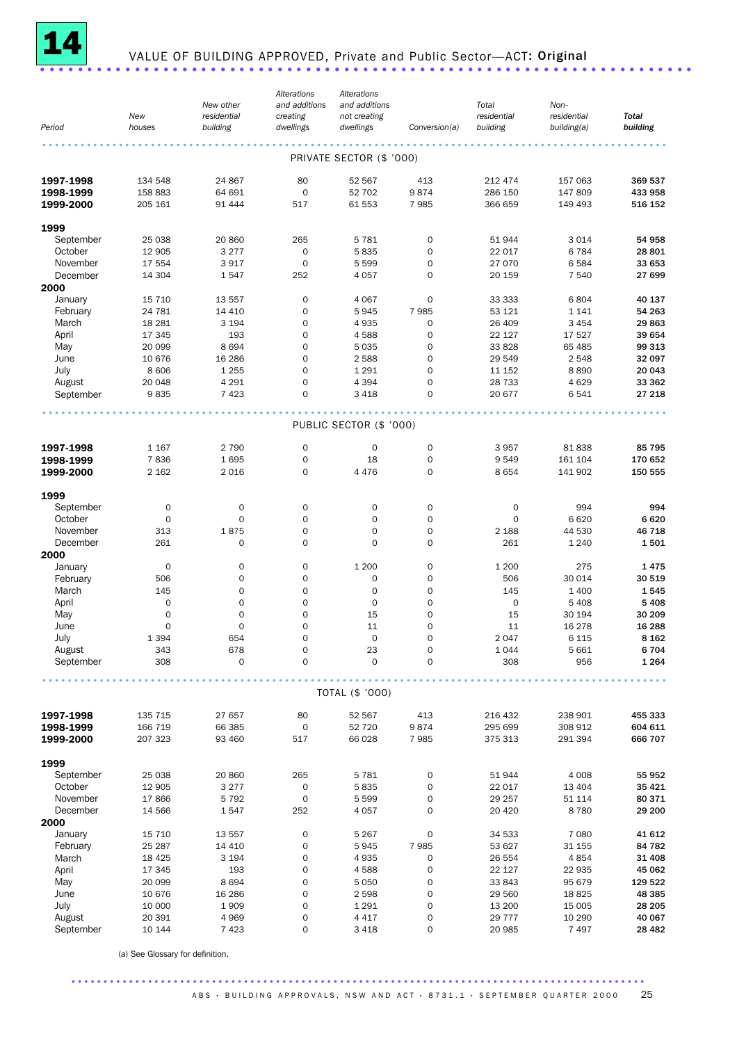# 14 VALUE OF BUILDING APPROVED, Private and Public Sector—ACT: **Original**

| Period | New houses | New other residential building | Alterations and additions creating dwellings | Alterations and additions not creating dwellings | Conversion(a) | Total residential building | Non-residential building(a) | Total building |
|---|---|---|---|---|---|---|---|---|
| | | | | PRIVATE SECTOR ($ '000) | | | | |
| **1997-1998** | 134 548 | 24 867 | 80 | 52 567 | 413 | 212 474 | 157 063 | **369 537** |
| **1998-1999** | 158 883 | 64 691 | 0 | 52 702 | 9 874 | 286 150 | 147 809 | **433 958** |
| **1999-2000** | 205 161 | 91 444 | 517 | 61 553 | 7 985 | 366 659 | 149 493 | **516 152** |
| **1999** | | | | | | | | |
| September | 25 038 | 20 860 | 265 | 5 781 | 0 | 51 944 | 3 014 | **54 958** |
| October | 12 905 | 3 277 | 0 | 5 835 | 0 | 22 017 | 6 784 | **28 801** |
| November | 17 554 | 3 917 | 0 | 5 599 | 0 | 27 070 | 6 584 | **33 653** |
| December | 14 304 | 1 547 | 252 | 4 057 | 0 | 20 159 | 7 540 | **27 699** |
| **2000** | | | | | | | | |
| January | 15 710 | 13 557 | 0 | 4 067 | 0 | 33 333 | 6 804 | **40 137** |
| February | 24 781 | 14 410 | 0 | 5 945 | 7 985 | 53 121 | 1 141 | **54 263** |
| March | 18 281 | 3 194 | 0 | 4 935 | 0 | 26 409 | 3 454 | **29 863** |
| April | 17 345 | 193 | 0 | 4 588 | 0 | 22 127 | 17 527 | **39 654** |
| May | 20 099 | 8 694 | 0 | 5 035 | 0 | 33 828 | 65 485 | **99 313** |
| June | 10 676 | 16 286 | 0 | 2 588 | 0 | 29 549 | 2 548 | **32 097** |
| July | 8 606 | 1 255 | 0 | 1 291 | 0 | 11 152 | 8 890 | **20 043** |
| August | 20 048 | 4 291 | 0 | 4 394 | 0 | 28 733 | 4 629 | **33 362** |
| September | 9 835 | 7 423 | 0 | 3 418 | 0 | 20 677 | 6 541 | **27 218** |
| | | | | PUBLIC SECTOR ($ '000) | | | | |
| **1997-1998** | 1 167 | 2 790 | 0 | 0 | 0 | 3 957 | 81 838 | **85 795** |
| **1998-1999** | 7 836 | 1 695 | 0 | 18 | 0 | 9 549 | 161 104 | **170 652** |
| **1999-2000** | 2 162 | 2 016 | 0 | 4 476 | 0 | 8 654 | 141 902 | **150 555** |
| **1999** | | | | | | | | |
| September | 0 | 0 | 0 | 0 | 0 | 0 | 994 | **994** |
| October | 0 | 0 | 0 | 0 | 0 | 0 | 6 620 | **6 620** |
| November | 313 | 1 875 | 0 | 0 | 0 | 2 188 | 44 530 | **46 718** |
| December | 261 | 0 | 0 | 0 | 0 | 261 | 1 240 | **1 501** |
| **2000** | | | | | | | | |
| January | 0 | 0 | 0 | 1 200 | 0 | 1 200 | 275 | **1 475** |
| February | 506 | 0 | 0 | 0 | 0 | 506 | 30 014 | **30 519** |
| March | 145 | 0 | 0 | 0 | 0 | 145 | 1 400 | **1 545** |
| April | 0 | 0 | 0 | 0 | 0 | 0 | 5 408 | **5 408** |
| May | 0 | 0 | 0 | 15 | 0 | 15 | 30 194 | **30 209** |
| June | 0 | 0 | 0 | 11 | 0 | 11 | 16 278 | **16 288** |
| July | 1 394 | 654 | 0 | 0 | 0 | 2 047 | 6 115 | **8 162** |
| August | 343 | 678 | 0 | 23 | 0 | 1 044 | 5 661 | **6 704** |
| September | 308 | 0 | 0 | 0 | 0 | 308 | 956 | **1 264** |
| | | | | TOTAL ($ '000) | | | | |
| **1997-1998** | 135 715 | 27 657 | 80 | 52 567 | 413 | 216 432 | 238 901 | **455 333** |
| **1998-1999** | 166 719 | 66 385 | 0 | 52 720 | 9 874 | 295 699 | 308 912 | **604 611** |
| **1999-2000** | 207 323 | 93 460 | 517 | 66 028 | 7 985 | 375 313 | 291 394 | **666 707** |
| **1999** | | | | | | | | |
| September | 25 038 | 20 860 | 265 | 5 781 | 0 | 51 944 | 4 008 | **55 952** |
| October | 12 905 | 3 277 | 0 | 5 835 | 0 | 22 017 | 13 404 | **35 421** |
| November | 17 866 | 5 792 | 0 | 5 599 | 0 | 29 257 | 51 114 | **80 371** |
| December | 14 566 | 1 547 | 252 | 4 057 | 0 | 20 420 | 8 780 | **29 200** |
| **2000** | | | | | | | | |
| January | 15 710 | 13 557 | 0 | 5 267 | 0 | 34 533 | 7 080 | **41 612** |
| February | 25 287 | 14 410 | 0 | 5 945 | 7 985 | 53 627 | 31 155 | **84 782** |
| March | 18 425 | 3 194 | 0 | 4 935 | 0 | 26 554 | 4 854 | **31 408** |
| April | 17 345 | 193 | 0 | 4 588 | 0 | 22 127 | 22 935 | **45 062** |
| May | 20 099 | 8 694 | 0 | 5 050 | 0 | 33 843 | 95 679 | **129 522** |
| June | 10 676 | 16 286 | 0 | 2 598 | 0 | 29 560 | 18 825 | **48 385** |
| July | 10 000 | 1 909 | 0 | 1 291 | 0 | 13 200 | 15 005 | **28 205** |
| August | 20 391 | 4 969 | 0 | 4 417 | 0 | 29 777 | 10 290 | **40 067** |
| September | 10 144 | 7 423 | 0 | 3 418 | 0 | 20 985 | 7 497 | **28 482** |

(a) See Glossary for definition.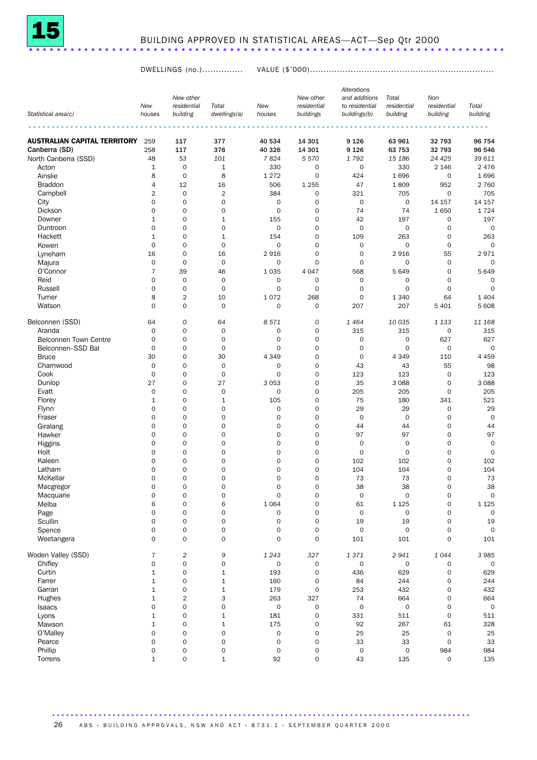# 15 BUILDING APPROVED IN STATISTICAL AREAS—ACT—Sep Qtr 2000

| Statistical area(c) | DWELLINGS (no.) New houses | New other residential building | Total dwellings(a) | VALUE ($'000) New houses | New other residential buildings | Alterations and additions to residential buildings(b) | Total residential building | Non residential building | Total building |
|---|---|---|---|---|---|---|---|---|---|
| **AUSTRALIAN CAPITAL TERRITORY** | 259 | 117 | 377 | 40 534 | 14 301 | 9 126 | 63 961 | 32 793 | 96 754 |
| Canberra (SD) | 258 | 117 | 376 | 40 326 | 14 301 | 9 126 | 63 753 | 32 793 | 96 546 |
| North Canberra (SSD) | 48 | *53* | *101* | *7 824* | *5 570* | *1 792* | *15 186* | *24 425* | *39 611* |
| Acton | 1 | 0 | 1 | 330 | 0 | 0 | 330 | 2 146 | 2 476 |
| Ainslie | 8 | 0 | 8 | 1 272 | 0 | 424 | 1 696 | 0 | 1 696 |
| Braddon | 4 | 12 | 16 | 506 | 1 255 | 47 | 1 809 | 952 | 2 760 |
| Campbell | 2 | 0 | 2 | 384 | 0 | 321 | 705 | 0 | 705 |
| City | 0 | 0 | 0 | 0 | 0 | 0 | 0 | 14 157 | 14 157 |
| Dickson | 0 | 0 | 0 | 0 | 0 | 74 | 74 | 1 650 | 1 724 |
| Downer | 1 | 0 | 1 | 155 | 0 | 42 | 197 | 0 | 197 |
| Duntroon | 0 | 0 | 0 | 0 | 0 | 0 | 0 | 0 | 0 |
| Hackett | 1 | 0 | 1 | 154 | 0 | 109 | 263 | 0 | 263 |
| Kowen | 0 | 0 | 0 | 0 | 0 | 0 | 0 | 0 | 0 |
| Lyneham | 16 | 0 | 16 | 2 916 | 0 | 0 | 2 916 | 55 | 2 971 |
| Majura | 0 | 0 | 0 | 0 | 0 | 0 | 0 | 0 | 0 |
| O'Connor | 7 | 39 | 46 | 1 035 | 4 047 | 568 | 5 649 | 0 | 5 649 |
| Reid | 0 | 0 | 0 | 0 | 0 | 0 | 0 | 0 | 0 |
| Russell | 0 | 0 | 0 | 0 | 0 | 0 | 0 | 0 | 0 |
| Turner | 8 | 2 | 10 | 1 072 | 268 | 0 | 1 340 | 64 | 1 404 |
| Watson | 0 | 0 | 0 | 0 | 0 | 207 | 207 | 5 401 | 5 608 |
| Belconnen (SSD) | 64 | *0* | *64* | *8 571* | *0* | *1 464* | *10 035* | *1 133* | *11 168* |
| Aranda | 0 | 0 | 0 | 0 | 0 | 315 | 315 | 0 | 315 |
| Belconnen Town Centre | 0 | 0 | 0 | 0 | 0 | 0 | 0 | 627 | 627 |
| Belconnen–SSD Bal | 0 | 0 | 0 | 0 | 0 | 0 | 0 | 0 | 0 |
| Bruce | 30 | 0 | 30 | 4 349 | 0 | 0 | 4 349 | 110 | 4 459 |
| Charnwood | 0 | 0 | 0 | 0 | 0 | 43 | 43 | 55 | 98 |
| Cook | 0 | 0 | 0 | 0 | 0 | 123 | 123 | 0 | 123 |
| Dunlop | 27 | 0 | 27 | 3 053 | 0 | 35 | 3 088 | 0 | 3 088 |
| Evatt | 0 | 0 | 0 | 0 | 0 | 205 | 205 | 0 | 205 |
| Florey | 1 | 0 | 1 | 105 | 0 | 75 | 180 | 341 | 521 |
| Flynn | 0 | 0 | 0 | 0 | 0 | 29 | 29 | 0 | 29 |
| Fraser | 0 | 0 | 0 | 0 | 0 | 0 | 0 | 0 | 0 |
| Giralang | 0 | 0 | 0 | 0 | 0 | 44 | 44 | 0 | 44 |
| Hawker | 0 | 0 | 0 | 0 | 0 | 97 | 97 | 0 | 97 |
| Higgins | 0 | 0 | 0 | 0 | 0 | 0 | 0 | 0 | 0 |
| Holt | 0 | 0 | 0 | 0 | 0 | 0 | 0 | 0 | 0 |
| Kaleen | 0 | 0 | 0 | 0 | 0 | 102 | 102 | 0 | 102 |
| Latham | 0 | 0 | 0 | 0 | 0 | 104 | 104 | 0 | 104 |
| McKellar | 0 | 0 | 0 | 0 | 0 | 73 | 73 | 0 | 73 |
| Macgregor | 0 | 0 | 0 | 0 | 0 | 38 | 38 | 0 | 38 |
| Macquarie | 0 | 0 | 0 | 0 | 0 | 0 | 0 | 0 | 0 |
| Melba | 6 | 0 | 6 | 1 064 | 0 | 61 | 1 125 | 0 | 1 125 |
| Page | 0 | 0 | 0 | 0 | 0 | 0 | 0 | 0 | 0 |
| Scullin | 0 | 0 | 0 | 0 | 0 | 19 | 19 | 0 | 19 |
| Spence | 0 | 0 | 0 | 0 | 0 | 0 | 0 | 0 | 0 |
| Weetangera | 0 | 0 | 0 | 0 | 0 | 101 | 101 | 0 | 101 |
| Woden Valley (SSD) | 7 | *2* | *9* | *1 243* | *327* | *1 371* | *2 941* | *1 044* | *3 985* |
| Chifley | 0 | 0 | 0 | 0 | 0 | 0 | 0 | 0 | 0 |
| Curtin | 1 | 0 | 1 | 193 | 0 | 436 | 629 | 0 | 629 |
| Farrer | 1 | 0 | 1 | 160 | 0 | 84 | 244 | 0 | 244 |
| Garran | 1 | 0 | 1 | 179 | 0 | 253 | 432 | 0 | 432 |
| Hughes | 1 | 2 | 3 | 263 | 327 | 74 | 664 | 0 | 664 |
| Isaacs | 0 | 0 | 0 | 0 | 0 | 0 | 0 | 0 | 0 |
| Lyons | 1 | 0 | 1 | 181 | 0 | 331 | 511 | 0 | 511 |
| Mawson | 1 | 0 | 1 | 175 | 0 | 92 | 267 | 61 | 328 |
| O'Malley | 0 | 0 | 0 | 0 | 0 | 25 | 25 | 0 | 25 |
| Pearce | 0 | 0 | 0 | 0 | 0 | 33 | 33 | 0 | 33 |
| Phillip | 0 | 0 | 0 | 0 | 0 | 0 | 0 | 984 | 984 |
| Torrens | 1 | 0 | 1 | 92 | 0 | 43 | 135 | 0 | 135 |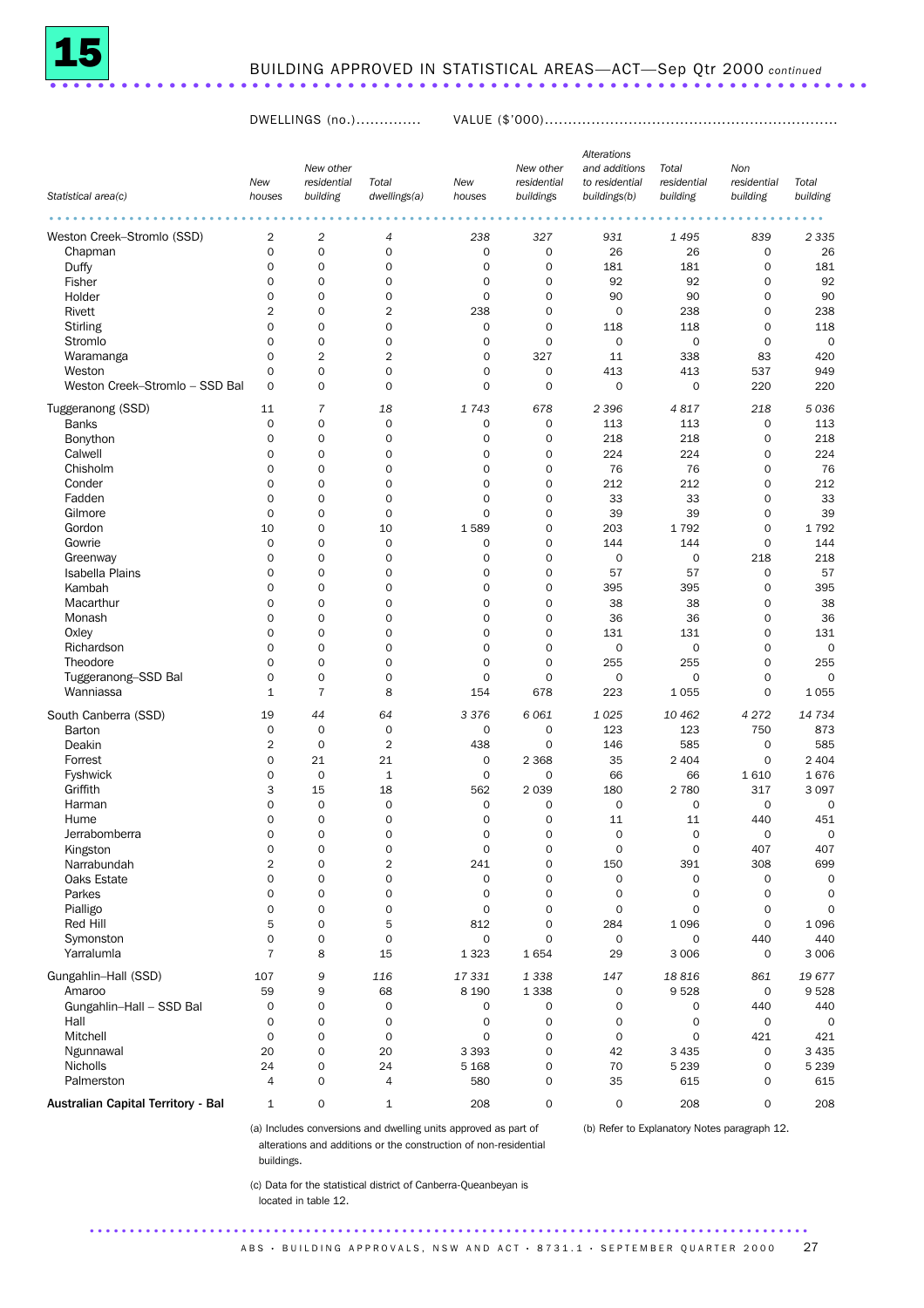# 15 BUILDING APPROVED IN STATISTICAL AREAS—ACT—Sep Qtr 2000 *continued*

| Statistical area(c) | DWELLINGS (no.) New houses | New other residential building | Total dwellings(a) | VALUE ($'000) New houses | New other residential buildings | Alterations and additions to residential buildings(b) | Total residential building | Non residential building | Total building |
|---|---|---|---|---|---|---|---|---|---|
| **Weston Creek–Stromlo (SSD)** | 2 | *2* | *4* | *238* | *327* | *931* | *1 495* | *839* | *2 335* |
| Chapman | 0 | 0 | 0 | 0 | 0 | 26 | 26 | 0 | 26 |
| Duffy | 0 | 0 | 0 | 0 | 0 | 181 | 181 | 0 | 181 |
| Fisher | 0 | 0 | 0 | 0 | 0 | 92 | 92 | 0 | 92 |
| Holder | 0 | 0 | 0 | 0 | 0 | 90 | 90 | 0 | 90 |
| Rivett | 2 | 0 | 2 | 238 | 0 | 0 | 238 | 0 | 238 |
| Stirling | 0 | 0 | 0 | 0 | 0 | 118 | 118 | 0 | 118 |
| Stromlo | 0 | 0 | 0 | 0 | 0 | 0 | 0 | 0 | 0 |
| Waramanga | 0 | 2 | 2 | 0 | 327 | 11 | 338 | 83 | 420 |
| Weston | 0 | 0 | 0 | 0 | 0 | 413 | 413 | 537 | 949 |
| Weston Creek–Stromlo – SSD Bal | 0 | 0 | 0 | 0 | 0 | 0 | 0 | 220 | 220 |
| **Tuggeranong (SSD)** | 11 | *7* | *18* | *1 743* | *678* | *2 396* | *4 817* | *218* | *5 036* |
| Banks | 0 | 0 | 0 | 0 | 0 | 113 | 113 | 0 | 113 |
| Bonython | 0 | 0 | 0 | 0 | 0 | 218 | 218 | 0 | 218 |
| Calwell | 0 | 0 | 0 | 0 | 0 | 224 | 224 | 0 | 224 |
| Chisholm | 0 | 0 | 0 | 0 | 0 | 76 | 76 | 0 | 76 |
| Conder | 0 | 0 | 0 | 0 | 0 | 212 | 212 | 0 | 212 |
| Fadden | 0 | 0 | 0 | 0 | 0 | 33 | 33 | 0 | 33 |
| Gilmore | 0 | 0 | 0 | 0 | 0 | 39 | 39 | 0 | 39 |
| Gordon | 10 | 0 | 10 | 1 589 | 0 | 203 | 1 792 | 0 | 1 792 |
| Gowrie | 0 | 0 | 0 | 0 | 0 | 144 | 144 | 0 | 144 |
| Greenway | 0 | 0 | 0 | 0 | 0 | 0 | 0 | 218 | 218 |
| Isabella Plains | 0 | 0 | 0 | 0 | 0 | 57 | 57 | 0 | 57 |
| Kambah | 0 | 0 | 0 | 0 | 0 | 395 | 395 | 0 | 395 |
| Macarthur | 0 | 0 | 0 | 0 | 0 | 38 | 38 | 0 | 38 |
| Monash | 0 | 0 | 0 | 0 | 0 | 36 | 36 | 0 | 36 |
| Oxley | 0 | 0 | 0 | 0 | 0 | 131 | 131 | 0 | 131 |
| Richardson | 0 | 0 | 0 | 0 | 0 | 0 | 0 | 0 | 0 |
| Theodore | 0 | 0 | 0 | 0 | 0 | 255 | 255 | 0 | 255 |
| Tuggeranong–SSD Bal | 0 | 0 | 0 | 0 | 0 | 0 | 0 | 0 | 0 |
| Wanniassa | 1 | 7 | 8 | 154 | 678 | 223 | 1 055 | 0 | 1 055 |
| **South Canberra (SSD)** | 19 | *44* | *64* | *3 376* | *6 061* | *1 025* | *10 462* | *4 272* | *14 734* |
| Barton | 0 | 0 | 0 | 0 | 0 | 123 | 123 | 750 | 873 |
| Deakin | 2 | 0 | 2 | 438 | 0 | 146 | 585 | 0 | 585 |
| Forrest | 0 | 21 | 21 | 0 | 2 368 | 35 | 2 404 | 0 | 2 404 |
| Fyshwick | 0 | 0 | 1 | 0 | 0 | 66 | 66 | 1 610 | 1 676 |
| Griffith | 3 | 15 | 18 | 562 | 2 039 | 180 | 2 780 | 317 | 3 097 |
| Harman | 0 | 0 | 0 | 0 | 0 | 0 | 0 | 0 | 0 |
| Hume | 0 | 0 | 0 | 0 | 0 | 11 | 11 | 440 | 451 |
| Jerrabomberra | 0 | 0 | 0 | 0 | 0 | 0 | 0 | 0 | 0 |
| Kingston | 0 | 0 | 0 | 0 | 0 | 0 | 0 | 407 | 407 |
| Narrabundah | 2 | 0 | 2 | 241 | 0 | 150 | 391 | 308 | 699 |
| Oaks Estate | 0 | 0 | 0 | 0 | 0 | 0 | 0 | 0 | 0 |
| Parkes | 0 | 0 | 0 | 0 | 0 | 0 | 0 | 0 | 0 |
| Pialligo | 0 | 0 | 0 | 0 | 0 | 0 | 0 | 0 | 0 |
| Red Hill | 5 | 0 | 5 | 812 | 0 | 284 | 1 096 | 0 | 1 096 |
| Symonston | 0 | 0 | 0 | 0 | 0 | 0 | 0 | 440 | 440 |
| Yarralumla | 7 | 8 | 15 | 1 323 | 1 654 | 29 | 3 006 | 0 | 3 006 |
| **Gungahlin–Hall (SSD)** | 107 | 9 | *116* | *17 331* | *1 338* | *147* | *18 816* | *861* | *19 677* |
| Amaroo | 59 | 9 | 68 | 8 190 | 1 338 | 0 | 9 528 | 0 | 9 528 |
| Gungahlin–Hall – SSD Bal | 0 | 0 | 0 | 0 | 0 | 0 | 0 | 440 | 440 |
| Hall | 0 | 0 | 0 | 0 | 0 | 0 | 0 | 0 | 0 |
| Mitchell | 0 | 0 | 0 | 0 | 0 | 0 | 0 | 421 | 421 |
| Ngunnawal | 20 | 0 | 20 | 3 393 | 0 | 42 | 3 435 | 0 | 3 435 |
| Nicholls | 24 | 0 | 24 | 5 168 | 0 | 70 | 5 239 | 0 | 5 239 |
| Palmerston | 4 | 0 | 4 | 580 | 0 | 35 | 615 | 0 | 615 |
| **Australian Capital Territory - Bal** | 1 | 0 | 1 | 208 | 0 | 0 | 208 | 0 | 208 |

(a) Includes conversions and dwelling units approved as part of alterations and additions or the construction of non-residential buildings.

(b) Refer to Explanatory Notes paragraph 12.

(c) Data for the statistical district of Canberra-Queanbeyan is located in table 12.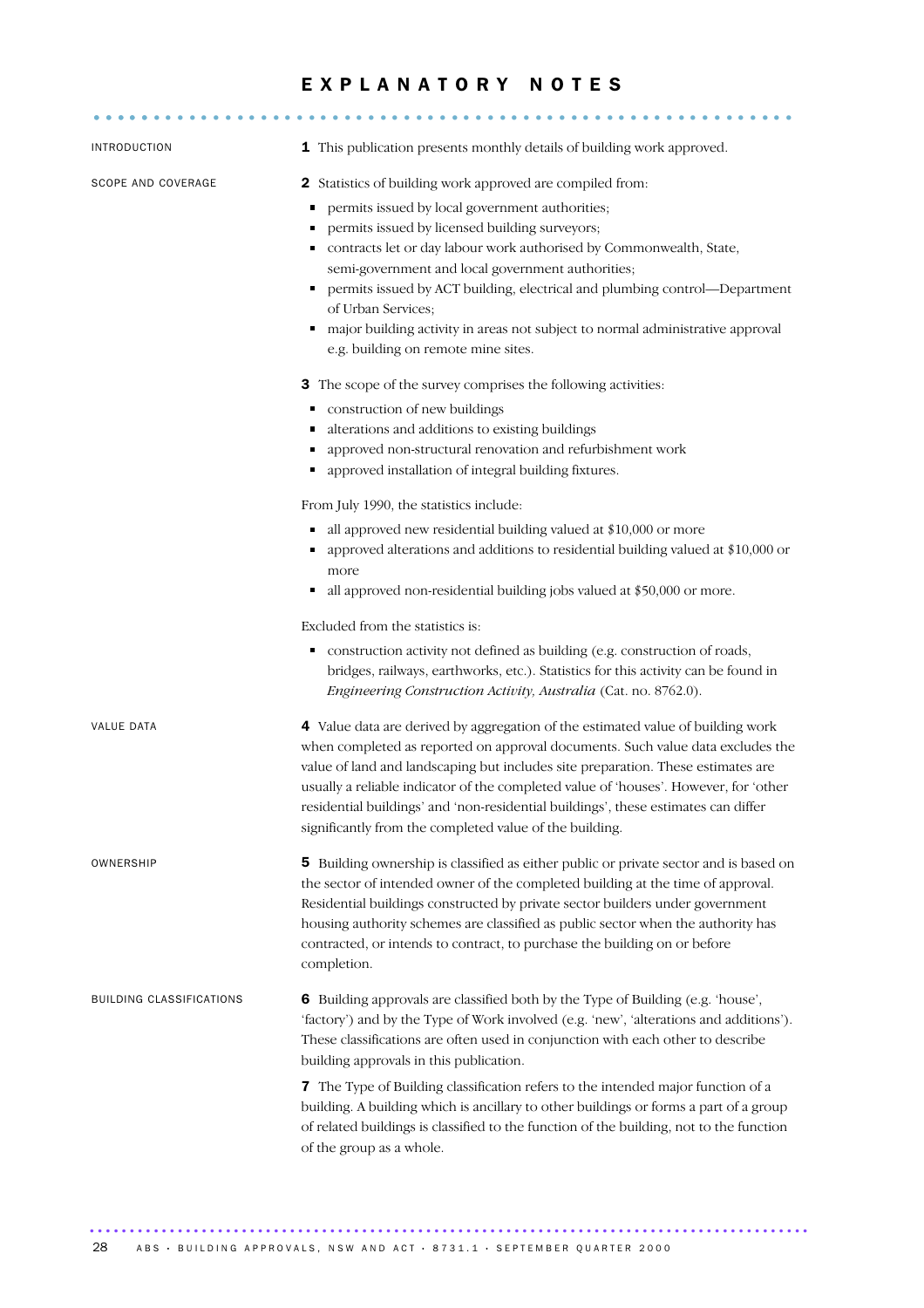# EXPLANATORY NOTES

## INTRODUCTION

**1** This publication presents monthly details of building work approved.

## SCOPE AND COVERAGE

**2** Statistics of building work approved are compiled from:

- permits issued by local government authorities;
- permits issued by licensed building surveyors;
- contracts let or day labour work authorised by Commonwealth, State, semi-government and local government authorities;
- permits issued by ACT building, electrical and plumbing control—Department of Urban Services;
- major building activity in areas not subject to normal administrative approval e.g. building on remote mine sites.

**3** The scope of the survey comprises the following activities:

- construction of new buildings
- alterations and additions to existing buildings
- approved non-structural renovation and refurbishment work
- approved installation of integral building fixtures.

From July 1990, the statistics include:

- all approved new residential building valued at $10,000 or more
- approved alterations and additions to residential building valued at $10,000 or more
- all approved non-residential building jobs valued at $50,000 or more.

Excluded from the statistics is:

- construction activity not defined as building (e.g. construction of roads, bridges, railways, earthworks, etc.). Statistics for this activity can be found in *Engineering Construction Activity, Australia* (Cat. no. 8762.0).

## VALUE DATA

**4** Value data are derived by aggregation of the estimated value of building work when completed as reported on approval documents. Such value data excludes the value of land and landscaping but includes site preparation. These estimates are usually a reliable indicator of the completed value of 'houses'. However, for 'other residential buildings' and 'non-residential buildings', these estimates can differ significantly from the completed value of the building.

## OWNERSHIP

**5** Building ownership is classified as either public or private sector and is based on the sector of intended owner of the completed building at the time of approval. Residential buildings constructed by private sector builders under government housing authority schemes are classified as public sector when the authority has contracted, or intends to contract, to purchase the building on or before completion.

## BUILDING CLASSIFICATIONS

**6** Building approvals are classified both by the Type of Building (e.g. 'house', 'factory') and by the Type of Work involved (e.g. 'new', 'alterations and additions'). These classifications are often used in conjunction with each other to describe building approvals in this publication.

**7** The Type of Building classification refers to the intended major function of a building. A building which is ancillary to other buildings or forms a part of a group of related buildings is classified to the function of the building, not to the function of the group as a whole.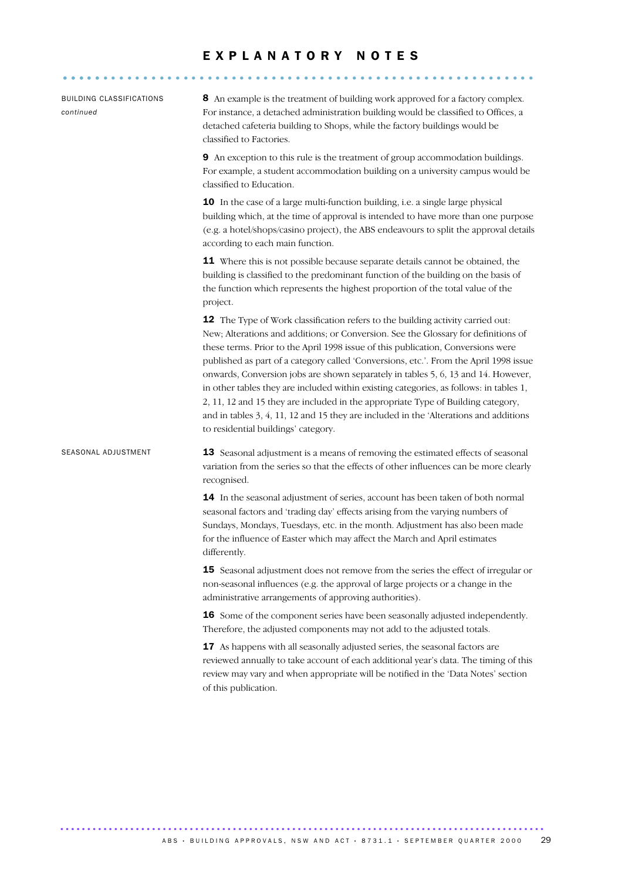# EXPLANATORY NOTES

### BUILDING CLASSIFICATIONS *continued*

**8** An example is the treatment of building work approved for a factory complex. For instance, a detached administration building would be classified to Offices, a detached cafeteria building to Shops, while the factory buildings would be classified to Factories.

**9** An exception to this rule is the treatment of group accommodation buildings. For example, a student accommodation building on a university campus would be classified to Education.

**10** In the case of a large multi-function building, i.e. a single large physical building which, at the time of approval is intended to have more than one purpose (e.g. a hotel/shops/casino project), the ABS endeavours to split the approval details according to each main function.

**11** Where this is not possible because separate details cannot be obtained, the building is classified to the predominant function of the building on the basis of the function which represents the highest proportion of the total value of the project.

**12** The Type of Work classification refers to the building activity carried out: New; Alterations and additions; or Conversion. See the Glossary for definitions of these terms. Prior to the April 1998 issue of this publication, Conversions were published as part of a category called 'Conversions, etc.'. From the April 1998 issue onwards, Conversion jobs are shown separately in tables 5, 6, 13 and 14. However, in other tables they are included within existing categories, as follows: in tables 1, 2, 11, 12 and 15 they are included in the appropriate Type of Building category, and in tables 3, 4, 11, 12 and 15 they are included in the 'Alterations and additions to residential buildings' category.

### SEASONAL ADJUSTMENT

**13** Seasonal adjustment is a means of removing the estimated effects of seasonal variation from the series so that the effects of other influences can be more clearly recognised.

**14** In the seasonal adjustment of series, account has been taken of both normal seasonal factors and 'trading day' effects arising from the varying numbers of Sundays, Mondays, Tuesdays, etc. in the month. Adjustment has also been made for the influence of Easter which may affect the March and April estimates differently.

**15** Seasonal adjustment does not remove from the series the effect of irregular or non-seasonal influences (e.g. the approval of large projects or a change in the administrative arrangements of approving authorities).

**16** Some of the component series have been seasonally adjusted independently. Therefore, the adjusted components may not add to the adjusted totals.

**17** As happens with all seasonally adjusted series, the seasonal factors are reviewed annually to take account of each additional year's data. The timing of this review may vary and when appropriate will be notified in the 'Data Notes' section of this publication.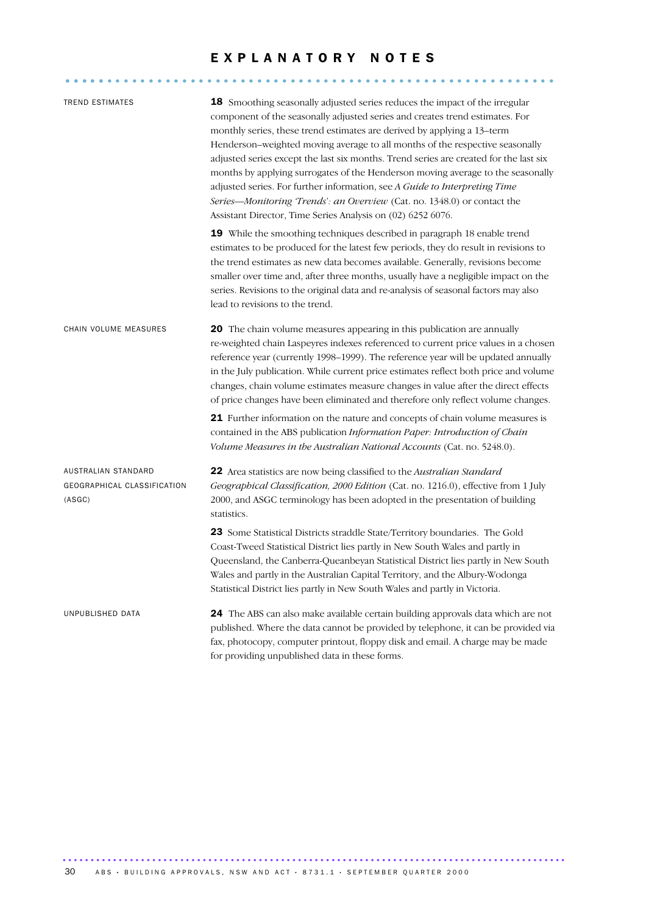# EXPLANATORY NOTES

## TREND ESTIMATES

**18** Smoothing seasonally adjusted series reduces the impact of the irregular component of the seasonally adjusted series and creates trend estimates. For monthly series, these trend estimates are derived by applying a 13–term Henderson–weighted moving average to all months of the respective seasonally adjusted series except the last six months. Trend series are created for the last six months by applying surrogates of the Henderson moving average to the seasonally adjusted series. For further information, see *A Guide to Interpreting Time Series—Monitoring 'Trends': an Overview* (Cat. no. 1348.0) or contact the Assistant Director, Time Series Analysis on (02) 6252 6076.

**19** While the smoothing techniques described in paragraph 18 enable trend estimates to be produced for the latest few periods, they do result in revisions to the trend estimates as new data becomes available. Generally, revisions become smaller over time and, after three months, usually have a negligible impact on the series. Revisions to the original data and re-analysis of seasonal factors may also lead to revisions to the trend.

## CHAIN VOLUME MEASURES

**20** The chain volume measures appearing in this publication are annually re-weighted chain Laspeyres indexes referenced to current price values in a chosen reference year (currently 1998–1999). The reference year will be updated annually in the July publication. While current price estimates reflect both price and volume changes, chain volume estimates measure changes in value after the direct effects of price changes have been eliminated and therefore only reflect volume changes.

**21** Further information on the nature and concepts of chain volume measures is contained in the ABS publication *Information Paper: Introduction of Chain Volume Measures in the Australian National Accounts* (Cat. no. 5248.0).

## AUSTRALIAN STANDARD GEOGRAPHICAL CLASSIFICATION (ASGC)

**22** Area statistics are now being classified to the *Australian Standard Geographical Classification, 2000 Edition* (Cat. no. 1216.0), effective from 1 July 2000, and ASGC terminology has been adopted in the presentation of building statistics.

**23** Some Statistical Districts straddle State/Territory boundaries. The Gold Coast-Tweed Statistical District lies partly in New South Wales and partly in Queensland, the Canberra-Queanbeyan Statistical District lies partly in New South Wales and partly in the Australian Capital Territory, and the Albury-Wodonga Statistical District lies partly in New South Wales and partly in Victoria.

## UNPUBLISHED DATA

**24** The ABS can also make available certain building approvals data which are not published. Where the data cannot be provided by telephone, it can be provided via fax, photocopy, computer printout, floppy disk and email. A charge may be made for providing unpublished data in these forms.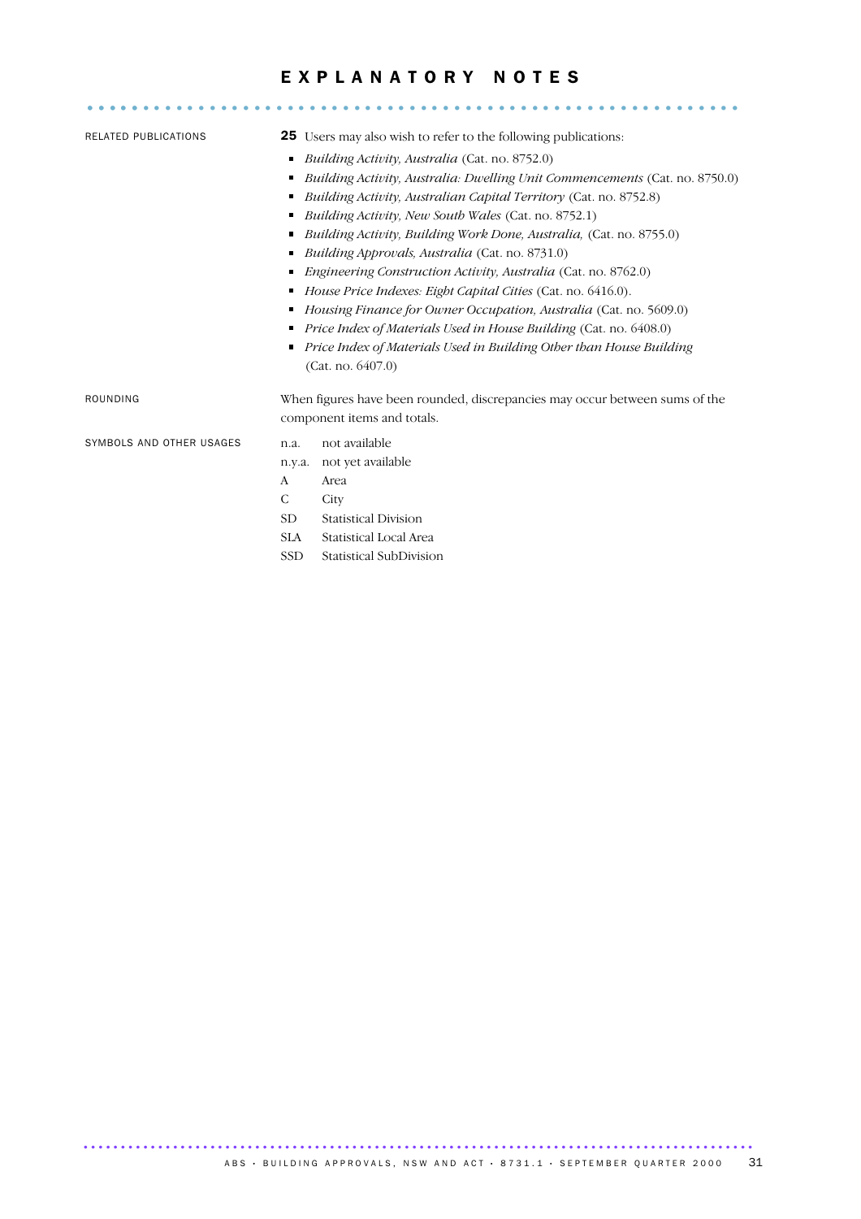# EXPLANATORY NOTES

RELATED PUBLICATIONS

**25** Users may also wish to refer to the following publications:

- *Building Activity, Australia* (Cat. no. 8752.0)
- *Building Activity, Australia: Dwelling Unit Commencements* (Cat. no. 8750.0)
- *Building Activity, Australian Capital Territory* (Cat. no. 8752.8)
- *Building Activity, New South Wales* (Cat. no. 8752.1)
- *Building Activity, Building Work Done, Australia,* (Cat. no. 8755.0)
- *Building Approvals, Australia* (Cat. no. 8731.0)
- *Engineering Construction Activity, Australia* (Cat. no. 8762.0)
- *House Price Indexes: Eight Capital Cities* (Cat. no. 6416.0).
- *Housing Finance for Owner Occupation, Australia* (Cat. no. 5609.0)
- *Price Index of Materials Used in House Building* (Cat. no. 6408.0)
- *Price Index of Materials Used in Building Other than House Building* (Cat. no. 6407.0)

ROUNDING

When figures have been rounded, discrepancies may occur between sums of the component items and totals.

SYMBOLS AND OTHER USAGES

| | |
|---|---|
| n.a. | not available |
| n.y.a. | not yet available |
| A | Area |
| C | City |
| SD | Statistical Division |
| SLA | Statistical Local Area |
| SSD | Statistical SubDivision |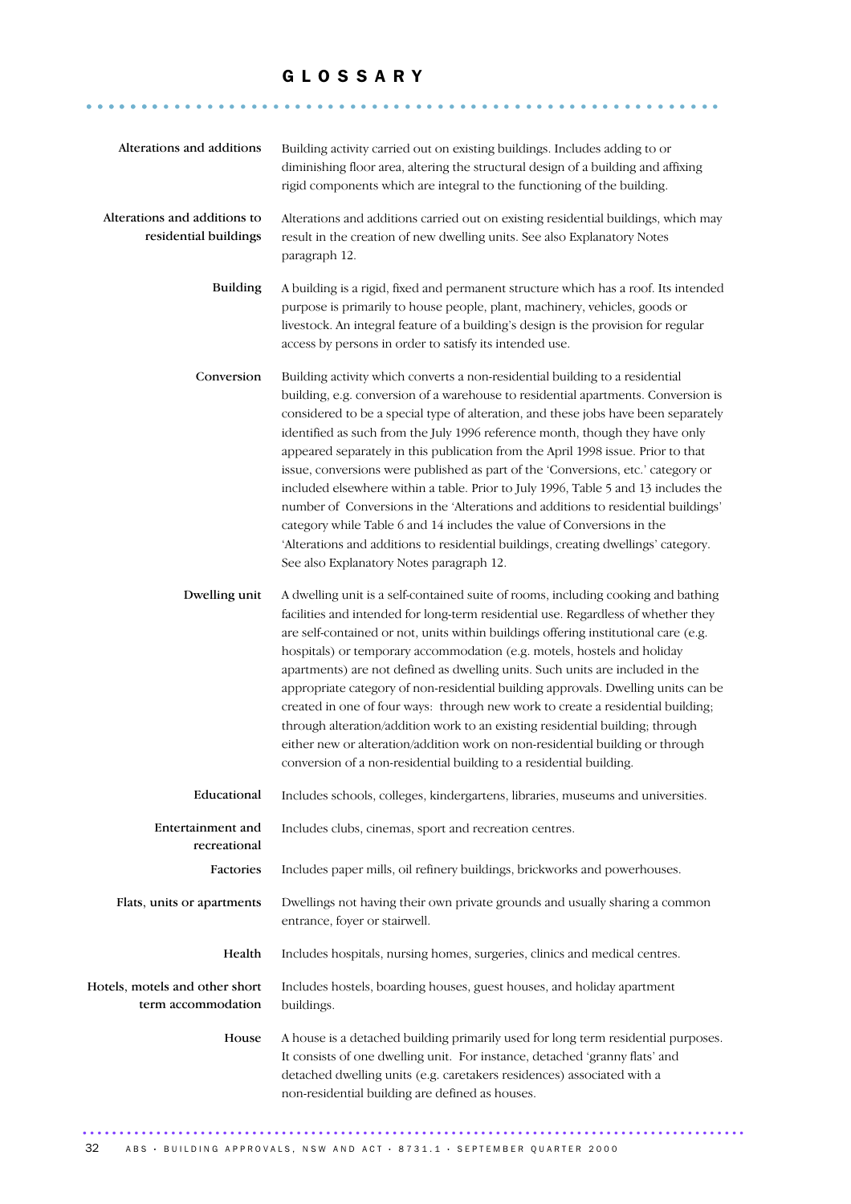# GLOSSARY

**Alterations and additions** Building activity carried out on existing buildings. Includes adding to or diminishing floor area, altering the structural design of a building and affixing rigid components which are integral to the functioning of the building.

**Alterations and additions to residential buildings** Alterations and additions carried out on existing residential buildings, which may result in the creation of new dwelling units. See also Explanatory Notes paragraph 12.

**Building** A building is a rigid, fixed and permanent structure which has a roof. Its intended purpose is primarily to house people, plant, machinery, vehicles, goods or livestock. An integral feature of a building's design is the provision for regular access by persons in order to satisfy its intended use.

**Conversion** Building activity which converts a non-residential building to a residential building, e.g. conversion of a warehouse to residential apartments. Conversion is considered to be a special type of alteration, and these jobs have been separately identified as such from the July 1996 reference month, though they have only appeared separately in this publication from the April 1998 issue. Prior to that issue, conversions were published as part of the 'Conversions, etc.' category or included elsewhere within a table. Prior to July 1996, Table 5 and 13 includes the number of Conversions in the 'Alterations and additions to residential buildings' category while Table 6 and 14 includes the value of Conversions in the 'Alterations and additions to residential buildings, creating dwellings' category. See also Explanatory Notes paragraph 12.

**Dwelling unit** A dwelling unit is a self-contained suite of rooms, including cooking and bathing facilities and intended for long-term residential use. Regardless of whether they are self-contained or not, units within buildings offering institutional care (e.g. hospitals) or temporary accommodation (e.g. motels, hostels and holiday apartments) are not defined as dwelling units. Such units are included in the appropriate category of non-residential building approvals. Dwelling units can be created in one of four ways: through new work to create a residential building; through alteration/addition work to an existing residential building; through either new or alteration/addition work on non-residential building or through conversion of a non-residential building to a residential building.

**Educational** Includes schools, colleges, kindergartens, libraries, museums and universities.

**Entertainment and recreational** Includes clubs, cinemas, sport and recreation centres.

**Factories** Includes paper mills, oil refinery buildings, brickworks and powerhouses.

**Flats, units or apartments** Dwellings not having their own private grounds and usually sharing a common entrance, foyer or stairwell.

**Health** Includes hospitals, nursing homes, surgeries, clinics and medical centres.

**Hotels, motels and other short term accommodation** Includes hostels, boarding houses, guest houses, and holiday apartment buildings.

**House** A house is a detached building primarily used for long term residential purposes. It consists of one dwelling unit. For instance, detached 'granny flats' and detached dwelling units (e.g. caretakers residences) associated with a non-residential building are defined as houses.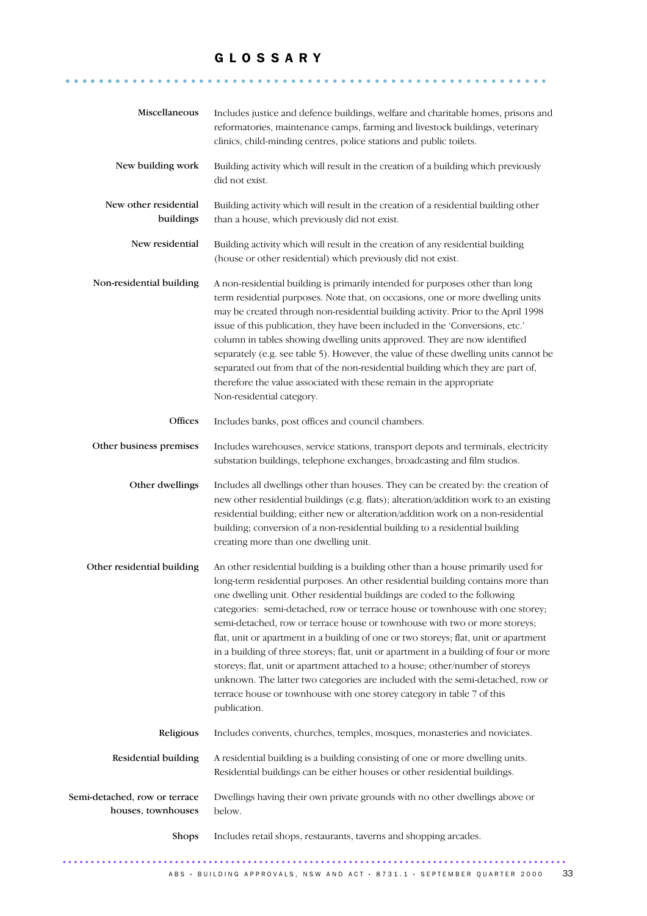# GLOSSARY

**Miscellaneous**
Includes justice and defence buildings, welfare and charitable homes, prisons and reformatories, maintenance camps, farming and livestock buildings, veterinary clinics, child-minding centres, police stations and public toilets.

**New building work**
Building activity which will result in the creation of a building which previously did not exist.

**New other residential buildings**
Building activity which will result in the creation of a residential building other than a house, which previously did not exist.

**New residential**
Building activity which will result in the creation of any residential building (house or other residential) which previously did not exist.

**Non-residential building**
A non-residential building is primarily intended for purposes other than long term residential purposes. Note that, on occasions, one or more dwelling units may be created through non-residential building activity. Prior to the April 1998 issue of this publication, they have been included in the 'Conversions, etc.' column in tables showing dwelling units approved. They are now identified separately (e.g. see table 5). However, the value of these dwelling units cannot be separated out from that of the non-residential building which they are part of, therefore the value associated with these remain in the appropriate Non-residential category.

**Offices**
Includes banks, post offices and council chambers.

**Other business premises**
Includes warehouses, service stations, transport depots and terminals, electricity substation buildings, telephone exchanges, broadcasting and film studios.

**Other dwellings**
Includes all dwellings other than houses. They can be created by: the creation of new other residential buildings (e.g. flats); alteration/addition work to an existing residential building; either new or alteration/addition work on a non-residential building; conversion of a non-residential building to a residential building creating more than one dwelling unit.

**Other residential building**
An other residential building is a building other than a house primarily used for long-term residential purposes. An other residential building contains more than one dwelling unit. Other residential buildings are coded to the following categories: semi-detached, row or terrace house or townhouse with one storey; semi-detached, row or terrace house or townhouse with two or more storeys; flat, unit or apartment in a building of one or two storeys; flat, unit or apartment in a building of three storeys; flat, unit or apartment in a building of four or more storeys; flat, unit or apartment attached to a house; other/number of storeys unknown. The latter two categories are included with the semi-detached, row or terrace house or townhouse with one storey category in table 7 of this publication.

**Religious**
Includes convents, churches, temples, mosques, monasteries and noviciates.

**Residential building**
A residential building is a building consisting of one or more dwelling units. Residential buildings can be either houses or other residential buildings.

**Semi-detached, row or terrace houses, townhouses**
Dwellings having their own private grounds with no other dwellings above or below.

**Shops**
Includes retail shops, restaurants, taverns and shopping arcades.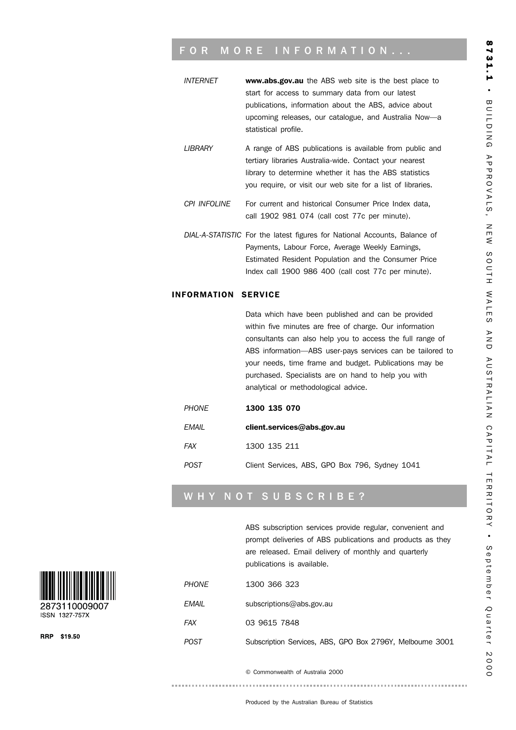## FOR MORE INFORMATION...

*INTERNET* **www.abs.gov.au** the ABS web site is the best place to start for access to summary data from our latest publications, information about the ABS, advice about upcoming releases, our catalogue, and Australia Now—a statistical profile.

*LIBRARY* A range of ABS publications is available from public and tertiary libraries Australia-wide. Contact your nearest library to determine whether it has the ABS statistics you require, or visit our web site for a list of libraries.

*CPI INFOLINE* For current and historical Consumer Price Index data, call 1902 981 074 (call cost 77c per minute).

*DIAL-A-STATISTIC* For the latest figures for National Accounts, Balance of Payments, Labour Force, Average Weekly Earnings, Estimated Resident Population and the Consumer Price Index call 1900 986 400 (call cost 77c per minute).

### INFORMATION SERVICE

Data which have been published and can be provided within five minutes are free of charge. Our information consultants can also help you to access the full range of ABS information—ABS user-pays services can be tailored to your needs, time frame and budget. Publications may be purchased. Specialists are on hand to help you with analytical or methodological advice.

| | |
|---|---|
| *PHONE* | **1300 135 070** |
| *EMAIL* | **client.services@abs.gov.au** |
| *FAX* | 1300 135 211 |
| *POST* | Client Services, ABS, GPO Box 796, Sydney 1041 |

## WHY NOT SUBSCRIBE?

ABS subscription services provide regular, convenient and prompt deliveries of ABS publications and products as they are released. Email delivery of monthly and quarterly publications is available.

| | |
|---|---|
| *PHONE* | 1300 366 323 |
| *EMAIL* | subscriptions@abs.gov.au |
| *FAX* | 03 9615 7848 |
| *POST* | Subscription Services, ABS, GPO Box 2796Y, Melbourne 3001 |

© Commonwealth of Australia 2000

2873110009007

ISSN 1327-757X

**RRP $19.50**

Produced by the Australian Bureau of Statistics